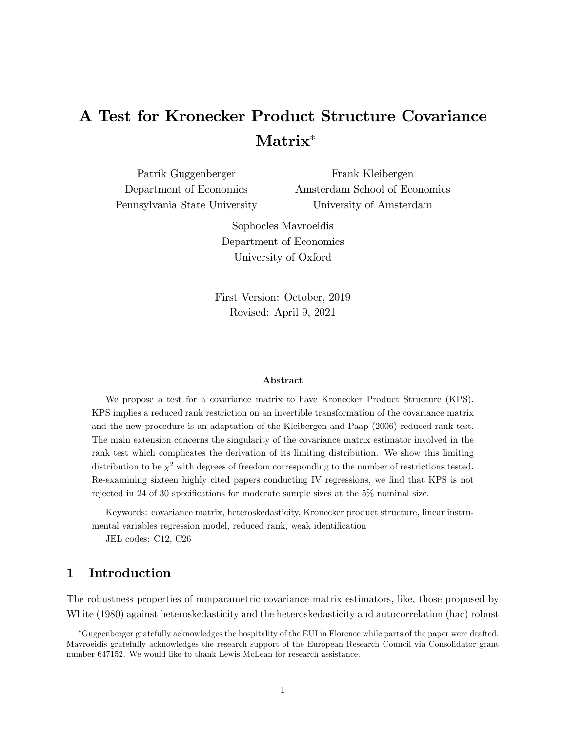# A Test for Kronecker Product Structure Covariance Matrix*

Patrik Guggenberger
Department of Economics
Pennsylvania State University

Frank Kleibergen
Amsterdam School of Economics
University of Amsterdam

Sophocles Mavroeidis
Department of Economics
University of Oxford

First Version: October, 2019
Revised: April 9, 2021

### Abstract

We propose a test for a covariance matrix to have Kronecker Product Structure (KPS). KPS implies a reduced rank restriction on an invertible transformation of the covariance matrix and the new procedure is an adaptation of the Kleibergen and Paap (2006) reduced rank test. The main extension concerns the singularity of the covariance matrix estimator involved in the rank test which complicates the derivation of its limiting distribution. We show this limiting distribution to be $\chi^2$ with degrees of freedom corresponding to the number of restrictions tested. Re-examining sixteen highly cited papers conducting IV regressions, we find that KPS is not rejected in 24 of 30 specifications for moderate sample sizes at the 5% nominal size.

Keywords: covariance matrix, heteroskedasticity, Kronecker product structure, linear instrumental variables regression model, reduced rank, weak identification

JEL codes: C12, C26

## 1 Introduction

The robustness properties of nonparametric covariance matrix estimators, like, those proposed by White (1980) against heteroskedasticity and the heteroskedasticity and autocorrelation (hac) robust

---

*Guggenberger gratefully acknowledges the hospitality of the EUI in Florence while parts of the paper were drafted. Mavroeidis gratefully acknowledges the research support of the European Research Council via Consolidator grant number 647152. We would like to thank Lewis McLean for research assistance.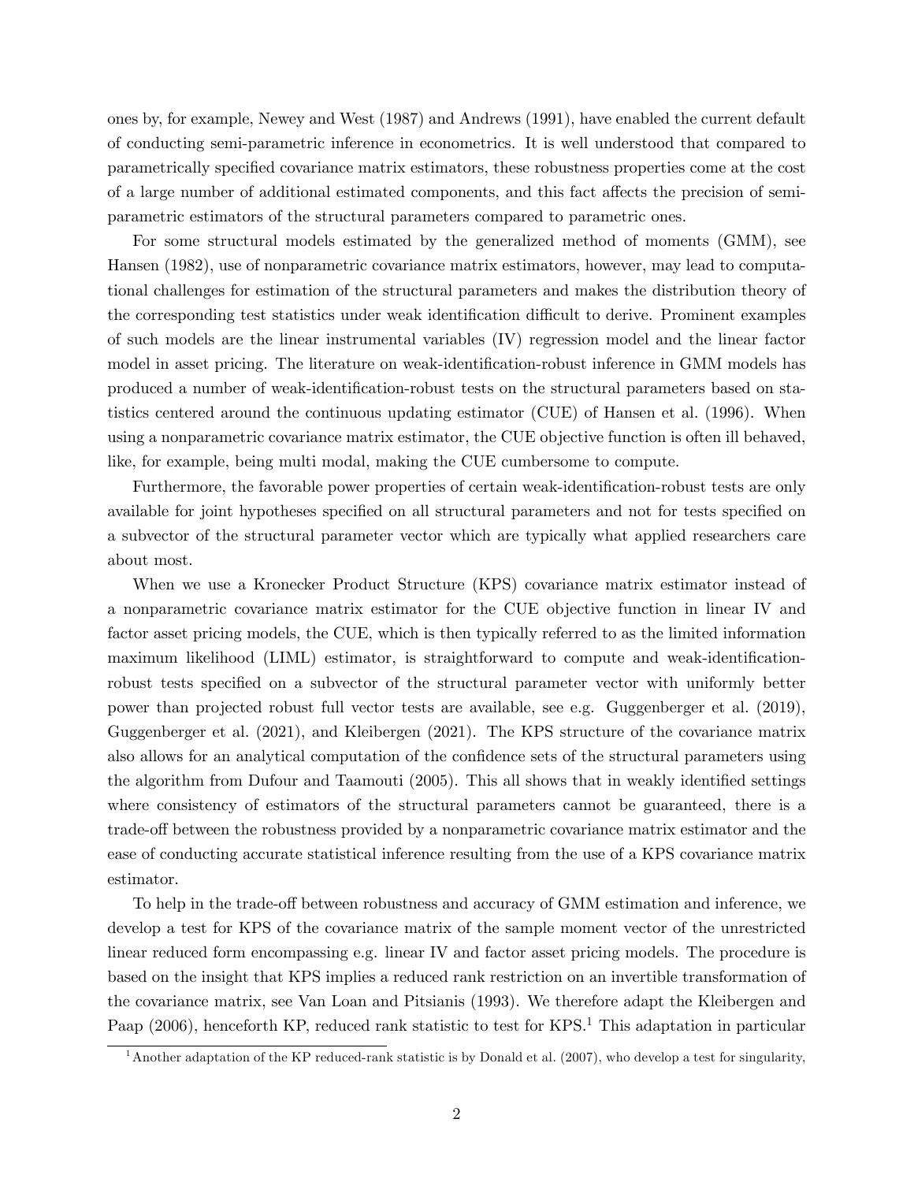ones by, for example, Newey and West (1987) and Andrews (1991), have enabled the current default of conducting semi-parametric inference in econometrics. It is well understood that compared to parametrically specified covariance matrix estimators, these robustness properties come at the cost of a large number of additional estimated components, and this fact affects the precision of semi-parametric estimators of the structural parameters compared to parametric ones.

For some structural models estimated by the generalized method of moments (GMM), see Hansen (1982), use of nonparametric covariance matrix estimators, however, may lead to computational challenges for estimation of the structural parameters and makes the distribution theory of the corresponding test statistics under weak identification difficult to derive. Prominent examples of such models are the linear instrumental variables (IV) regression model and the linear factor model in asset pricing. The literature on weak-identification-robust inference in GMM models has produced a number of weak-identification-robust tests on the structural parameters based on statistics centered around the continuous updating estimator (CUE) of Hansen et al. (1996). When using a nonparametric covariance matrix estimator, the CUE objective function is often ill behaved, like, for example, being multi modal, making the CUE cumbersome to compute.

Furthermore, the favorable power properties of certain weak-identification-robust tests are only available for joint hypotheses specified on all structural parameters and not for tests specified on a subvector of the structural parameter vector which are typically what applied researchers care about most.

When we use a Kronecker Product Structure (KPS) covariance matrix estimator instead of a nonparametric covariance matrix estimator for the CUE objective function in linear IV and factor asset pricing models, the CUE, which is then typically referred to as the limited information maximum likelihood (LIML) estimator, is straightforward to compute and weak-identification-robust tests specified on a subvector of the structural parameter vector with uniformly better power than projected robust full vector tests are available, see e.g. Guggenberger et al. (2019), Guggenberger et al. (2021), and Kleibergen (2021). The KPS structure of the covariance matrix also allows for an analytical computation of the confidence sets of the structural parameters using the algorithm from Dufour and Taamouti (2005). This all shows that in weakly identified settings where consistency of estimators of the structural parameters cannot be guaranteed, there is a trade-off between the robustness provided by a nonparametric covariance matrix estimator and the ease of conducting accurate statistical inference resulting from the use of a KPS covariance matrix estimator.

To help in the trade-off between robustness and accuracy of GMM estimation and inference, we develop a test for KPS of the covariance matrix of the sample moment vector of the unrestricted linear reduced form encompassing e.g. linear IV and factor asset pricing models. The procedure is based on the insight that KPS implies a reduced rank restriction on an invertible transformation of the covariance matrix, see Van Loan and Pitsianis (1993). We therefore adapt the Kleibergen and Paap (2006), henceforth KP, reduced rank statistic to test for KPS.[1] This adaptation in particular

[1] Another adaptation of the KP reduced-rank statistic is by Donald et al. (2007), who develop a test for singularity,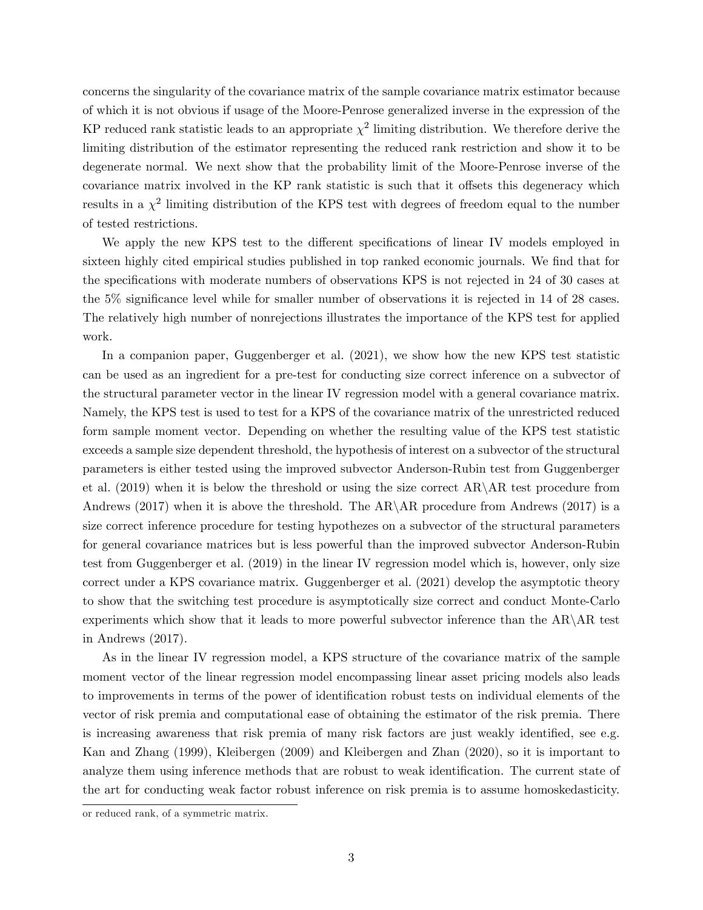concerns the singularity of the covariance matrix of the sample covariance matrix estimator because of which it is not obvious if usage of the Moore-Penrose generalized inverse in the expression of the KP reduced rank statistic leads to an appropriate $\chi^2$ limiting distribution. We therefore derive the limiting distribution of the estimator representing the reduced rank restriction and show it to be degenerate normal. We next show that the probability limit of the Moore-Penrose inverse of the covariance matrix involved in the KP rank statistic is such that it offsets this degeneracy which results in a $\chi^2$ limiting distribution of the KPS test with degrees of freedom equal to the number of tested restrictions.

We apply the new KPS test to the different specifications of linear IV models employed in sixteen highly cited empirical studies published in top ranked economic journals. We find that for the specifications with moderate numbers of observations KPS is not rejected in 24 of 30 cases at the 5% significance level while for smaller number of observations it is rejected in 14 of 28 cases. The relatively high number of nonrejections illustrates the importance of the KPS test for applied work.

In a companion paper, Guggenberger et al. (2021), we show how the new KPS test statistic can be used as an ingredient for a pre-test for conducting size correct inference on a subvector of the structural parameter vector in the linear IV regression model with a general covariance matrix. Namely, the KPS test is used to test for a KPS of the covariance matrix of the unrestricted reduced form sample moment vector. Depending on whether the resulting value of the KPS test statistic exceeds a sample size dependent threshold, the hypothesis of interest on a subvector of the structural parameters is either tested using the improved subvector Anderson-Rubin test from Guggenberger et al. (2019) when it is below the threshold or using the size correct AR\AR test procedure from Andrews (2017) when it is above the threshold. The AR\AR procedure from Andrews (2017) is a size correct inference procedure for testing hypothezes on a subvector of the structural parameters for general covariance matrices but is less powerful than the improved subvector Anderson-Rubin test from Guggenberger et al. (2019) in the linear IV regression model which is, however, only size correct under a KPS covariance matrix. Guggenberger et al. (2021) develop the asymptotic theory to show that the switching test procedure is asymptotically size correct and conduct Monte-Carlo experiments which show that it leads to more powerful subvector inference than the AR\AR test in Andrews (2017).

As in the linear IV regression model, a KPS structure of the covariance matrix of the sample moment vector of the linear regression model encompassing linear asset pricing models also leads to improvements in terms of the power of identification robust tests on individual elements of the vector of risk premia and computational ease of obtaining the estimator of the risk premia. There is increasing awareness that risk premia of many risk factors are just weakly identified, see e.g. Kan and Zhang (1999), Kleibergen (2009) and Kleibergen and Zhan (2020), so it is important to analyze them using inference methods that are robust to weak identification. The current state of the art for conducting weak factor robust inference on risk premia is to assume homoskedasticity.

---

or reduced rank, of a symmetric matrix.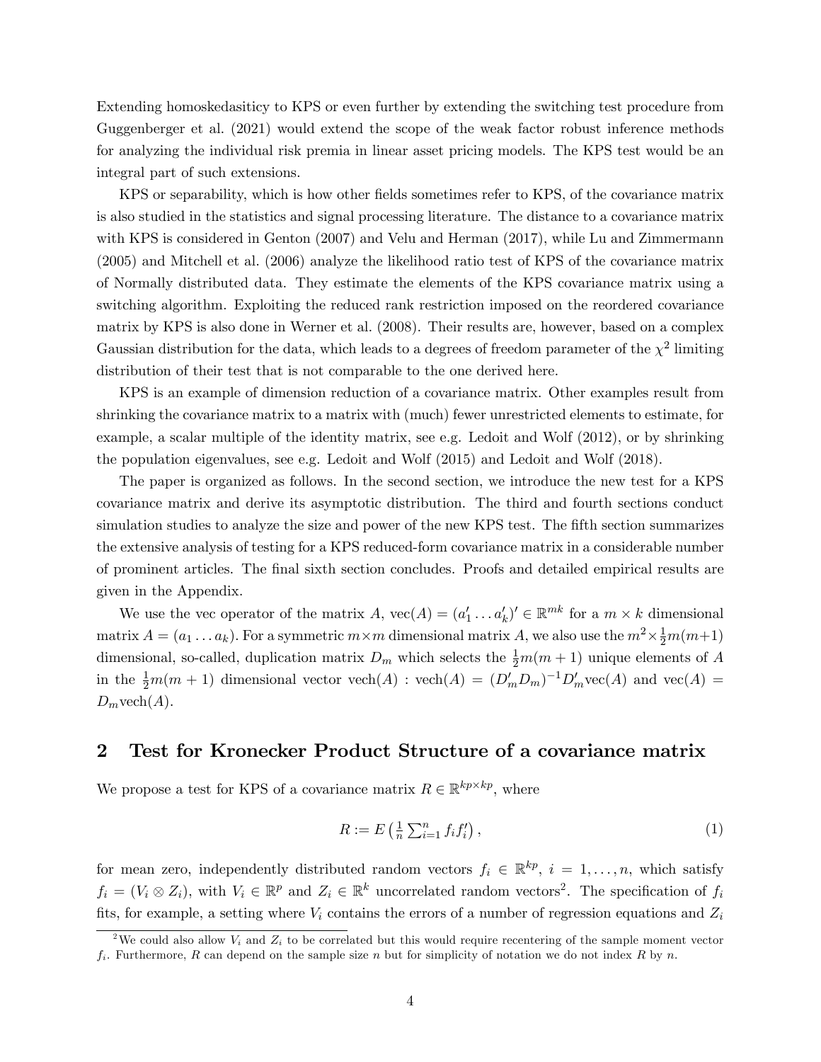Extending homoskedasiticy to KPS or even further by extending the switching test procedure from Guggenberger et al. (2021) would extend the scope of the weak factor robust inference methods for analyzing the individual risk premia in linear asset pricing models. The KPS test would be an integral part of such extensions.

KPS or separability, which is how other fields sometimes refer to KPS, of the covariance matrix is also studied in the statistics and signal processing literature. The distance to a covariance matrix with KPS is considered in Genton (2007) and Velu and Herman (2017), while Lu and Zimmermann (2005) and Mitchell et al. (2006) analyze the likelihood ratio test of KPS of the covariance matrix of Normally distributed data. They estimate the elements of the KPS covariance matrix using a switching algorithm. Exploiting the reduced rank restriction imposed on the reordered covariance matrix by KPS is also done in Werner et al. (2008). Their results are, however, based on a complex Gaussian distribution for the data, which leads to a degrees of freedom parameter of the $\chi^2$ limiting distribution of their test that is not comparable to the one derived here.

KPS is an example of dimension reduction of a covariance matrix. Other examples result from shrinking the covariance matrix to a matrix with (much) fewer unrestricted elements to estimate, for example, a scalar multiple of the identity matrix, see e.g. Ledoit and Wolf (2012), or by shrinking the population eigenvalues, see e.g. Ledoit and Wolf (2015) and Ledoit and Wolf (2018).

The paper is organized as follows. In the second section, we introduce the new test for a KPS covariance matrix and derive its asymptotic distribution. The third and fourth sections conduct simulation studies to analyze the size and power of the new KPS test. The fifth section summarizes the extensive analysis of testing for a KPS reduced-form covariance matrix in a considerable number of prominent articles. The final sixth section concludes. Proofs and detailed empirical results are given in the Appendix.

We use the vec operator of the matrix $A$, $\text{vec}(A) = (a_1' \dots a_k')' \in \mathbb{R}^{mk}$ for a $m \times k$ dimensional matrix $A = (a_1 \dots a_k)$. For a symmetric $m \times m$ dimensional matrix $A$, we also use the $m^2 \times \frac{1}{2}m(m+1)$ dimensional, so-called, duplication matrix $D_m$ which selects the $\frac{1}{2}m(m+1)$ unique elements of $A$ in the $\frac{1}{2}m(m+1)$ dimensional vector $\text{vech}(A)$ : $\text{vech}(A) = (D_m'D_m)^{-1}D_m'\text{vec}(A)$ and $\text{vec}(A) = D_m\text{vech}(A)$.

## 2 Test for Kronecker Product Structure of a covariance matrix

We propose a test for KPS of a covariance matrix $R \in \mathbb{R}^{kp \times kp}$, where

$$R := E\left(\tfrac{1}{n}\textstyle\sum_{i=1}^{n} f_i f_i'\right), \tag{1}$$

for mean zero, independently distributed random vectors $f_i \in \mathbb{R}^{kp}$, $i = 1, \dots, n$, which satisfy $f_i = (V_i \otimes Z_i)$, with $V_i \in \mathbb{R}^p$ and $Z_i \in \mathbb{R}^k$ uncorrelated random vectors[2]. The specification of $f_i$ fits, for example, a setting where $V_i$ contains the errors of a number of regression equations and $Z_i$

[2] We could also allow $V_i$ and $Z_i$ to be correlated but this would require recentering of the sample moment vector $f_i$. Furthermore, $R$ can depend on the sample size $n$ but for simplicity of notation we do not index $R$ by $n$.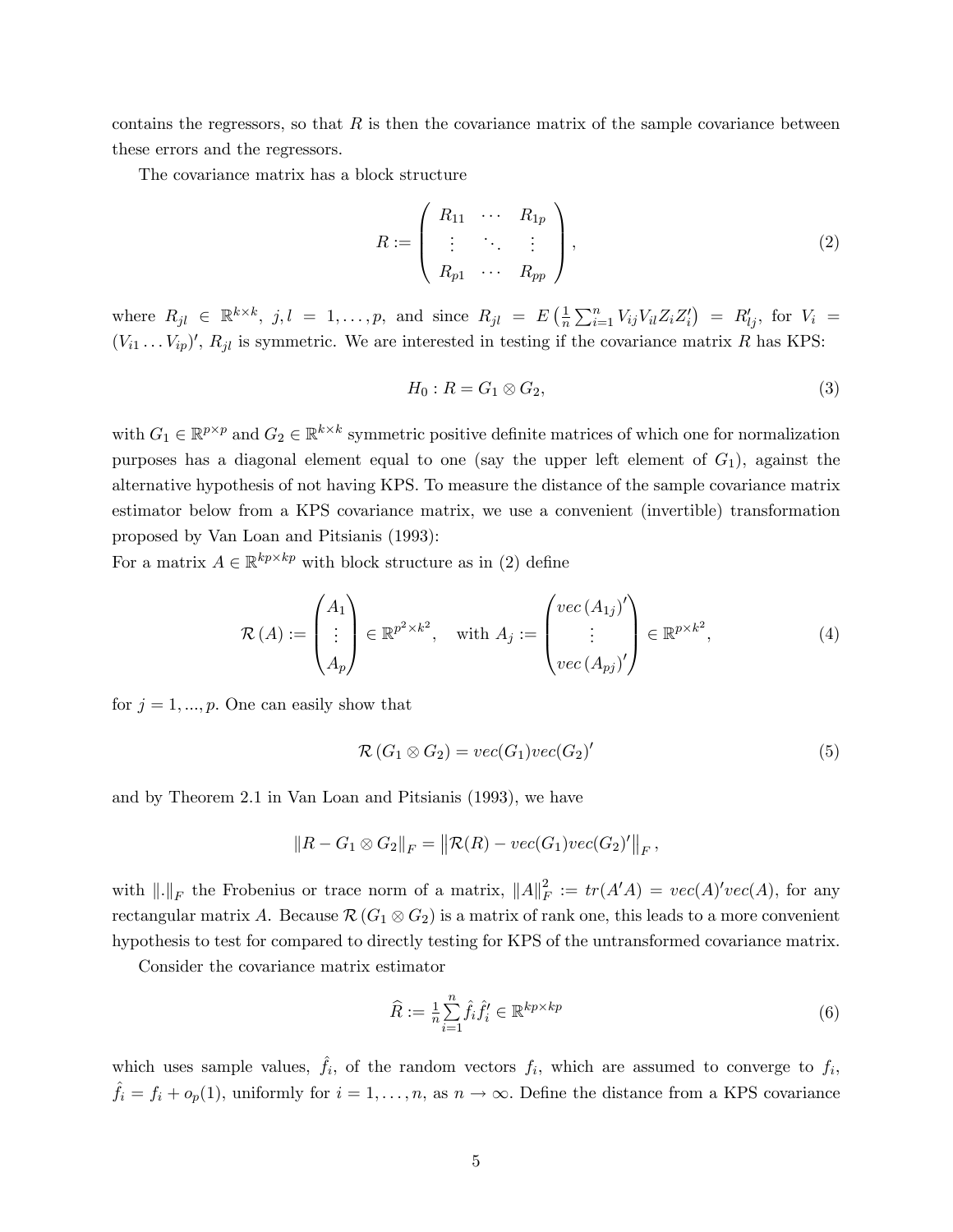contains the regressors, so that $R$ is then the covariance matrix of the sample covariance between these errors and the regressors.

The covariance matrix has a block structure

$$R := \begin{pmatrix} R_{11} & \cdots & R_{1p} \\ \vdots & \ddots & \vdots \\ R_{p1} & \cdots & R_{pp} \end{pmatrix}, \tag{2}$$

where $R_{jl} \in \mathbb{R}^{k \times k}$, $j, l = 1, \ldots, p$, and since $R_{jl} = E\left(\frac{1}{n}\sum_{i=1}^{n} V_{ij} V_{il} Z_i Z_i'\right) = R_{lj}'$, for $V_i = (V_{i1} \ldots V_{ip})'$, $R_{jl}$ is symmetric. We are interested in testing if the covariance matrix $R$ has KPS:

$$H_0 : R = G_1 \otimes G_2, \tag{3}$$

with $G_1 \in \mathbb{R}^{p \times p}$ and $G_2 \in \mathbb{R}^{k \times k}$ symmetric positive definite matrices of which one for normalization purposes has a diagonal element equal to one (say the upper left element of $G_1$), against the alternative hypothesis of not having KPS. To measure the distance of the sample covariance matrix estimator below from a KPS covariance matrix, we use a convenient (invertible) transformation proposed by Van Loan and Pitsianis (1993):

For a matrix $A \in \mathbb{R}^{kp \times kp}$ with block structure as in (2) define

$$\mathcal{R}(A) := \begin{pmatrix} A_1 \\ \vdots \\ A_p \end{pmatrix} \in \mathbb{R}^{p^2 \times k^2}, \quad \text{with } A_j := \begin{pmatrix} vec\left(A_{1j}\right)' \\ \vdots \\ vec\left(A_{pj}\right)' \end{pmatrix} \in \mathbb{R}^{p \times k^2}, \tag{4}$$

for $j = 1, ..., p$. One can easily show that

$$\mathcal{R}\left(G_1 \otimes G_2\right) = vec(G_1) vec(G_2)' \tag{5}$$

and by Theorem 2.1 in Van Loan and Pitsianis (1993), we have

$$\left\| R - G_1 \otimes G_2 \right\|_F = \left\| \mathcal{R}(R) - vec(G_1) vec(G_2)' \right\|_F,$$

with $\|.\|_F$ the Frobenius or trace norm of a matrix, $\|A\|_F^2 := tr(A'A) = vec(A)'vec(A)$, for any rectangular matrix $A$. Because $\mathcal{R}\left(G_1 \otimes G_2\right)$ is a matrix of rank one, this leads to a more convenient hypothesis to test for compared to directly testing for KPS of the untransformed covariance matrix.

Consider the covariance matrix estimator

$$\widehat{R} := \frac{1}{n} \sum_{i=1}^{n} \hat{f}_i \hat{f}_i' \in \mathbb{R}^{kp \times kp} \tag{6}$$

which uses sample values, $\hat{f}_i$, of the random vectors $f_i$, which are assumed to converge to $f_i$, $\hat{f}_i = f_i + o_p(1)$, uniformly for $i = 1, \ldots, n$, as $n \to \infty$. Define the distance from a KPS covariance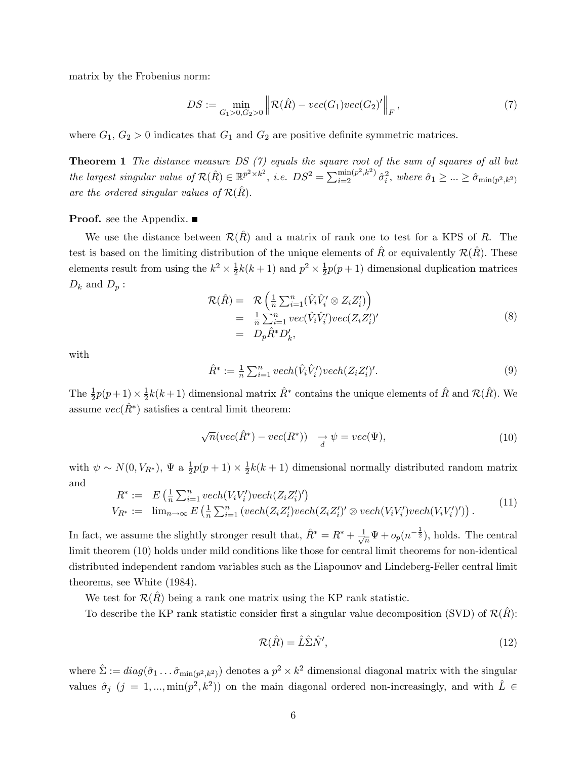matrix by the Frobenius norm:

$$DS := \min_{G_1>0, G_2>0} \left\| \mathcal{R}(\hat{R}) - vec(G_1)vec(G_2)' \right\|_F, \tag{7}$$

where $G_1$, $G_2 > 0$ indicates that $G_1$ and $G_2$ are positive definite symmetric matrices.

**Theorem 1** *The distance measure DS (7) equals the square root of the sum of squares of all but the largest singular value of $\mathcal{R}(\hat{R}) \in \mathbb{R}^{p^2 \times k^2}$, i.e. $DS^2 = \sum_{i=2}^{\min(p^2,k^2)} \hat{\sigma}_i^2$, where $\hat{\sigma}_1 \geq ... \geq \hat{\sigma}_{\min(p^2,k^2)}$ are the ordered singular values of $\mathcal{R}(\hat{R})$.*

**Proof.** see the Appendix. ■

We use the distance between $\mathcal{R}(\hat{R})$ and a matrix of rank one to test for a KPS of $R$. The test is based on the limiting distribution of the unique elements of $\hat{R}$ or equivalently $\mathcal{R}(\hat{R})$. These elements result from using the $k^2 \times \frac{1}{2}k(k+1)$ and $p^2 \times \frac{1}{2}p(p+1)$ dimensional duplication matrices $D_k$ and $D_p$ :

$$\begin{aligned} \mathcal{R}(\hat{R}) = & \ \mathcal{R}\left(\tfrac{1}{n}\textstyle\sum_{i=1}^n (\hat{V}_i\hat{V}_i' \otimes Z_iZ_i')\right) \\ = & \ \tfrac{1}{n}\textstyle\sum_{i=1}^n vec(\hat{V}_i\hat{V}_i')vec(Z_iZ_i')' \\ = & \ D_p\hat{R}^*D_k', \end{aligned} \tag{8}$$

with

$$\hat{R}^* := \tfrac{1}{n}\textstyle\sum_{i=1}^n vech(\hat{V}_i\hat{V}_i')vech(Z_iZ_i')'. \tag{9}$$

The $\frac{1}{2}p(p+1) \times \frac{1}{2}k(k+1)$ dimensional matrix $\hat{R}^*$ contains the unique elements of $\hat{R}$ and $\mathcal{R}(\hat{R})$. We assume $vec(\hat{R}^*)$ satisfies a central limit theorem:

$$\sqrt{n}(vec(\hat{R}^*) - vec(R^*)) \underset{d}{\rightarrow} \psi = vec(\Psi), \tag{10}$$

with $\psi \sim N(0, V_{R^*})$, $\Psi$ a $\frac{1}{2}p(p+1) \times \frac{1}{2}k(k+1)$ dimensional normally distributed random matrix and

$$\begin{aligned} R^* := & \ E\left(\tfrac{1}{n}\textstyle\sum_{i=1}^n vech(V_iV_i')vech(Z_iZ_i')'\right) \\ V_{R^*} := & \ \lim_{n\to\infty} E\left(\tfrac{1}{n}\textstyle\sum_{i=1}^n (vech(Z_iZ_i')vech(Z_iZ_i')' \otimes vech(V_iV_i')vech(V_iV_i')')\right). \end{aligned} \tag{11}$$

In fact, we assume the slightly stronger result that, $\hat{R}^* = R^* + \frac{1}{\sqrt{n}}\Psi + o_p(n^{-\frac{1}{2}})$, holds. The central limit theorem (10) holds under mild conditions like those for central limit theorems for non-identical distributed independent random variables such as the Liapounov and Lindeberg-Feller central limit theorems, see White (1984).

We test for $\mathcal{R}(\hat{R})$ being a rank one matrix using the KP rank statistic.

To describe the KP rank statistic consider first a singular value decomposition (SVD) of $\mathcal{R}(\hat{R})$:

$$\mathcal{R}(\hat{R}) = \hat{L}\hat{\Sigma}\hat{N}', \tag{12}$$

where $\hat{\Sigma} := diag(\hat{\sigma}_1 \ldots \hat{\sigma}_{\min(p^2,k^2)})$ denotes a $p^2 \times k^2$ dimensional diagonal matrix with the singular values $\hat{\sigma}_j$ $(j = 1, ..., \min(p^2, k^2))$ on the main diagonal ordered non-increasingly, and with $\hat{L} \in$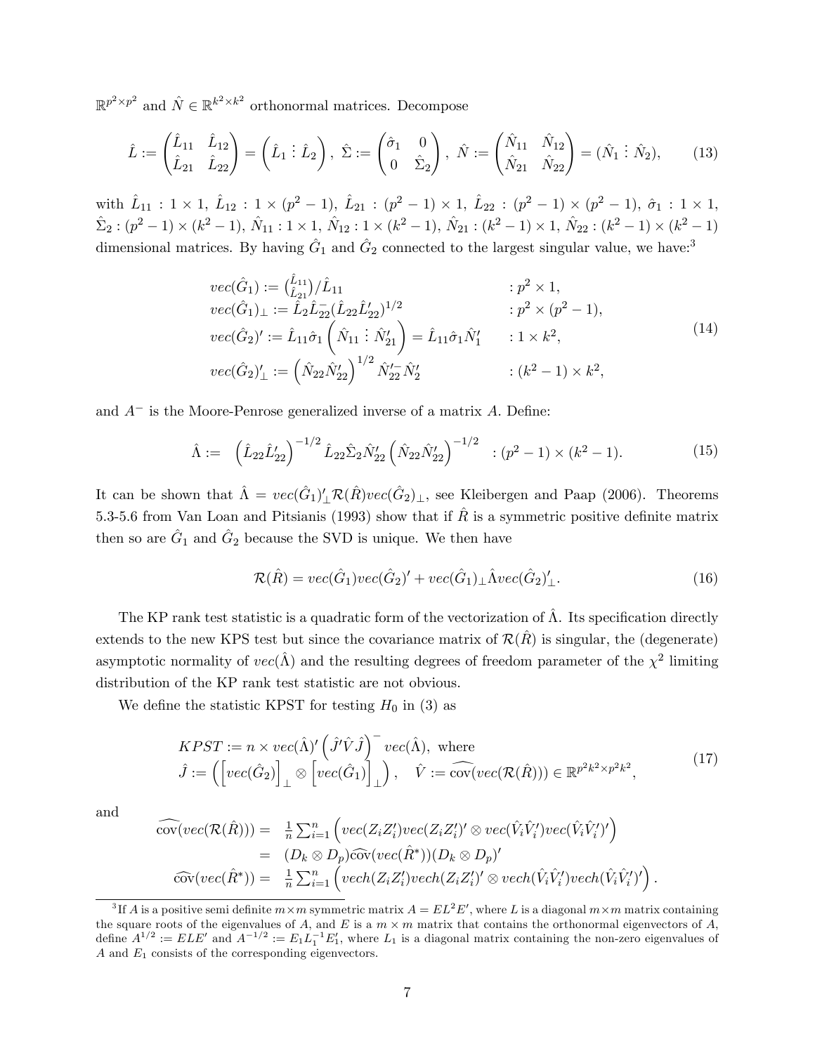$\mathbb{R}^{p^2\times p^2}$ and $\hat{N} \in \mathbb{R}^{k^2\times k^2}$ orthonormal matrices. Decompose

$$
\hat{L} := \begin{pmatrix} \hat{L}_{11} & \hat{L}_{12} \\ \hat{L}_{21} & \hat{L}_{22} \end{pmatrix} = \left(\hat{L}_1 \vdots \hat{L}_2\right), \; \hat{\Sigma} := \begin{pmatrix} \hat{\sigma}_1 & 0 \\ 0 & \hat{\Sigma}_2 \end{pmatrix}, \; \hat{N} := \begin{pmatrix} \hat{N}_{11} & \hat{N}_{12} \\ \hat{N}_{21} & \hat{N}_{22} \end{pmatrix} = (\hat{N}_1 \vdots \hat{N}_2), \tag{13}
$$

with $\hat{L}_{11} : 1\times 1$, $\hat{L}_{12} : 1\times(p^2-1)$, $\hat{L}_{21} : (p^2-1)\times 1$, $\hat{L}_{22} : (p^2-1)\times(p^2-1)$, $\hat{\sigma}_1 : 1\times 1$, $\hat{\Sigma}_2 : (p^2-1)\times(k^2-1)$, $\hat{N}_{11} : 1\times 1$, $\hat{N}_{12} : 1\times(k^2-1)$, $\hat{N}_{21} : (k^2-1)\times 1$, $\hat{N}_{22} : (k^2-1)\times(k^2-1)$ dimensional matrices. By having $\hat{G}_1$ and $\hat{G}_2$ connected to the largest singular value, we have:[3]

$$
\begin{array}{lll}
vec(\hat{G}_1) := \binom{\hat{L}_{11}}{\hat{L}_{21}}/\hat{L}_{11} & & : p^2\times 1, \\
vec(\hat{G}_1)_\perp := \hat{L}_2\hat{L}_{22}^{-}(\hat{L}_{22}\hat{L}_{22}')^{1/2} & & : p^2\times(p^2-1), \\
vec(\hat{G}_2)' := \hat{L}_{11}\hat{\sigma}_1\left(\hat{N}_{11} \vdots \hat{N}_{21}'\right) = \hat{L}_{11}\hat{\sigma}_1\hat{N}_1' & & : 1\times k^2, \\
vec(\hat{G}_2)_\perp' := \left(\hat{N}_{22}\hat{N}_{22}'\right)^{1/2}\hat{N}_{22}'^{-}\hat{N}_2' & & : (k^2-1)\times k^2,
\end{array} \tag{14}
$$

and $A^-$ is the Moore-Penrose generalized inverse of a matrix $A$. Define:

$$
\hat{\Lambda} := \left(\hat{L}_{22}\hat{L}_{22}'\right)^{-1/2}\hat{L}_{22}\hat{\Sigma}_2\hat{N}_{22}'\left(\hat{N}_{22}\hat{N}_{22}'\right)^{-1/2} \quad : (p^2-1)\times(k^2-1). \tag{15}
$$

It can be shown that $\hat{\Lambda} = vec(\hat{G}_1)_\perp'\mathcal{R}(\hat{R})vec(\hat{G}_2)_\perp$, see Kleibergen and Paap (2006). Theorems 5.3-5.6 from Van Loan and Pitsianis (1993) show that if $\hat{R}$ is a symmetric positive definite matrix then so are $\hat{G}_1$ and $\hat{G}_2$ because the SVD is unique. We then have

$$
\mathcal{R}(\hat{R}) = vec(\hat{G}_1)vec(\hat{G}_2)' + vec(\hat{G}_1)_\perp\hat{\Lambda}vec(\hat{G}_2)_\perp'. \tag{16}
$$

The KP rank test statistic is a quadratic form of the vectorization of $\hat{\Lambda}$. Its specification directly extends to the new KPS test but since the covariance matrix of $\mathcal{R}(\hat{R})$ is singular, the (degenerate) asymptotic normality of $vec(\hat{\Lambda})$ and the resulting degrees of freedom parameter of the $\chi^2$ limiting distribution of the KP rank test statistic are not obvious.

We define the statistic KPST for testing $H_0$ in (3) as

$$
\begin{array}{l}
KPST := n\times vec(\hat{\Lambda})'\left(\hat{J}'\hat{V}\hat{J}\right)^{-}vec(\hat{\Lambda}), \text{ where} \\
\hat{J} := \left(\left[vec(\hat{G}_2)\right]_\perp \otimes \left[vec(\hat{G}_1)\right]_\perp\right), \quad \hat{V} := \widehat{\text{cov}}(vec(\mathcal{R}(\hat{R}))) \in \mathbb{R}^{p^2k^2\times p^2k^2},
\end{array} \tag{17}
$$

and

$$
\begin{array}{rcl}
\widehat{\text{cov}}(vec(\mathcal{R}(\hat{R}))) & = & \frac{1}{n}\sum_{i=1}^n\left(vec(Z_iZ_i')vec(Z_iZ_i')'\otimes vec(\hat{V}_i\hat{V}_i')vec(\hat{V}_i\hat{V}_i')'\right) \\
& = & (D_k\otimes D_p)\widehat{\text{cov}}(vec(\hat{R}^*))(D_k\otimes D_p)' \\
\widehat{\text{cov}}(vec(\hat{R}^*)) & = & \frac{1}{n}\sum_{i=1}^n\left(vech(Z_iZ_i')vech(Z_iZ_i')'\otimes vech(\hat{V}_i\hat{V}_i')vech(\hat{V}_i\hat{V}_i')'\right).
\end{array}
$$

---

[3] If $A$ is a positive semi definite $m\times m$ symmetric matrix $A = EL^2E'$, where $L$ is a diagonal $m\times m$ matrix containing the square roots of the eigenvalues of $A$, and $E$ is a $m\times m$ matrix that contains the orthonormal eigenvectors of $A$, define $A^{1/2} := ELE'$ and $A^{-1/2} := E_1L_1^{-1}E_1'$, where $L_1$ is a diagonal matrix containing the non-zero eigenvalues of $A$ and $E_1$ consists of the corresponding eigenvectors.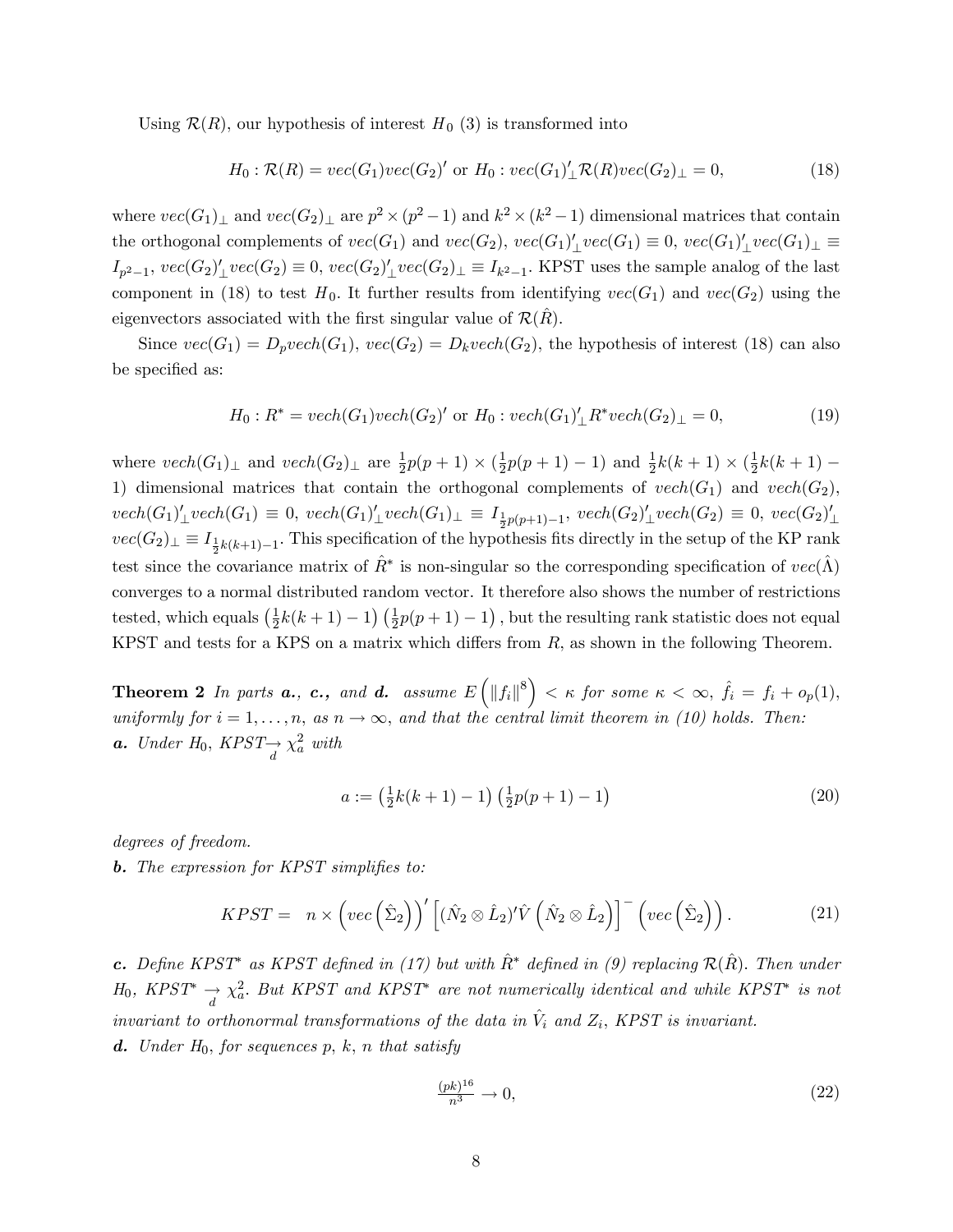Using $\mathcal{R}(R)$, our hypothesis of interest $H_0$ (3) is transformed into

$$H_0 : \mathcal{R}(R) = vec(G_1)vec(G_2)' \text{ or } H_0 : vec(G_1)'_{\perp}\mathcal{R}(R)vec(G_2)_{\perp} = 0, \tag{18}$$

where $vec(G_1)_{\perp}$ and $vec(G_2)_{\perp}$ are $p^2 \times (p^2 - 1)$ and $k^2 \times (k^2 - 1)$ dimensional matrices that contain the orthogonal complements of $vec(G_1)$ and $vec(G_2)$, $vec(G_1)'_{\perp}vec(G_1) \equiv 0$, $vec(G_1)'_{\perp}vec(G_1)_{\perp} \equiv I_{p^2-1}$, $vec(G_2)'_{\perp}vec(G_2) \equiv 0$, $vec(G_2)'_{\perp}vec(G_2)_{\perp} \equiv I_{k^2-1}$. KPST uses the sample analog of the last component in (18) to test $H_0$. It further results from identifying $vec(G_1)$ and $vec(G_2)$ using the eigenvectors associated with the first singular value of $\mathcal{R}(\hat{R})$.

Since $vec(G_1) = D_p vech(G_1)$, $vec(G_2) = D_k vech(G_2)$, the hypothesis of interest (18) can also be specified as:

$$H_0 : R^* = vech(G_1)vech(G_2)' \text{ or } H_0 : vech(G_1)'_{\perp}R^* vech(G_2)_{\perp} = 0, \tag{19}$$

where $vech(G_1)_{\perp}$ and $vech(G_2)_{\perp}$ are $\frac{1}{2}p(p+1) \times (\frac{1}{2}p(p+1) - 1)$ and $\frac{1}{2}k(k+1) \times (\frac{1}{2}k(k+1) - 1)$ dimensional matrices that contain the orthogonal complements of $vech(G_1)$ and $vech(G_2)$, $vech(G_1)'_{\perp}vech(G_1) \equiv 0$, $vech(G_1)'_{\perp}vech(G_1)_{\perp} \equiv I_{\frac{1}{2}p(p+1)-1}$, $vech(G_2)'_{\perp}vech(G_2) \equiv 0$, $vec(G_2)'_{\perp}$ $vec(G_2)_{\perp} \equiv I_{\frac{1}{2}k(k+1)-1}$. This specification of the hypothesis fits directly in the setup of the KP rank test since the covariance matrix of $\hat{R}^*$ is non-singular so the corresponding specification of $vec(\hat{\Lambda})$ converges to a normal distributed random vector. It therefore also shows the number of restrictions tested, which equals $\left(\frac{1}{2}k(k+1) - 1\right)\left(\frac{1}{2}p(p+1) - 1\right)$, but the resulting rank statistic does not equal KPST and tests for a KPS on a matrix which differs from $R$, as shown in the following Theorem.

**Theorem 2** *In parts **a.**, **c.**, and **d.** assume* $E\left(\|f_i\|^8\right) < \kappa$ *for some* $\kappa < \infty$, $\hat{f}_i = f_i + o_p(1)$, *uniformly for* $i = 1, \ldots, n$, *as* $n \to \infty$, *and that the central limit theorem in (10) holds. Then:*
***a.*** *Under* $H_0$, $KPST \underset{d}{\to} \chi^2_a$ *with*

$$a := \left(\tfrac{1}{2}k(k+1) - 1\right)\left(\tfrac{1}{2}p(p+1) - 1\right) \tag{20}$$

*degrees of freedom.*
***b.*** *The expression for KPST simplifies to:*

$$KPST = \ n \times \left(vec\left(\hat{\Sigma}_2\right)\right)' \left[(\hat{N}_2 \otimes \hat{L}_2)'\hat{V}\left(\hat{N}_2 \otimes \hat{L}_2\right)\right]^{-} \left(vec\left(\hat{\Sigma}_2\right)\right). \tag{21}$$

***c.*** *Define KPST\* as KPST defined in (17) but with* $\hat{R}^*$ *defined in (9) replacing* $\mathcal{R}(\hat{R})$. *Then under* $H_0$, $KPST^* \underset{d}{\to} \chi^2_a$. *But KPST and KPST\* are not numerically identical and while KPST\* is not invariant to orthonormal transformations of the data in* $\hat{V}_i$ *and* $Z_i$, *KPST is invariant.*
***d.*** *Under* $H_0$, *for sequences* $p$, $k$, $n$ *that satisfy*

$$\tfrac{(pk)^{16}}{n^3} \to 0, \tag{22}$$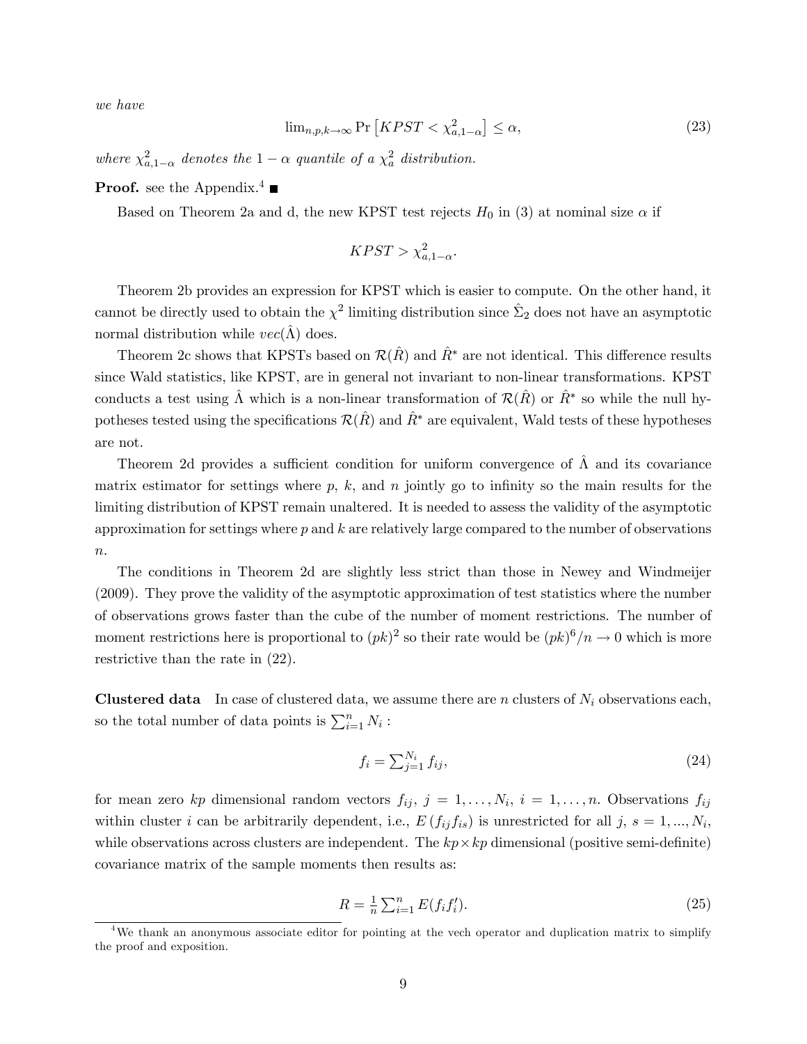*we have*

$$\lim_{n,p,k\to\infty} \Pr\left[KPST < \chi^2_{a,1-\alpha}\right] \leq \alpha, \tag{23}$$

*where $\chi^2_{a,1-\alpha}$ denotes the $1-\alpha$ quantile of a $\chi^2_a$ distribution.*

**Proof.** see the Appendix.[4] ■

Based on Theorem 2a and d, the new KPST test rejects $H_0$ in (3) at nominal size $\alpha$ if

$$KPST > \chi^2_{a,1-\alpha}.$$

Theorem 2b provides an expression for KPST which is easier to compute. On the other hand, it cannot be directly used to obtain the $\chi^2$ limiting distribution since $\hat{\Sigma}_2$ does not have an asymptotic normal distribution while $vec(\hat{\Lambda})$ does.

Theorem 2c shows that KPSTs based on $\mathcal{R}(\hat{R})$ and $\hat{R}^*$ are not identical. This difference results since Wald statistics, like KPST, are in general not invariant to non-linear transformations. KPST conducts a test using $\hat{\Lambda}$ which is a non-linear transformation of $\mathcal{R}(\hat{R})$ or $\hat{R}^*$ so while the null hypotheses tested using the specifications $\mathcal{R}(\hat{R})$ and $\hat{R}^*$ are equivalent, Wald tests of these hypotheses are not.

Theorem 2d provides a sufficient condition for uniform convergence of $\hat{\Lambda}$ and its covariance matrix estimator for settings where $p$, $k$, and $n$ jointly go to infinity so the main results for the limiting distribution of KPST remain unaltered. It is needed to assess the validity of the asymptotic approximation for settings where $p$ and $k$ are relatively large compared to the number of observations $n$.

The conditions in Theorem 2d are slightly less strict than those in Newey and Windmeijer (2009). They prove the validity of the asymptotic approximation of test statistics where the number of observations grows faster than the cube of the number of moment restrictions. The number of moment restrictions here is proportional to $(pk)^2$ so their rate would be $(pk)^6/n \to 0$ which is more restrictive than the rate in (22).

**Clustered data** In case of clustered data, we assume there are $n$ clusters of $N_i$ observations each, so the total number of data points is $\sum_{i=1}^n N_i$ :

$$f_i = \sum_{j=1}^{N_i} f_{ij}, \tag{24}$$

for mean zero $kp$ dimensional random vectors $f_{ij}$, $j = 1, \ldots, N_i$, $i = 1, \ldots, n$. Observations $f_{ij}$ within cluster $i$ can be arbitrarily dependent, i.e., $E(f_{ij} f_{is})$ is unrestricted for all $j$, $s = 1, ..., N_i$, while observations across clusters are independent. The $kp \times kp$ dimensional (positive semi-definite) covariance matrix of the sample moments then results as:

$$R = \frac{1}{n} \sum_{i=1}^n E(f_i f_i'). \tag{25}$$

[4] We thank an anonymous associate editor for pointing at the vech operator and duplication matrix to simplify the proof and exposition.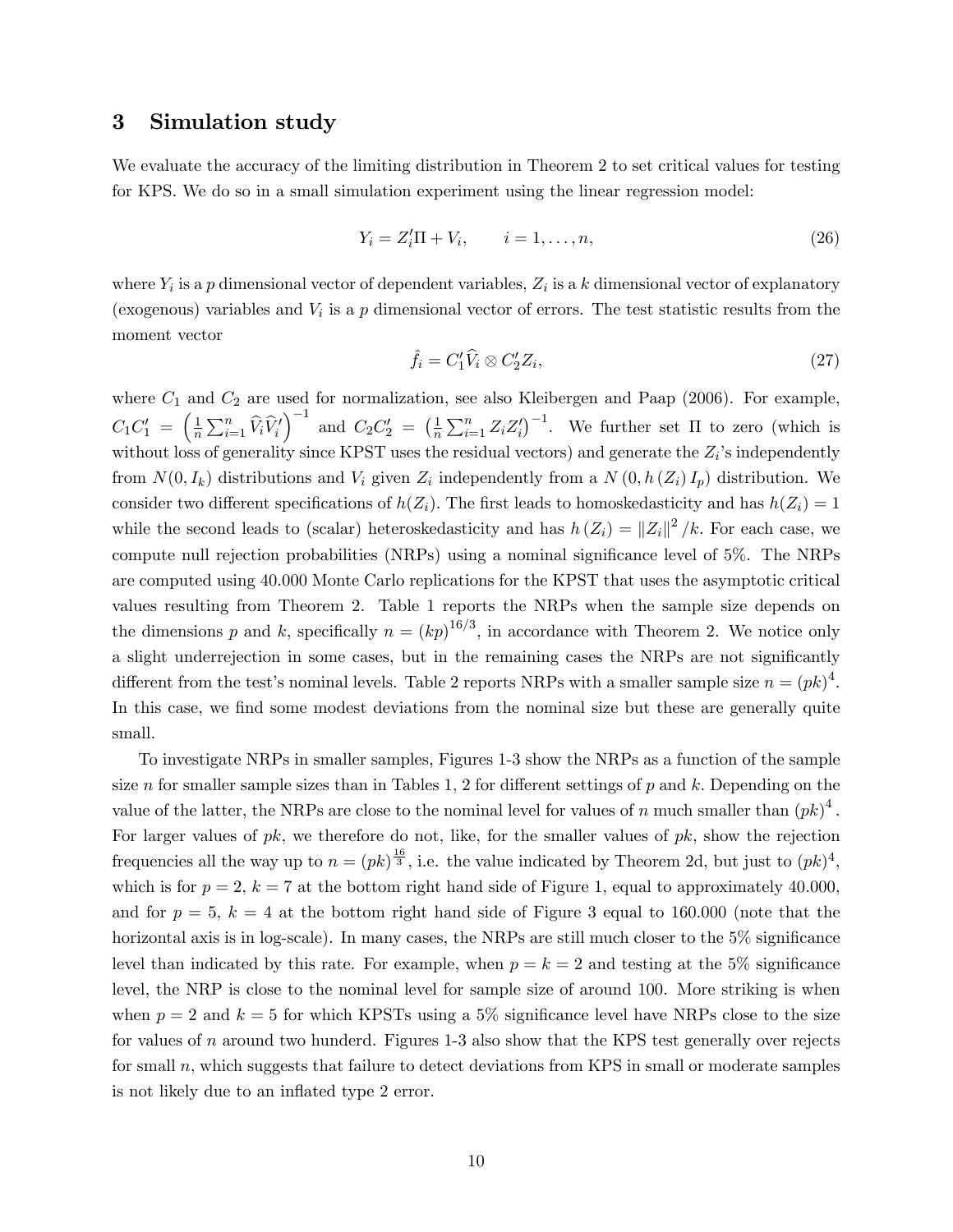## 3 Simulation study

We evaluate the accuracy of the limiting distribution in Theorem 2 to set critical values for testing for KPS. We do so in a small simulation experiment using the linear regression model:

$$Y_i = Z_i'\Pi + V_i, \qquad i = 1, \ldots, n, \tag{26}$$

where $Y_i$ is a $p$ dimensional vector of dependent variables, $Z_i$ is a $k$ dimensional vector of explanatory (exogenous) variables and $V_i$ is a $p$ dimensional vector of errors. The test statistic results from the moment vector

$$\hat{f}_i = C_1'\widehat{V}_i \otimes C_2'Z_i, \tag{27}$$

where $C_1$ and $C_2$ are used for normalization, see also Kleibergen and Paap (2006). For example, $C_1C_1' = \left(\frac{1}{n}\sum_{i=1}^n \widehat{V}_i\widehat{V}_i'\right)^{-1}$ and $C_2C_2' = \left(\frac{1}{n}\sum_{i=1}^n Z_iZ_i'\right)^{-1}$. We further set $\Pi$ to zero (which is without loss of generality since KPST uses the residual vectors) and generate the $Z_i$'s independently from $N(0, I_k)$ distributions and $V_i$ given $Z_i$ independently from a $N(0, h(Z_i) I_p)$ distribution. We consider two different specifications of $h(Z_i)$. The first leads to homoskedasticity and has $h(Z_i) = 1$ while the second leads to (scalar) heteroskedasticity and has $h(Z_i) = \|Z_i\|^2/k$. For each case, we compute null rejection probabilities (NRPs) using a nominal significance level of 5%. The NRPs are computed using 40.000 Monte Carlo replications for the KPST that uses the asymptotic critical values resulting from Theorem 2. Table 1 reports the NRPs when the sample size depends on the dimensions $p$ and $k$, specifically $n = (kp)^{16/3}$, in accordance with Theorem 2. We notice only a slight underrejection in some cases, but in the remaining cases the NRPs are not significantly different from the test's nominal levels. Table 2 reports NRPs with a smaller sample size $n = (pk)^4$. In this case, we find some modest deviations from the nominal size but these are generally quite small.

To investigate NRPs in smaller samples, Figures 1-3 show the NRPs as a function of the sample size $n$ for smaller sample sizes than in Tables 1, 2 for different settings of $p$ and $k$. Depending on the value of the latter, the NRPs are close to the nominal level for values of $n$ much smaller than $(pk)^4$. For larger values of $pk$, we therefore do not, like, for the smaller values of $pk$, show the rejection frequencies all the way up to $n = (pk)^{\frac{16}{3}}$, i.e. the value indicated by Theorem 2d, but just to $(pk)^4$, which is for $p = 2$, $k = 7$ at the bottom right hand side of Figure 1, equal to approximately 40.000, and for $p = 5$, $k = 4$ at the bottom right hand side of Figure 3 equal to 160.000 (note that the horizontal axis is in log-scale). In many cases, the NRPs are still much closer to the 5% significance level than indicated by this rate. For example, when $p = k = 2$ and testing at the 5% significance level, the NRP is close to the nominal level for sample size of around 100. More striking is when when $p = 2$ and $k = 5$ for which KPSTs using a 5% significance level have NRPs close to the size for values of $n$ around two hunderd. Figures 1-3 also show that the KPS test generally over rejects for small $n$, which suggests that failure to detect deviations from KPS in small or moderate samples is not likely due to an inflated type 2 error.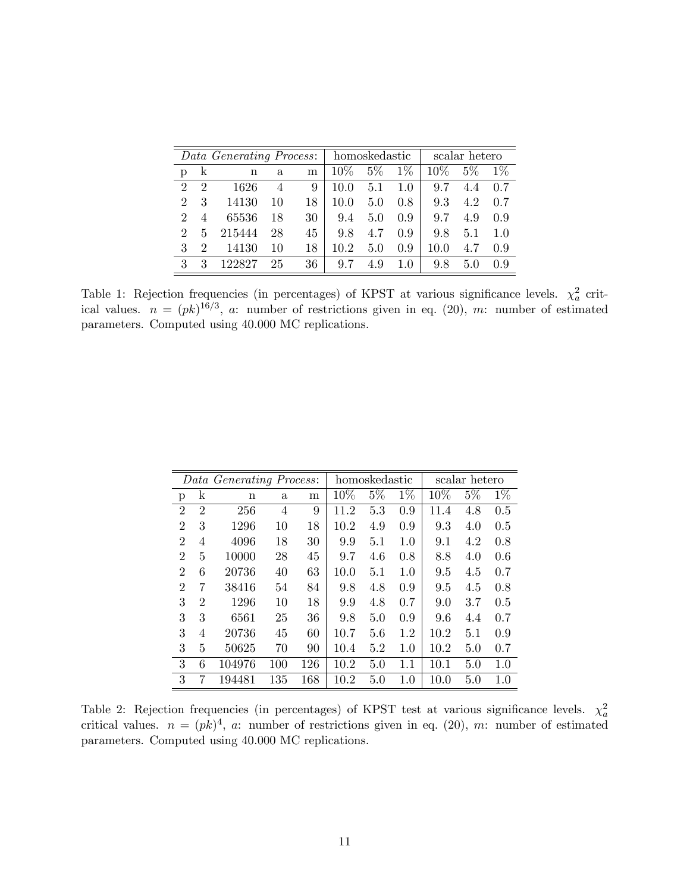| *Data Generating Process*: | | | | | homoskedastic | | | scalar hetero | | |
|---|---|---|---|---|---|---|---|---|---|---|
| p | k | n | a | m | 10% | 5% | 1% | 10% | 5% | 1% |
| 2 | 2 | 1626 | 4 | 9 | 10.0 | 5.1 | 1.0 | 9.7 | 4.4 | 0.7 |
| 2 | 3 | 14130 | 10 | 18 | 10.0 | 5.0 | 0.8 | 9.3 | 4.2 | 0.7 |
| 2 | 4 | 65536 | 18 | 30 | 9.4 | 5.0 | 0.9 | 9.7 | 4.9 | 0.9 |
| 2 | 5 | 215444 | 28 | 45 | 9.8 | 4.7 | 0.9 | 9.8 | 5.1 | 1.0 |
| 3 | 2 | 14130 | 10 | 18 | 10.2 | 5.0 | 0.9 | 10.0 | 4.7 | 0.9 |
| 3 | 3 | 122827 | 25 | 36 | 9.7 | 4.9 | 1.0 | 9.8 | 5.0 | 0.9 |

Table 1: Rejection frequencies (in percentages) of KPST at various significance levels. $\chi^2_a$ critical values. $n = (pk)^{16/3}$, $a$: number of restrictions given in eq. (20), $m$: number of estimated parameters. Computed using 40.000 MC replications.

| *Data Generating Process*: | | | | | homoskedastic | | | scalar hetero | | |
|---|---|---|---|---|---|---|---|---|---|---|
| p | k | n | a | m | 10% | 5% | 1% | 10% | 5% | 1% |
| 2 | 2 | 256 | 4 | 9 | 11.2 | 5.3 | 0.9 | 11.4 | 4.8 | 0.5 |
| 2 | 3 | 1296 | 10 | 18 | 10.2 | 4.9 | 0.9 | 9.3 | 4.0 | 0.5 |
| 2 | 4 | 4096 | 18 | 30 | 9.9 | 5.1 | 1.0 | 9.1 | 4.2 | 0.8 |
| 2 | 5 | 10000 | 28 | 45 | 9.7 | 4.6 | 0.8 | 8.8 | 4.0 | 0.6 |
| 2 | 6 | 20736 | 40 | 63 | 10.0 | 5.1 | 1.0 | 9.5 | 4.5 | 0.7 |
| 2 | 7 | 38416 | 54 | 84 | 9.8 | 4.8 | 0.9 | 9.5 | 4.5 | 0.8 |
| 3 | 2 | 1296 | 10 | 18 | 9.9 | 4.8 | 0.7 | 9.0 | 3.7 | 0.5 |
| 3 | 3 | 6561 | 25 | 36 | 9.8 | 5.0 | 0.9 | 9.6 | 4.4 | 0.7 |
| 3 | 4 | 20736 | 45 | 60 | 10.7 | 5.6 | 1.2 | 10.2 | 5.1 | 0.9 |
| 3 | 5 | 50625 | 70 | 90 | 10.4 | 5.2 | 1.0 | 10.2 | 5.0 | 0.7 |
| 3 | 6 | 104976 | 100 | 126 | 10.2 | 5.0 | 1.1 | 10.1 | 5.0 | 1.0 |
| 3 | 7 | 194481 | 135 | 168 | 10.2 | 5.0 | 1.0 | 10.0 | 5.0 | 1.0 |

Table 2: Rejection frequencies (in percentages) of KPST test at various significance levels. $\chi^2_a$ critical values. $n = (pk)^4$, $a$: number of restrictions given in eq. (20), $m$: number of estimated parameters. Computed using 40.000 MC replications.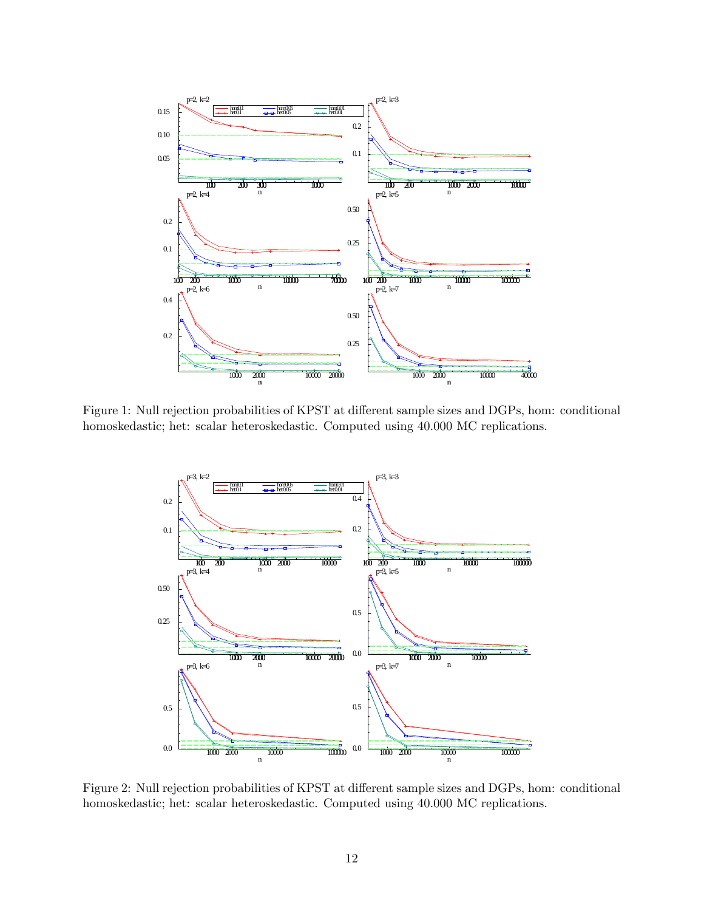Figure 1: Null rejection probabilities of KPST at different sample sizes and DGPs, hom: conditional homoskedastic; het: scalar heteroskedastic. Computed using 40.000 MC replications.

Figure 2: Null rejection probabilities of KPST at different sample sizes and DGPs, hom: conditional homoskedastic; het: scalar heteroskedastic. Computed using 40.000 MC replications.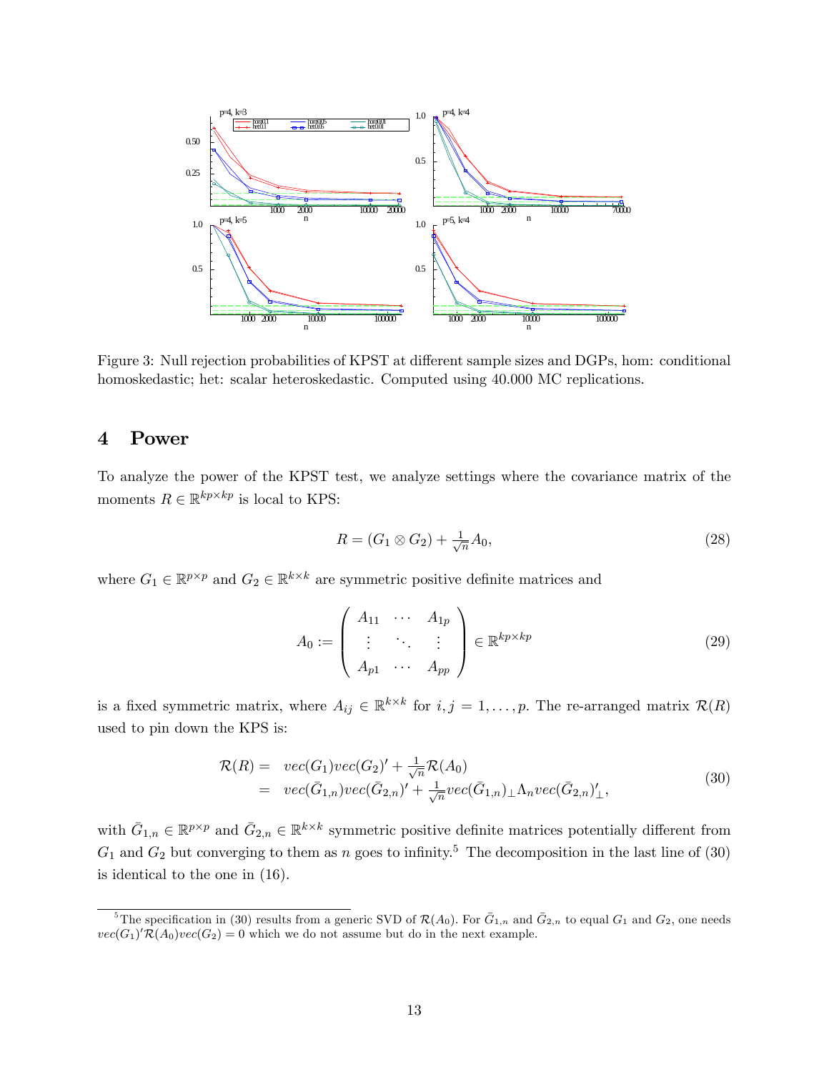Figure 3: Null rejection probabilities of KPST at different sample sizes and DGPs, hom: conditional homoskedastic; het: scalar heteroskedastic. Computed using 40.000 MC replications.

## 4 Power

To analyze the power of the KPST test, we analyze settings where the covariance matrix of the moments $R \in \mathbb{R}^{kp \times kp}$ is local to KPS:

$$R = (G_1 \otimes G_2) + \tfrac{1}{\sqrt{n}} A_0, \tag{28}$$

where $G_1 \in \mathbb{R}^{p\times p}$ and $G_2 \in \mathbb{R}^{k\times k}$ are symmetric positive definite matrices and

$$A_0 := \begin{pmatrix} A_{11} & \cdots & A_{1p} \\ \vdots & \ddots & \vdots \\ A_{p1} & \cdots & A_{pp} \end{pmatrix} \in \mathbb{R}^{kp\times kp} \tag{29}$$

is a fixed symmetric matrix, where $A_{ij} \in \mathbb{R}^{k\times k}$ for $i, j = 1, \ldots, p$. The re-arranged matrix $\mathcal{R}(R)$ used to pin down the KPS is:

$$\begin{aligned} \mathcal{R}(R) = &\ \ vec(G_1)vec(G_2)' + \tfrac{1}{\sqrt{n}}\mathcal{R}(A_0) \\ = &\ \ vec(\bar{G}_{1,n})vec(\bar{G}_{2,n})' + \tfrac{1}{\sqrt{n}} vec(\bar{G}_{1,n})_\perp \Lambda_n vec(\bar{G}_{2,n})'_\perp, \end{aligned} \tag{30}$$

with $\bar{G}_{1,n} \in \mathbb{R}^{p\times p}$ and $\bar{G}_{2,n} \in \mathbb{R}^{k\times k}$ symmetric positive definite matrices potentially different from $G_1$ and $G_2$ but converging to them as $n$ goes to infinity.[5] The decomposition in the last line of (30) is identical to the one in (16).

[5] The specification in (30) results from a generic SVD of $\mathcal{R}(A_0)$. For $\bar{G}_{1,n}$ and $\bar{G}_{2,n}$ to equal $G_1$ and $G_2$, one needs $vec(G_1)'\mathcal{R}(A_0)vec(G_2) = 0$ which we do not assume but do in the next example.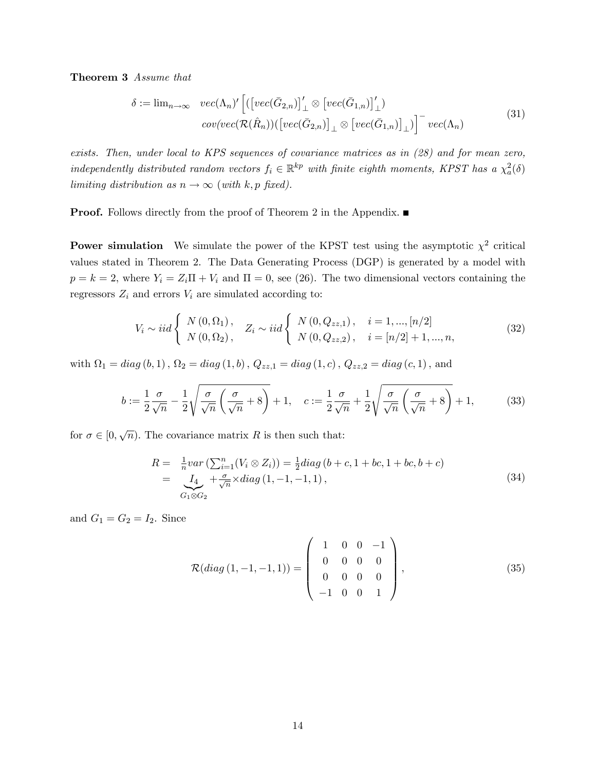**Theorem 3** *Assume that*

$$\delta := \lim_{n\to\infty} \quad vec(\Lambda_n)' \left[ (\left[vec(\bar{G}_{2,n})\right]'_{\perp} \otimes \left[vec(\bar{G}_{1,n})\right]'_{\perp}) \right. \\ \left. cov(vec(\mathcal{R}(\hat{R}_n))(\left[vec(\bar{G}_{2,n})\right]_{\perp} \otimes \left[vec(\bar{G}_{1,n})\right]_{\perp}) \right]^{-} vec(\Lambda_n) \tag{31}$$

*exists. Then, under local to KPS sequences of covariance matrices as in (28) and for mean zero, independently distributed random vectors $f_i \in \mathbb{R}^{kp}$ with finite eighth moments, KPST has a $\chi^2_a(\delta)$ limiting distribution as $n \to \infty$ (with $k, p$ fixed).*

**Proof.** Follows directly from the proof of Theorem 2 in the Appendix. ■

**Power simulation** We simulate the power of the KPST test using the asymptotic $\chi^2$ critical values stated in Theorem 2. The Data Generating Process (DGP) is generated by a model with $p = k = 2$, where $Y_i = Z_i\Pi + V_i$ and $\Pi = 0$, see (26). The two dimensional vectors containing the regressors $Z_i$ and errors $V_i$ are simulated according to:

$$V_i \sim iid \begin{cases} N(0, \Omega_1), \\ N(0, \Omega_2), \end{cases} \quad Z_i \sim iid \begin{cases} N(0, Q_{zz,1}), & i = 1, ..., [n/2] \\ N(0, Q_{zz,2}), & i = [n/2]+1, ..., n, \end{cases} \tag{32}$$

with $\Omega_1 = diag(b, 1)$, $\Omega_2 = diag(1, b)$, $Q_{zz,1} = diag(1, c)$, $Q_{zz,2} = diag(c, 1)$, and

$$b := \frac{1}{2}\frac{\sigma}{\sqrt{n}} - \frac{1}{2}\sqrt{\frac{\sigma}{\sqrt{n}}\left(\frac{\sigma}{\sqrt{n}} + 8\right)} + 1, \quad c := \frac{1}{2}\frac{\sigma}{\sqrt{n}} + \frac{1}{2}\sqrt{\frac{\sigma}{\sqrt{n}}\left(\frac{\sigma}{\sqrt{n}} + 8\right)} + 1, \tag{33}$$

for $\sigma \in [0, \sqrt{n})$. The covariance matrix $R$ is then such that:

$$\begin{aligned} R = & \ \tfrac{1}{n} var\left(\textstyle\sum_{i=1}^{n}(V_i \otimes Z_i)\right) = \tfrac{1}{2} diag\left(b + c, 1 + bc, 1 + bc, b + c\right) \\ = & \underbrace{I_4}_{G_1 \otimes G_2} + \tfrac{\sigma}{\sqrt{n}} \times diag\left(1, -1, -1, 1\right), \end{aligned} \tag{34}$$

and $G_1 = G_2 = I_2$. Since

$$\mathcal{R}(diag(1, -1, -1, 1)) = \begin{pmatrix} 1 & 0 & 0 & -1 \\ 0 & 0 & 0 & 0 \\ 0 & 0 & 0 & 0 \\ -1 & 0 & 0 & 1 \end{pmatrix}, \tag{35}$$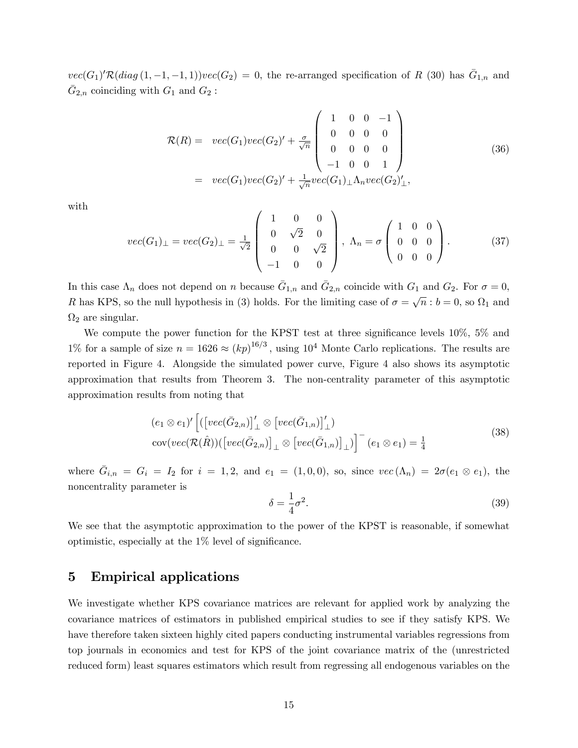$vec(G_1)'\mathcal{R}(diag\,(1,-1,-1,1))vec(G_2) = 0$, the re-arranged specification of $R$ (30) has $\bar{G}_{1,n}$ and $\bar{G}_{2,n}$ coinciding with $G_1$ and $G_2$ :

$$
\begin{aligned}
\mathcal{R}(R) = &\quad vec(G_1)vec(G_2)' + \tfrac{\sigma}{\sqrt{n}} \begin{pmatrix} 1 & 0 & 0 & -1 \\ 0 & 0 & 0 & 0 \\ 0 & 0 & 0 & 0 \\ -1 & 0 & 0 & 1 \end{pmatrix} \\
= &\quad vec(G_1)vec(G_2)' + \tfrac{1}{\sqrt{n}} vec(G_1)_\perp \Lambda_n vec(G_2)'_\perp,
\end{aligned}
\tag{36}
$$

with

$$
vec(G_1)_\perp = vec(G_2)_\perp = \tfrac{1}{\sqrt{2}} \begin{pmatrix} 1 & 0 & 0 \\ 0 & \sqrt{2} & 0 \\ 0 & 0 & \sqrt{2} \\ -1 & 0 & 0 \end{pmatrix}, \ \Lambda_n = \sigma \begin{pmatrix} 1 & 0 & 0 \\ 0 & 0 & 0 \\ 0 & 0 & 0 \end{pmatrix}. \tag{37}
$$

In this case $\Lambda_n$ does not depend on $n$ because $\bar{G}_{1,n}$ and $\bar{G}_{2,n}$ coincide with $G_1$ and $G_2$. For $\sigma = 0$, $R$ has KPS, so the null hypothesis in (3) holds. For the limiting case of $\sigma = \sqrt{n} : b = 0$, so $\Omega_1$ and $\Omega_2$ are singular.

We compute the power function for the KPST test at three significance levels 10%, 5% and 1% for a sample of size $n = 1626 \approx (kp)^{16/3}$, using $10^4$ Monte Carlo replications. The results are reported in Figure 4. Alongside the simulated power curve, Figure 4 also shows its asymptotic approximation that results from Theorem 3. The non-centrality parameter of this asymptotic approximation results from noting that

$$
\begin{aligned}
&(e_1 \otimes e_1)' \Big[ ( \left[ vec(\bar{G}_{2,n}) \right]'_\perp \otimes \left[ vec(\bar{G}_{1,n}) \right]'_\perp ) \\
&\operatorname{cov}(vec(\mathcal{R}(\hat{R}))( \left[ vec(\bar{G}_{2,n}) \right]_\perp \otimes \left[ vec(\bar{G}_{1,n}) \right]_\perp ) \Big]^- (e_1 \otimes e_1) = \tfrac{1}{4}
\end{aligned}
\tag{38}
$$

where $\bar{G}_{i,n} = G_i = I_2$ for $i = 1, 2$, and $e_1 = (1, 0, 0)$, so, since $vec\,(\Lambda_n) = 2\sigma(e_1 \otimes e_1)$, the noncentrality parameter is

$$
\delta = \frac{1}{4}\sigma^2. \tag{39}
$$

We see that the asymptotic approximation to the power of the KPST is reasonable, if somewhat optimistic, especially at the 1% level of significance.

## 5 Empirical applications

We investigate whether KPS covariance matrices are relevant for applied work by analyzing the covariance matrices of estimators in published empirical studies to see if they satisfy KPS. We have therefore taken sixteen highly cited papers conducting instrumental variables regressions from top journals in economics and test for KPS of the joint covariance matrix of the (unrestricted reduced form) least squares estimators which result from regressing all endogenous variables on the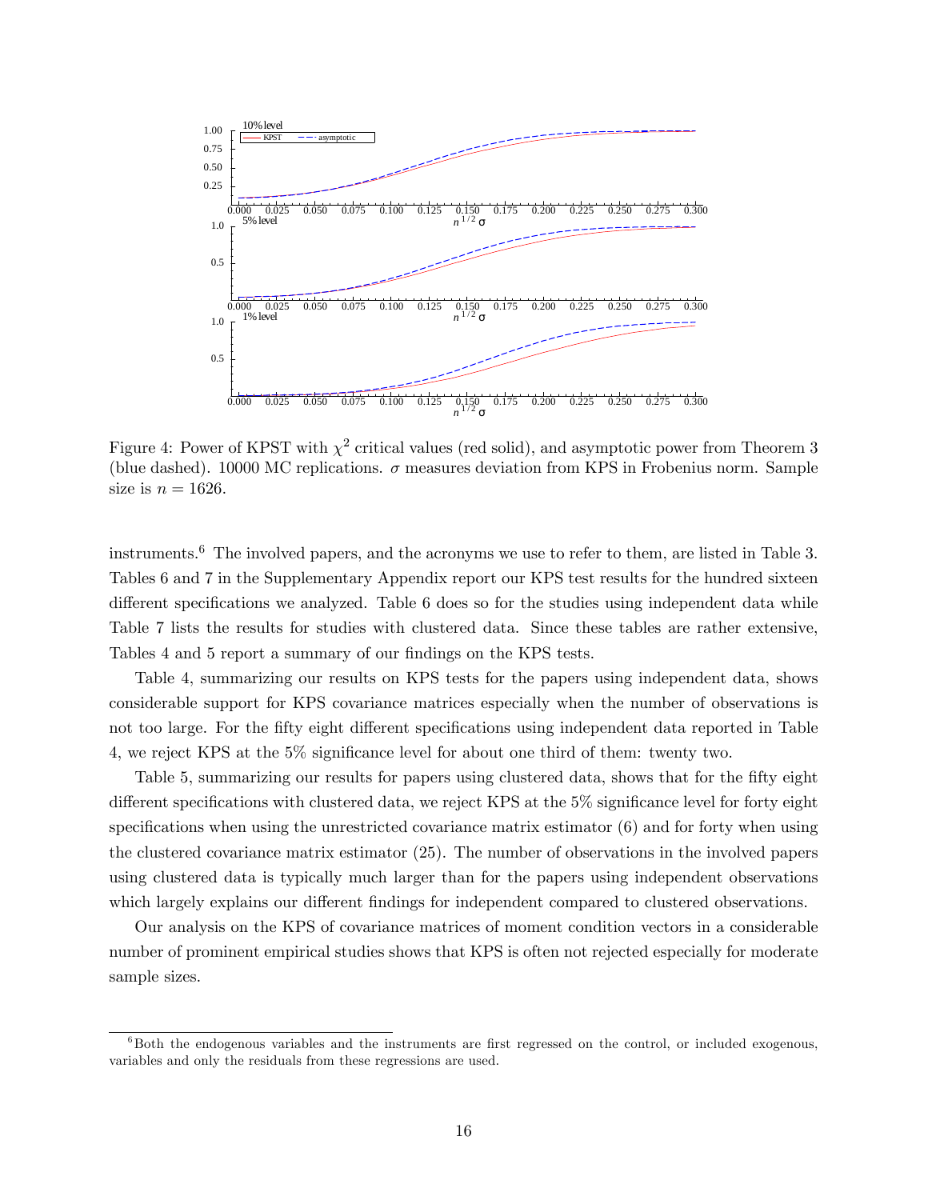Figure 4: Power of KPST with $\chi^2$ critical values (red solid), and asymptotic power from Theorem 3 (blue dashed). 10000 MC replications. $\sigma$ measures deviation from KPS in Frobenius norm. Sample size is $n = 1626$.

instruments.[6] The involved papers, and the acronyms we use to refer to them, are listed in Table 3. Tables 6 and 7 in the Supplementary Appendix report our KPS test results for the hundred sixteen different specifications we analyzed. Table 6 does so for the studies using independent data while Table 7 lists the results for studies with clustered data. Since these tables are rather extensive, Tables 4 and 5 report a summary of our findings on the KPS tests.

Table 4, summarizing our results on KPS tests for the papers using independent data, shows considerable support for KPS covariance matrices especially when the number of observations is not too large. For the fifty eight different specifications using independent data reported in Table 4, we reject KPS at the 5% significance level for about one third of them: twenty two.

Table 5, summarizing our results for papers using clustered data, shows that for the fifty eight different specifications with clustered data, we reject KPS at the 5% significance level for forty eight specifications when using the unrestricted covariance matrix estimator (6) and for forty when using the clustered covariance matrix estimator (25). The number of observations in the involved papers using clustered data is typically much larger than for the papers using independent observations which largely explains our different findings for independent compared to clustered observations.

Our analysis on the KPS of covariance matrices of moment condition vectors in a considerable number of prominent empirical studies shows that KPS is often not rejected especially for moderate sample sizes.

[6] Both the endogenous variables and the instruments are first regressed on the control, or included exogenous, variables and only the residuals from these regressions are used.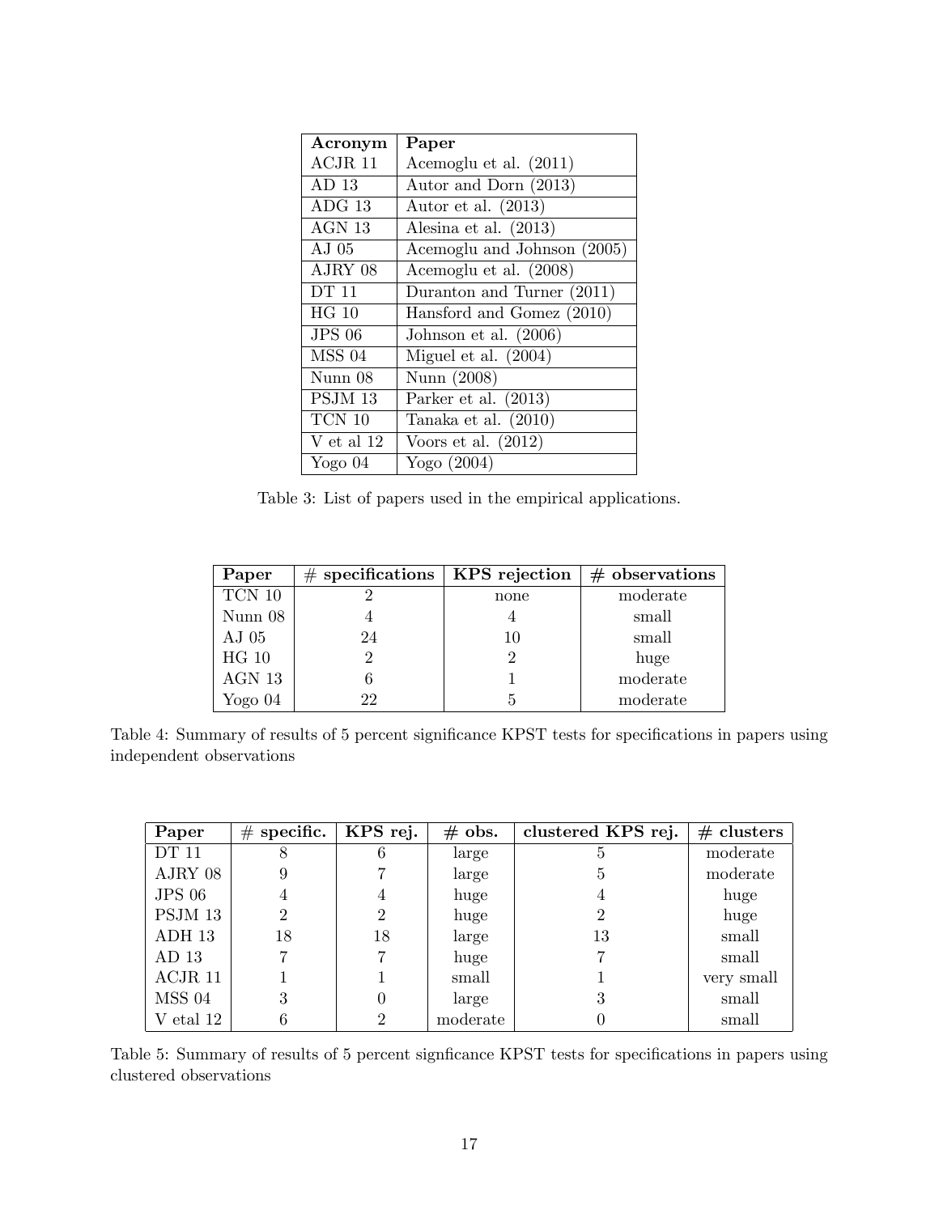| Acronym | Paper |
|---|---|
| ACJR 11 | Acemoglu et al. (2011) |
| AD 13 | Autor and Dorn (2013) |
| ADG 13 | Autor et al. (2013) |
| AGN 13 | Alesina et al. (2013) |
| AJ 05 | Acemoglu and Johnson (2005) |
| AJRY 08 | Acemoglu et al. (2008) |
| DT 11 | Duranton and Turner (2011) |
| HG 10 | Hansford and Gomez (2010) |
| JPS 06 | Johnson et al. (2006) |
| MSS 04 | Miguel et al. (2004) |
| Nunn 08 | Nunn (2008) |
| PSJM 13 | Parker et al. (2013) |
| TCN 10 | Tanaka et al. (2010) |
| V et al 12 | Voors et al. (2012) |
| Yogo 04 | Yogo (2004) |

Table 3: List of papers used in the empirical applications.

| Paper | # specifications | KPS rejection | # observations |
|---|---|---|---|
| TCN 10 | 2 | none | moderate |
| Nunn 08 | 4 | 4 | small |
| AJ 05 | 24 | 10 | small |
| HG 10 | 2 | 2 | huge |
| AGN 13 | 6 | 1 | moderate |
| Yogo 04 | 22 | 5 | moderate |

Table 4: Summary of results of 5 percent significance KPST tests for specifications in papers using independent observations

| Paper | # specific. | KPS rej. | # obs. | clustered KPS rej. | # clusters |
|---|---|---|---|---|---|
| DT 11 | 8 | 6 | large | 5 | moderate |
| AJRY 08 | 9 | 7 | large | 5 | moderate |
| JPS 06 | 4 | 4 | huge | 4 | huge |
| PSJM 13 | 2 | 2 | huge | 2 | huge |
| ADH 13 | 18 | 18 | large | 13 | small |
| AD 13 | 7 | 7 | huge | 7 | small |
| ACJR 11 | 1 | 1 | small | 1 | very small |
| MSS 04 | 3 | 0 | large | 3 | small |
| V etal 12 | 6 | 2 | moderate | 0 | small |

Table 5: Summary of results of 5 percent signficance KPST tests for specifications in papers using clustered observations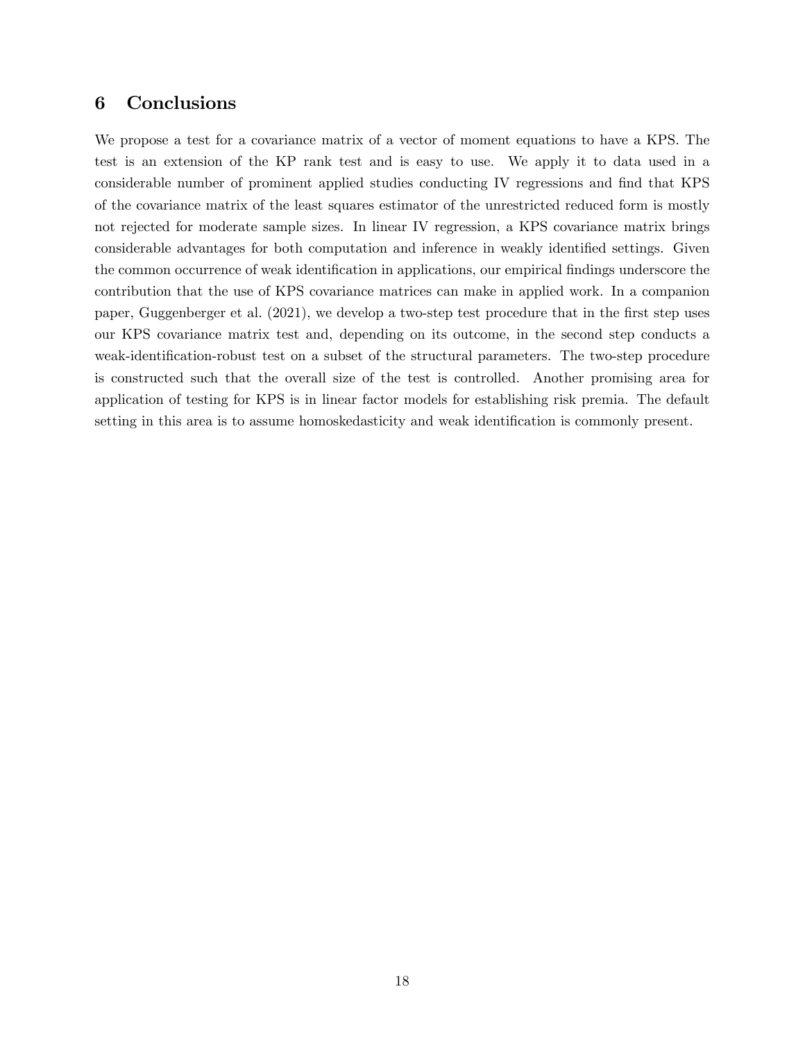## 6 Conclusions

We propose a test for a covariance matrix of a vector of moment equations to have a KPS. The test is an extension of the KP rank test and is easy to use. We apply it to data used in a considerable number of prominent applied studies conducting IV regressions and find that KPS of the covariance matrix of the least squares estimator of the unrestricted reduced form is mostly not rejected for moderate sample sizes. In linear IV regression, a KPS covariance matrix brings considerable advantages for both computation and inference in weakly identified settings. Given the common occurrence of weak identification in applications, our empirical findings underscore the contribution that the use of KPS covariance matrices can make in applied work. In a companion paper, Guggenberger et al. (2021), we develop a two-step test procedure that in the first step uses our KPS covariance matrix test and, depending on its outcome, in the second step conducts a weak-identification-robust test on a subset of the structural parameters. The two-step procedure is constructed such that the overall size of the test is controlled. Another promising area for application of testing for KPS is in linear factor models for establishing risk premia. The default setting in this area is to assume homoskedasticity and weak identification is commonly present.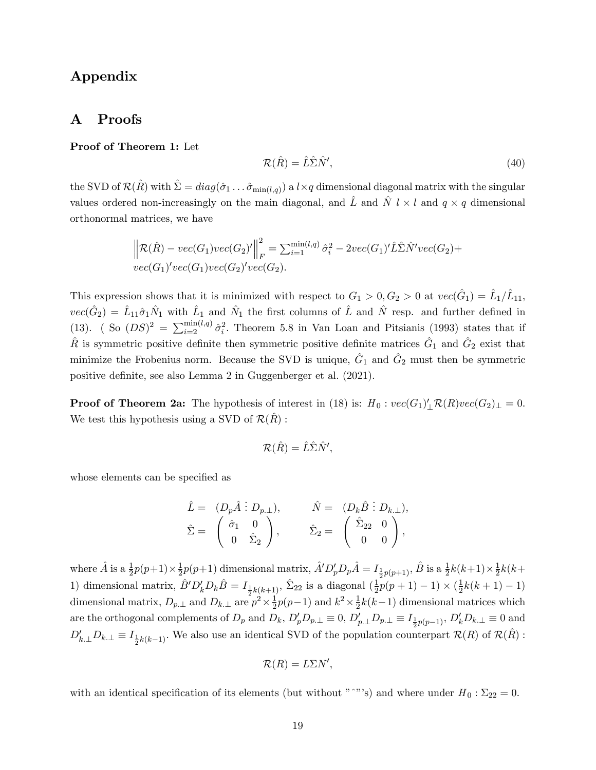# Appendix

## A Proofs

**Proof of Theorem 1:** Let

$$\mathcal{R}(\hat{R}) = \hat{L}\hat{\Sigma}\hat{N}', \tag{40}$$

the SVD of $\mathcal{R}(\hat{R})$ with $\hat{\Sigma} = diag(\hat{\sigma}_1 \ldots \hat{\sigma}_{\min(l,q)})$ a $l \times q$ dimensional diagonal matrix with the singular values ordered non-increasingly on the main diagonal, and $\hat{L}$ and $\hat{N}$ $l \times l$ and $q \times q$ dimensional orthonormal matrices, we have

$$\begin{aligned}&\left\| \mathcal{R}(\hat{R}) - vec(G_1)vec(G_2)' \right\|_F^2 = \textstyle\sum_{i=1}^{\min(l,q)} \hat{\sigma}_i^2 - 2vec(G_1)'\hat{L}\hat{\Sigma}\hat{N}'vec(G_2) + \\ &vec(G_1)'vec(G_1)vec(G_2)'vec(G_2).\end{aligned}$$

This expression shows that it is minimized with respect to $G_1 > 0, G_2 > 0$ at $vec(\hat{G}_1) = \hat{L}_1/\hat{L}_{11}$, $vec(\hat{G}_2) = \hat{L}_{11}\hat{\sigma}_1\hat{N}_1$ with $\hat{L}_1$ and $\hat{N}_1$ the first columns of $\hat{L}$ and $\hat{N}$ resp. and further defined in (13). ( So $(DS)^2 = \sum_{i=2}^{\min(l,q)} \hat{\sigma}_i^2$. Theorem 5.8 in Van Loan and Pitsianis (1993) states that if $\hat{R}$ is symmetric positive definite then symmetric positive definite matrices $\hat{G}_1$ and $\hat{G}_2$ exist that minimize the Frobenius norm. Because the SVD is unique, $\hat{G}_1$ and $\hat{G}_2$ must then be symmetric positive definite, see also Lemma 2 in Guggenberger et al. (2021).

**Proof of Theorem 2a:** The hypothesis of interest in (18) is: $H_0 : vec(G_1)'_\perp \mathcal{R}(R) vec(G_2)_\perp = 0$. We test this hypothesis using a SVD of $\mathcal{R}(\hat{R})$ :

$$\mathcal{R}(\hat{R}) = \hat{L}\hat{\Sigma}\hat{N}',$$

whose elements can be specified as

$$\begin{array}{ll}\hat{L} = (D_p\hat{A} \vdots D_{p.\perp}), & \hat{N} = (D_k\hat{B} \vdots D_{k.\perp}), \\ \hat{\Sigma} = \begin{pmatrix} \hat{\sigma}_1 & 0 \\ 0 & \hat{\Sigma}_2 \end{pmatrix}, & \hat{\Sigma}_2 = \begin{pmatrix} \hat{\Sigma}_{22} & 0 \\ 0 & 0 \end{pmatrix},\end{array}$$

where $\hat{A}$ is a $\frac{1}{2}p(p+1) \times \frac{1}{2}p(p+1)$ dimensional matrix, $\hat{A}'D_p'D_p\hat{A} = I_{\frac{1}{2}p(p+1)}$, $\hat{B}$ is a $\frac{1}{2}k(k+1) \times \frac{1}{2}k(k+1)$ dimensional matrix, $\hat{B}'D_k'D_k\hat{B} = I_{\frac{1}{2}k(k+1)}$, $\hat{\Sigma}_{22}$ is a diagonal $(\frac{1}{2}p(p+1)-1) \times (\frac{1}{2}k(k+1)-1)$ dimensional matrix, $D_{p.\perp}$ and $D_{k.\perp}$ are $p^2 \times \frac{1}{2}p(p-1)$ and $k^2 \times \frac{1}{2}k(k-1)$ dimensional matrices which are the orthogonal complements of $D_p$ and $D_k$, $D_p'D_{p.\perp} \equiv 0$, $D_{p.\perp}'D_{p.\perp} \equiv I_{\frac{1}{2}p(p-1)}$, $D_k'D_{k.\perp} \equiv 0$ and $D_{k.\perp}'D_{k.\perp} \equiv I_{\frac{1}{2}k(k-1)}$. We also use an identical SVD of the population counterpart $\mathcal{R}(R)$ of $\mathcal{R}(\hat{R})$ :

$$\mathcal{R}(R) = L\Sigma N',$$

with an identical specification of its elements (but without "ˆ"'s) and where under $H_0 : \Sigma_{22} = 0$.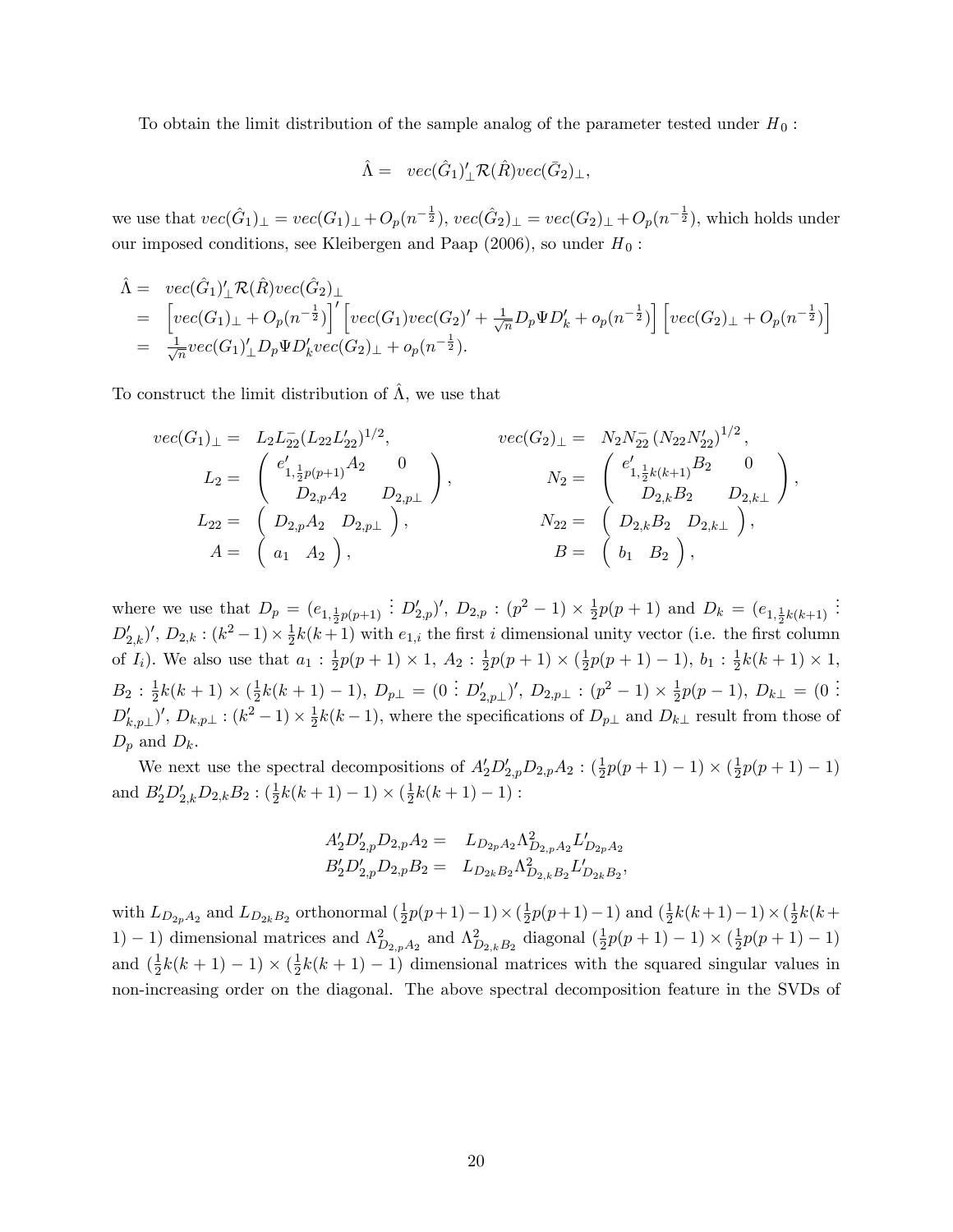To obtain the limit distribution of the sample analog of the parameter tested under $H_0$ :

$$\hat{\Lambda} = \ vec(\hat{G}_1)'_{\perp}\mathcal{R}(\hat{R})vec(\bar{G}_2)_{\perp},$$

we use that $vec(\hat{G}_1)_{\perp} = vec(G_1)_{\perp} + O_p(n^{-\frac{1}{2}})$, $vec(\hat{G}_2)_{\perp} = vec(G_2)_{\perp} + O_p(n^{-\frac{1}{2}})$, which holds under our imposed conditions, see Kleibergen and Paap (2006), so under $H_0$ :

$$\begin{aligned}
\hat{\Lambda} = & \ vec(\hat{G}_1)'_{\perp}\mathcal{R}(\hat{R})vec(\hat{G}_2)_{\perp} \\
= & \left[vec(G_1)_{\perp} + O_p(n^{-\frac{1}{2}})\right]' \left[vec(G_1)vec(G_2)' + \tfrac{1}{\sqrt{n}}D_p\Psi D_k' + o_p(n^{-\frac{1}{2}})\right] \left[vec(G_2)_{\perp} + O_p(n^{-\frac{1}{2}})\right] \\
= & \ \tfrac{1}{\sqrt{n}}vec(G_1)'_{\perp}D_p\Psi D_k' vec(G_2)_{\perp} + o_p(n^{-\frac{1}{2}}).
\end{aligned}$$

To construct the limit distribution of $\hat{\Lambda}$, we use that

$$\begin{aligned}
vec(G_1)_{\perp} = & \ L_2 L_{22}^{-}(L_{22}L_{22}')^{1/2}, & vec(G_2)_{\perp} = & \ N_2 N_{22}^{-}(N_{22}N_{22}')^{1/2}, \\
L_2 = & \begin{pmatrix} e'_{1,\frac{1}{2}p(p+1)}A_2 & 0 \\ D_{2,p}A_2 & D_{2,p\perp} \end{pmatrix}, & N_2 = & \begin{pmatrix} e'_{1,\frac{1}{2}k(k+1)}B_2 & 0 \\ D_{2,k}B_2 & D_{2,k\perp} \end{pmatrix}, \\
L_{22} = & \begin{pmatrix} D_{2,p}A_2 & D_{2,p\perp} \end{pmatrix}, & N_{22} = & \begin{pmatrix} D_{2,k}B_2 & D_{2,k\perp} \end{pmatrix}, \\
A = & \begin{pmatrix} a_1 & A_2 \end{pmatrix}, & B = & \begin{pmatrix} b_1 & B_2 \end{pmatrix},
\end{aligned}$$

where we use that $D_p = (e_{1,\frac{1}{2}p(p+1)} \vdots D'_{2,p})'$, $D_{2,p} : (p^2-1) \times \frac{1}{2}p(p+1)$ and $D_k = (e_{1,\frac{1}{2}k(k+1)} \vdots D'_{2,k})'$, $D_{2,k} : (k^2-1) \times \frac{1}{2}k(k+1)$ with $e_{1,i}$ the first $i$ dimensional unity vector (i.e. the first column of $I_i$). We also use that $a_1 : \frac{1}{2}p(p+1) \times 1$, $A_2 : \frac{1}{2}p(p+1) \times (\frac{1}{2}p(p+1)-1)$, $b_1 : \frac{1}{2}k(k+1) \times 1$, $B_2 : \frac{1}{2}k(k+1) \times (\frac{1}{2}k(k+1)-1)$, $D_{p\perp} = (0 \vdots D'_{2,p\perp})'$, $D_{2,p\perp} : (p^2-1) \times \frac{1}{2}p(p-1)$, $D_{k\perp} = (0 \vdots D'_{k,p\perp})'$, $D_{k,p\perp} : (k^2-1) \times \frac{1}{2}k(k-1)$, where the specifications of $D_{p\perp}$ and $D_{k\perp}$ result from those of $D_p$ and $D_k$.

We next use the spectral decompositions of $A_2'D'_{2,p}D_{2,p}A_2 : (\frac{1}{2}p(p+1)-1) \times (\frac{1}{2}p(p+1)-1)$ and $B_2'D'_{2,k}D_{2,k}B_2 : (\frac{1}{2}k(k+1)-1) \times (\frac{1}{2}k(k+1)-1)$ :

$$\begin{aligned}
A_2'D'_{2,p}D_{2,p}A_2 = & \ L_{D_{2p}A_2}\Lambda^2_{D_{2,p}A_2}L'_{D_{2p}A_2} \\
B_2'D'_{2,p}D_{2,p}B_2 = & \ L_{D_{2k}B_2}\Lambda^2_{D_{2,k}B_2}L'_{D_{2k}B_2},
\end{aligned}$$

with $L_{D_{2p}A_2}$ and $L_{D_{2k}B_2}$ orthonormal $(\frac{1}{2}p(p+1)-1) \times (\frac{1}{2}p(p+1)-1)$ and $(\frac{1}{2}k(k+1)-1) \times (\frac{1}{2}k(k+1)-1)$ dimensional matrices and $\Lambda^2_{D_{2,p}A_2}$ and $\Lambda^2_{D_{2,k}B_2}$ diagonal $(\frac{1}{2}p(p+1)-1) \times (\frac{1}{2}p(p+1)-1)$ and $(\frac{1}{2}k(k+1)-1) \times (\frac{1}{2}k(k+1)-1)$ dimensional matrices with the squared singular values in non-increasing order on the diagonal. The above spectral decomposition feature in the SVDs of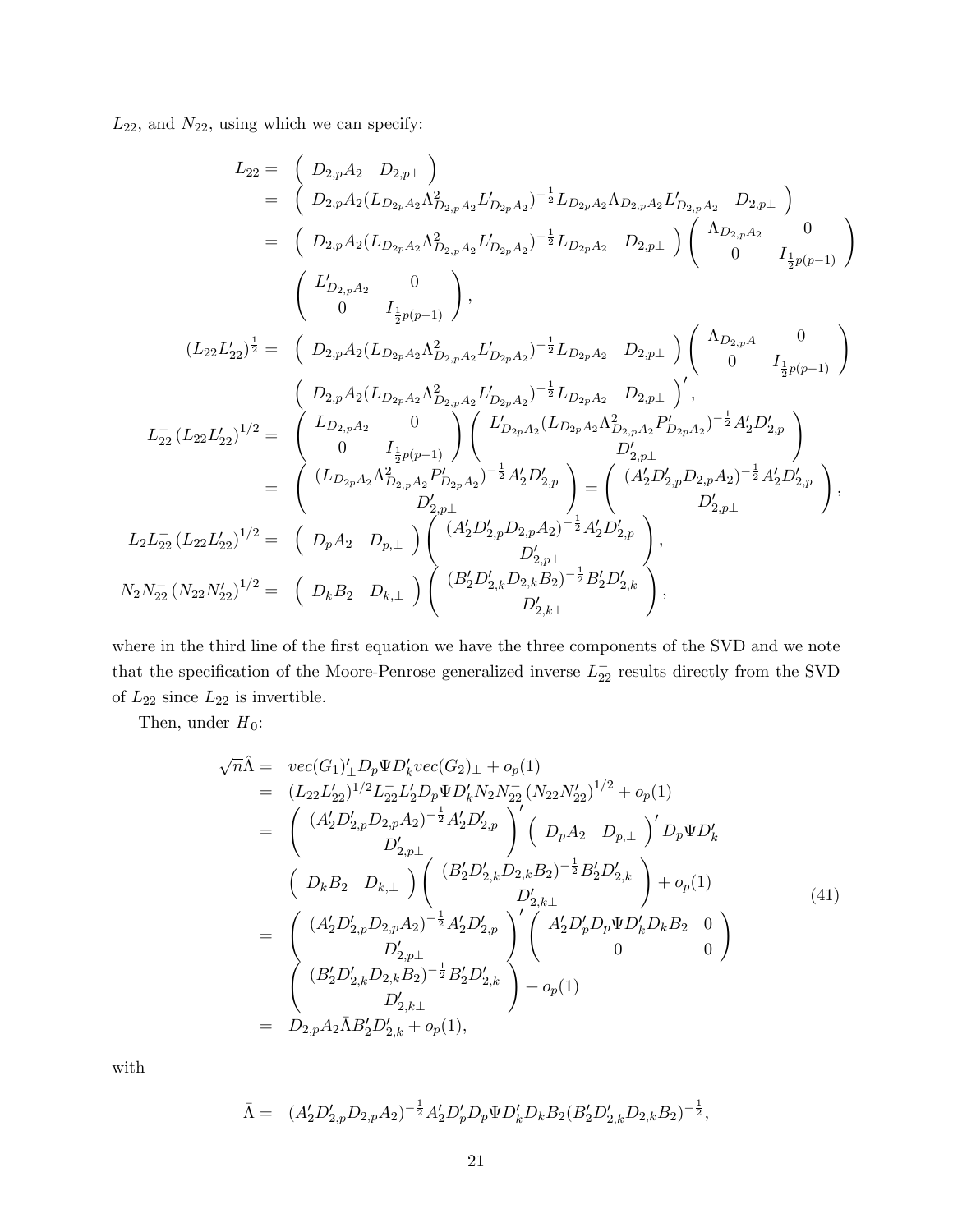$L_{22}$, and $N_{22}$, using which we can specify:

$$
\begin{aligned}
L_{22} =& \begin{pmatrix} D_{2,p}A_2 & D_{2,p\perp} \end{pmatrix} \\
=& \begin{pmatrix} D_{2,p}A_2(L_{D_{2p}A_2}\Lambda^2_{D_{2,p}A_2}L'_{D_{2p}A_2})^{-\frac{1}{2}}L_{D_{2p}A_2}\Lambda_{D_{2,p}A_2}L'_{D_{2,p}A_2} & D_{2,p\perp} \end{pmatrix} \\
=& \begin{pmatrix} D_{2,p}A_2(L_{D_{2p}A_2}\Lambda^2_{D_{2,p}A_2}L'_{D_{2p}A_2})^{-\frac{1}{2}}L_{D_{2p}A_2} & D_{2,p\perp} \end{pmatrix} \begin{pmatrix} \Lambda_{D_{2,p}A_2} & 0 \\ 0 & I_{\frac{1}{2}p(p-1)} \end{pmatrix} \\
& \begin{pmatrix} L'_{D_{2,p}A_2} & 0 \\ 0 & I_{\frac{1}{2}p(p-1)} \end{pmatrix}, \\
(L_{22}L'_{22})^{\frac{1}{2}} =& \begin{pmatrix} D_{2,p}A_2(L_{D_{2p}A_2}\Lambda^2_{D_{2,p}A_2}L'_{D_{2p}A_2})^{-\frac{1}{2}}L_{D_{2p}A_2} & D_{2,p\perp} \end{pmatrix} \begin{pmatrix} \Lambda_{D_{2,p}A} & 0 \\ 0 & I_{\frac{1}{2}p(p-1)} \end{pmatrix} \\
& \begin{pmatrix} D_{2,p}A_2(L_{D_{2p}A_2}\Lambda^2_{D_{2,p}A_2}L'_{D_{2p}A_2})^{-\frac{1}{2}}L_{D_{2p}A_2} & D_{2,p\perp} \end{pmatrix}', \\
L^-_{22}\,(L_{22}L'_{22})^{1/2} =& \begin{pmatrix} L_{D_{2,p}A_2} & 0 \\ 0 & I_{\frac{1}{2}p(p-1)} \end{pmatrix} \begin{pmatrix} L'_{D_{2p}A_2}(L_{D_{2p}A_2}\Lambda^2_{D_{2,p}A_2}P'_{D_{2p}A_2})^{-\frac{1}{2}}A'_2D'_{2,p} \\ D'_{2,p\perp} \end{pmatrix} \\
=& \begin{pmatrix} (L_{D_{2p}A_2}\Lambda^2_{D_{2,p}A_2}P'_{D_{2p}A_2})^{-\frac{1}{2}}A'_2D'_{2,p} \\ D'_{2,p\perp} \end{pmatrix} = \begin{pmatrix} (A'_2D'_{2,p}D_{2,p}A_2)^{-\frac{1}{2}}A'_2D'_{2,p} \\ D'_{2,p\perp} \end{pmatrix}, \\
L_2L^-_{22}\,(L_{22}L'_{22})^{1/2} =& \begin{pmatrix} D_pA_2 & D_{p,\perp} \end{pmatrix} \begin{pmatrix} (A'_2D'_{2,p}D_{2,p}A_2)^{-\frac{1}{2}}A'_2D'_{2,p} \\ D'_{2,p\perp} \end{pmatrix}, \\
N_2N^-_{22}\,(N_{22}N'_{22})^{1/2} =& \begin{pmatrix} D_kB_2 & D_{k,\perp} \end{pmatrix} \begin{pmatrix} (B'_2D'_{2,k}D_{2,k}B_2)^{-\frac{1}{2}}B'_2D'_{2,k} \\ D'_{2,k\perp} \end{pmatrix},
\end{aligned}
$$

where in the third line of the first equation we have the three components of the SVD and we note that the specification of the Moore-Penrose generalized inverse $L^-_{22}$ results directly from the SVD of $L_{22}$ since $L_{22}$ is invertible.

Then, under $H_0$:

$$
\begin{aligned}
\sqrt{n}\hat{\Lambda} =& \; vec(G_1)'_\perp D_p\Psi D'_k vec(G_2)_\perp + o_p(1) \\
=& \; (L_{22}L'_{22})^{1/2}L^-_{22}L'_2D_p\Psi D'_kN_2N^-_{22}\,(N_{22}N'_{22})^{1/2} + o_p(1) \\
=& \begin{pmatrix} (A'_2D'_{2,p}D_{2,p}A_2)^{-\frac{1}{2}}A'_2D'_{2,p} \\ D'_{2,p\perp} \end{pmatrix}' \begin{pmatrix} D_pA_2 & D_{p,\perp} \end{pmatrix}' D_p\Psi D'_k \\
& \begin{pmatrix} D_kB_2 & D_{k,\perp} \end{pmatrix} \begin{pmatrix} (B'_2D'_{2,k}D_{2,k}B_2)^{-\frac{1}{2}}B'_2D'_{2,k} \\ D'_{2,k\perp} \end{pmatrix} + o_p(1) \\
=& \begin{pmatrix} (A'_2D'_{2,p}D_{2,p}A_2)^{-\frac{1}{2}}A'_2D'_{2,p} \\ D'_{2,p\perp} \end{pmatrix}' \begin{pmatrix} A'_2D'_pD_p\Psi D'_kD_kB_2 & 0 \\ 0 & 0 \end{pmatrix} \\
& \begin{pmatrix} (B'_2D'_{2,k}D_{2,k}B_2)^{-\frac{1}{2}}B'_2D'_{2,k} \\ D'_{2,k\perp} \end{pmatrix} + o_p(1) \\
=& \; D_{2,p}A_2\bar{\Lambda}B'_2D'_{2,k} + o_p(1),
\end{aligned}
\tag{41}
$$

with

$$
\bar{\Lambda} = \; (A'_2D'_{2,p}D_{2,p}A_2)^{-\frac{1}{2}}A'_2D'_pD_p\Psi D'_kD_kB_2(B'_2D'_{2,k}D_{2,k}B_2)^{-\frac{1}{2}},
$$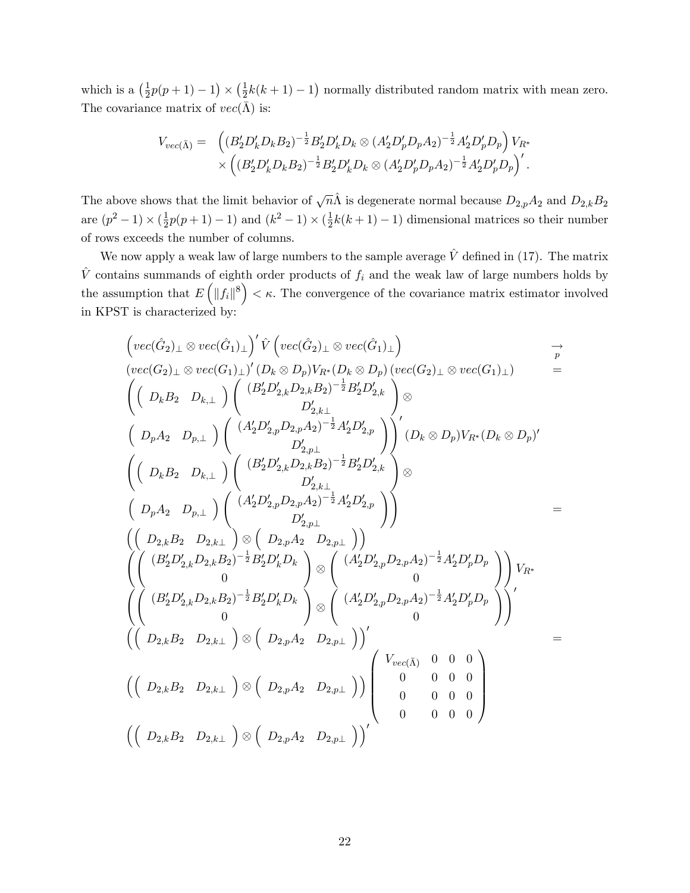which is a $\left(\frac{1}{2}p(p+1)-1\right) \times \left(\frac{1}{2}k(k+1)-1\right)$ normally distributed random matrix with mean zero. The covariance matrix of $vec(\bar{\Lambda})$ is:

$$
\begin{aligned}
V_{vec(\bar{\Lambda})} = \; & \left( (B_2' D_k' D_k B_2)^{-\frac{1}{2}} B_2' D_k' D_k \otimes (A_2' D_p' D_p A_2)^{-\frac{1}{2}} A_2' D_p' D_p \right) V_{R^*} \\
& \times \left( (B_2' D_k' D_k B_2)^{-\frac{1}{2}} B_2' D_k' D_k \otimes (A_2' D_p' D_p A_2)^{-\frac{1}{2}} A_2' D_p' D_p \right)'.
\end{aligned}
$$

The above shows that the limit behavior of $\sqrt{n}\hat{\Lambda}$ is degenerate normal because $D_{2,p}A_2$ and $D_{2,k}B_2$ are $(p^2-1) \times (\frac{1}{2}p(p+1)-1)$ and $(k^2-1) \times (\frac{1}{2}k(k+1)-1)$ dimensional matrices so their number of rows exceeds the number of columns.

We now apply a weak law of large numbers to the sample average $\hat{V}$ defined in (17). The matrix $\hat{V}$ contains summands of eighth order products of $f_i$ and the weak law of large numbers holds by the assumption that $E\left(\|f_i\|^8\right) < \kappa$. The convergence of the covariance matrix estimator involved in KPST is characterized by:

$$
\begin{aligned}
& \left( vec(\hat{G}_2)_\perp \otimes vec(\hat{G}_1)_\perp \right)' \hat{V} \left( vec(\hat{G}_2)_\perp \otimes vec(\hat{G}_1)_\perp \right) && \underset{p}{\rightarrow} \\
& \left( vec(G_2)_\perp \otimes vec(G_1)_\perp \right)' (D_k \otimes D_p) V_{R^*} (D_k \otimes D_p) \left( vec(G_2)_\perp \otimes vec(G_1)_\perp \right) && = \\
& \left( \begin{pmatrix} D_k B_2 & D_{k,\perp} \end{pmatrix} \begin{pmatrix} (B_2' D_{2,k}' D_{2,k} B_2)^{-\frac{1}{2}} B_2' D_{2,k}' \\ D_{2,k\perp}' \end{pmatrix} \otimes \right. \\
& \left. \begin{pmatrix} D_p A_2 & D_{p,\perp} \end{pmatrix} \begin{pmatrix} (A_2' D_{2,p}' D_{2,p} A_2)^{-\frac{1}{2}} A_2' D_{2,p}' \\ D_{2,p\perp}' \end{pmatrix} \right)' (D_k \otimes D_p) V_{R^*} (D_k \otimes D_p)' \\
& \left( \begin{pmatrix} D_k B_2 & D_{k,\perp} \end{pmatrix} \begin{pmatrix} (B_2' D_{2,k}' D_{2,k} B_2)^{-\frac{1}{2}} B_2' D_{2,k}' \\ D_{2,k\perp}' \end{pmatrix} \otimes \right. \\
& \left. \begin{pmatrix} D_p A_2 & D_{p,\perp} \end{pmatrix} \begin{pmatrix} (A_2' D_{2,p}' D_{2,p} A_2)^{-\frac{1}{2}} A_2' D_{2,p}' \\ D_{2,p\perp}' \end{pmatrix} \right) && = \\
& \left( \begin{pmatrix} D_{2,k} B_2 & D_{2,k\perp} \end{pmatrix} \otimes \begin{pmatrix} D_{2,p} A_2 & D_{2,p\perp} \end{pmatrix} \right) \\
& \left( \begin{pmatrix} (B_2' D_{2,k}' D_{2,k} B_2)^{-\frac{1}{2}} B_2' D_k' D_k \\ 0 \end{pmatrix} \otimes \begin{pmatrix} (A_2' D_{2,p}' D_{2,p} A_2)^{-\frac{1}{2}} A_2' D_p' D_p \\ 0 \end{pmatrix} \right) V_{R^*} \\
& \left( \begin{pmatrix} (B_2' D_{2,k}' D_{2,k} B_2)^{-\frac{1}{2}} B_2' D_k' D_k \\ 0 \end{pmatrix} \otimes \begin{pmatrix} (A_2' D_{2,p}' D_{2,p} A_2)^{-\frac{1}{2}} A_2' D_p' D_p \\ 0 \end{pmatrix} \right)' \\
& \left( \begin{pmatrix} D_{2,k} B_2 & D_{2,k\perp} \end{pmatrix} \otimes \begin{pmatrix} D_{2,p} A_2 & D_{2,p\perp} \end{pmatrix} \right)' && = \\
& \left( \begin{pmatrix} D_{2,k} B_2 & D_{2,k\perp} \end{pmatrix} \otimes \begin{pmatrix} D_{2,p} A_2 & D_{2,p\perp} \end{pmatrix} \right) \begin{pmatrix} V_{vec(\bar{\Lambda})} & 0 & 0 & 0 \\ 0 & 0 & 0 & 0 \\ 0 & 0 & 0 & 0 \\ 0 & 0 & 0 & 0 \end{pmatrix} \\
& \left( \begin{pmatrix} D_{2,k} B_2 & D_{2,k\perp} \end{pmatrix} \otimes \begin{pmatrix} D_{2,p} A_2 & D_{2,p\perp} \end{pmatrix} \right)'
\end{aligned}
$$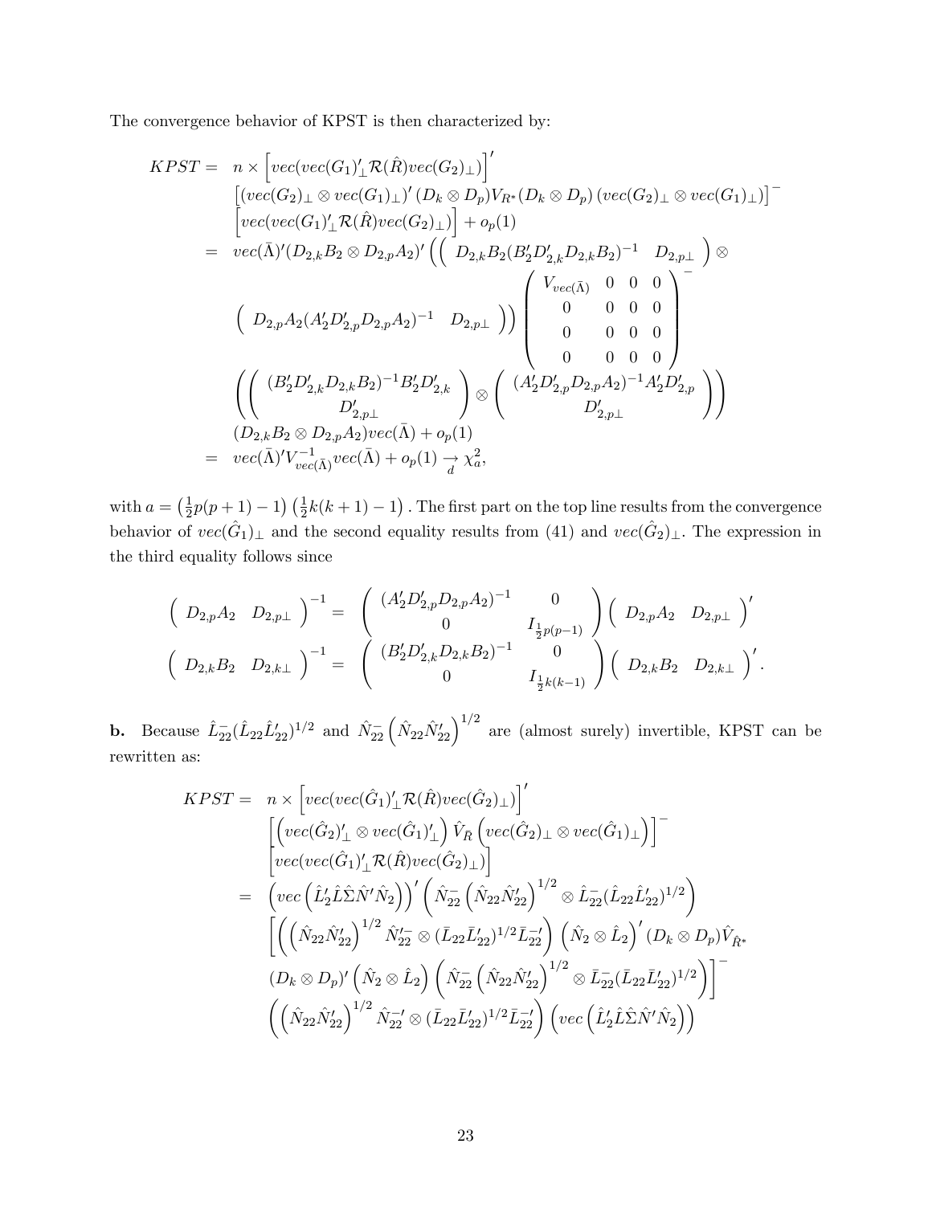The convergence behavior of KPST is then characterized by:

$$
\begin{aligned}
KPST = \; & n \times \left[ vec(vec(G_1)'_\perp \mathcal{R}(\hat{R}) vec(G_2)_\perp) \right]' \\
& \left[ (vec(G_2)_\perp \otimes vec(G_1)_\perp)' (D_k \otimes D_p) V_{R^*} (D_k \otimes D_p) (vec(G_2)_\perp \otimes vec(G_1)_\perp) \right]^- \\
& \left[ vec(vec(G_1)'_\perp \mathcal{R}(\hat{R}) vec(G_2)_\perp) \right] + o_p(1) \\
= \; & vec(\bar{\Lambda})' (D_{2,k} B_2 \otimes D_{2,p} A_2)' \Big( \begin{pmatrix} D_{2,k} B_2 (B_2' D_{2,k}' D_{2,k} B_2)^{-1} & D_{2,p\perp} \end{pmatrix} \otimes \\
& \begin{pmatrix} D_{2,p} A_2 (A_2' D_{2,p}' D_{2,p} A_2)^{-1} & D_{2,p\perp} \end{pmatrix} \Big) \begin{pmatrix} V_{vec(\bar{\Lambda})} & 0 & 0 & 0 \\ 0 & 0 & 0 & 0 \\ 0 & 0 & 0 & 0 \\ 0 & 0 & 0 & 0 \end{pmatrix}^- \\
& \left( \begin{pmatrix} (B_2' D_{2,k}' D_{2,k} B_2)^{-1} B_2' D_{2,k}' \\ D_{2,p\perp}' \end{pmatrix} \otimes \begin{pmatrix} (A_2' D_{2,p}' D_{2,p} A_2)^{-1} A_2' D_{2,p}' \\ D_{2,p\perp}' \end{pmatrix} \right) \\
& (D_{2,k} B_2 \otimes D_{2,p} A_2) vec(\bar{\Lambda}) + o_p(1) \\
= \; & vec(\bar{\Lambda})' V_{vec(\bar{\Lambda})}^{-1} vec(\bar{\Lambda}) + o_p(1) \underset{d}{\rightarrow} \chi^2_a,
\end{aligned}
$$

with $a = \left(\frac{1}{2}p(p+1) - 1\right)\left(\frac{1}{2}k(k+1) - 1\right)$. The first part on the top line results from the convergence behavior of $vec(\hat{G}_1)_\perp$ and the second equality results from (41) and $vec(\hat{G}_2)_\perp$. The expression in the third equality follows since

$$
\begin{aligned}
\begin{pmatrix} D_{2,p} A_2 & D_{2,p\perp} \end{pmatrix}^{-1} &= \begin{pmatrix} (A_2' D_{2,p}' D_{2,p} A_2)^{-1} & 0 \\ 0 & I_{\frac{1}{2}p(p-1)} \end{pmatrix} \begin{pmatrix} D_{2,p} A_2 & D_{2,p\perp} \end{pmatrix}' \\
\begin{pmatrix} D_{2,k} B_2 & D_{2,k\perp} \end{pmatrix}^{-1} &= \begin{pmatrix} (B_2' D_{2,k}' D_{2,k} B_2)^{-1} & 0 \\ 0 & I_{\frac{1}{2}k(k-1)} \end{pmatrix} \begin{pmatrix} D_{2,k} B_2 & D_{2,k\perp} \end{pmatrix}'.
\end{aligned}
$$

**b.** Because $\hat{L}_{22}^-(\hat{L}_{22}\hat{L}_{22}')^{1/2}$ and $\hat{N}_{22}^-\left(\hat{N}_{22}\hat{N}_{22}'\right)^{1/2}$ are (almost surely) invertible, KPST can be rewritten as:

$$
\begin{aligned}
KPST = \; & n \times \left[ vec(vec(\hat{G}_1)'_\perp \mathcal{R}(\hat{R}) vec(\hat{G}_2)_\perp) \right]' \\
& \left[ \left( vec(\hat{G}_2)'_\perp \otimes vec(\hat{G}_1)'_\perp \right) \hat{V}_{\hat{R}} \left( vec(\hat{G}_2)_\perp \otimes vec(\hat{G}_1)_\perp \right) \right]^- \\
& \left[ vec(vec(\hat{G}_1)'_\perp \mathcal{R}(\hat{R}) vec(\hat{G}_2)_\perp) \right] \\
= \; & \left( vec\left( \hat{L}_2' \hat{L} \hat{\Sigma} \hat{N}' \hat{N}_2 \right) \right)' \left( \hat{N}_{22}^- \left( \hat{N}_{22}\hat{N}_{22}' \right)^{1/2} \otimes \hat{L}_{22}^- (\hat{L}_{22}\hat{L}_{22}')^{1/2} \right) \\
& \left[ \left( \left( \hat{N}_{22}\hat{N}_{22}' \right)^{1/2} \hat{N}_{22}'^- \otimes (\bar{L}_{22}\bar{L}_{22}')^{1/2} \bar{L}_{22}^{-\prime} \right) \left( \hat{N}_2 \otimes \hat{L}_2 \right)' (D_k \otimes D_p) \hat{V}_{\hat{R}^*} \right. \\
& \left. (D_k \otimes D_p)' \left( \hat{N}_2 \otimes \hat{L}_2 \right) \left( \hat{N}_{22}^- \left( \hat{N}_{22}\hat{N}_{22}' \right)^{1/2} \otimes \bar{L}_{22}^- (\bar{L}_{22}\bar{L}_{22}')^{1/2} \right) \right]^- \\
& \left( \left( \hat{N}_{22}\hat{N}_{22}' \right)^{1/2} \hat{N}_{22}'^- \otimes (\bar{L}_{22}\bar{L}_{22}')^{1/2} \bar{L}_{22}^{-\prime} \right) \left( vec\left( \hat{L}_2' \hat{L} \hat{\Sigma} \hat{N}' \hat{N}_2 \right) \right)
\end{aligned}
$$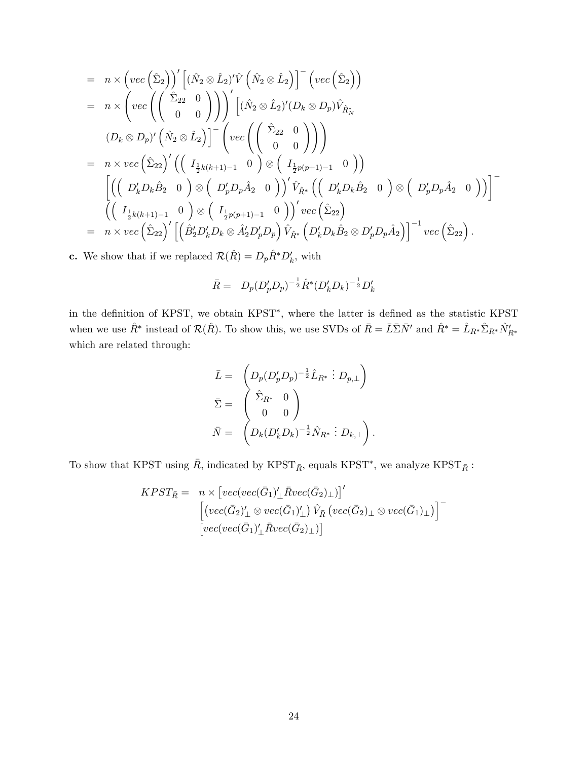$$
\begin{aligned}
&= n \times \left(vec\left(\hat{\Sigma}_2\right)\right)' \left[(\hat{N}_2 \otimes \hat{L}_2)'\hat{V}\left(\hat{N}_2 \otimes \hat{L}_2\right)\right]^{-} \left(vec\left(\hat{\Sigma}_2\right)\right) \\
&= n \times \left(vec\left(\left(\begin{array}{cc} \hat{\Sigma}_{22} & 0 \\ 0 & 0 \end{array}\right)\right)\right)' \left[(\hat{N}_2 \otimes \hat{L}_2)'(D_k \otimes D_p)\hat{V}_{\hat{R}_N^*}\right. \\
&\quad \left.(D_k \otimes D_p)'\left(\hat{N}_2 \otimes \hat{L}_2\right)\right]^{-} \left(vec\left(\left(\begin{array}{cc} \hat{\Sigma}_{22} & 0 \\ 0 & 0 \end{array}\right)\right)\right) \\
&= n \times vec\left(\hat{\Sigma}_{22}\right)' \left(\left(\begin{array}{cc} I_{\frac{1}{2}k(k+1)-1} & 0 \end{array}\right) \otimes \left(\begin{array}{cc} I_{\frac{1}{2}p(p+1)-1} & 0 \end{array}\right)\right) \\
&\quad \left[\left(\left(\begin{array}{cc} D_k'D_k\hat{B}_2 & 0 \end{array}\right) \otimes \left(\begin{array}{cc} D_p'D_p\hat{A}_2 & 0 \end{array}\right)\right)' \hat{V}_{\hat{R}^*} \left(\left(\begin{array}{cc} D_k'D_k\hat{B}_2 & 0 \end{array}\right) \otimes \left(\begin{array}{cc} D_p'D_p\hat{A}_2 & 0 \end{array}\right)\right)\right]^{-} \\
&\quad \left(\left(\begin{array}{cc} I_{\frac{1}{2}k(k+1)-1} & 0 \end{array}\right) \otimes \left(\begin{array}{cc} I_{\frac{1}{2}p(p+1)-1} & 0 \end{array}\right)\right)' vec\left(\hat{\Sigma}_{22}\right) \\
&= n \times vec\left(\hat{\Sigma}_{22}\right)' \left[\left(\hat{B}_2'D_k'D_k \otimes \hat{A}_2'D_p'D_p\right)\hat{V}_{\hat{R}^*}\left(D_k'D_k\hat{B}_2 \otimes D_p'D_p\hat{A}_2\right)\right]^{-1} vec\left(\hat{\Sigma}_{22}\right).
\end{aligned}
$$

**c.** We show that if we replaced $\mathcal{R}(\hat{R}) = D_p\hat{R}^*D_k'$, with

$$
\bar{R} = \quad D_p(D_p'D_p)^{-\frac{1}{2}}\hat{R}^*(D_k'D_k)^{-\frac{1}{2}}D_k'
$$

in the definition of KPST, we obtain KPST$^*$, where the latter is defined as the statistic KPST when we use $\hat{R}^*$ instead of $\mathcal{R}(\hat{R})$. To show this, we use SVDs of $\bar{R} = \bar{L}\bar{\Sigma}\bar{N}'$ and $\hat{R}^* = \hat{L}_{R^*}\hat{\Sigma}_{R^*}\hat{N}_{R^*}'$ which are related through:

$$
\begin{aligned}
\bar{L} = &\quad \left(D_p(D_p'D_p)^{-\frac{1}{2}}\hat{L}_{R^*} \vdots D_{p,\perp}\right) \\
\bar{\Sigma} = &\quad \left(\begin{array}{cc} \hat{\Sigma}_{R^*} & 0 \\ 0 & 0 \end{array}\right) \\
\bar{N} = &\quad \left(D_k(D_k'D_k)^{-\frac{1}{2}}\hat{N}_{R^*} \vdots D_{k,\perp}\right).
\end{aligned}
$$

To show that KPST using $\bar{R}$, indicated by KPST$_{\bar{R}}$, equals KPST$^*$, we analyze KPST$_{\bar{R}}$ :

$$
\begin{aligned}
KPST_{\bar{R}} = &\quad n \times \left[vec(vec(\bar{G}_1)_\perp'\bar{R}vec(\bar{G}_2)_\perp)\right]' \\
&\quad \left[\left(vec(\bar{G}_2)_\perp' \otimes vec(\bar{G}_1)_\perp'\right)\hat{V}_{\bar{R}}\left(vec(\bar{G}_2)_\perp \otimes vec(\bar{G}_1)_\perp\right)\right]^{-} \\
&\quad \left[vec(vec(\bar{G}_1)_\perp'\bar{R}vec(\bar{G}_2)_\perp)\right]
\end{aligned}
$$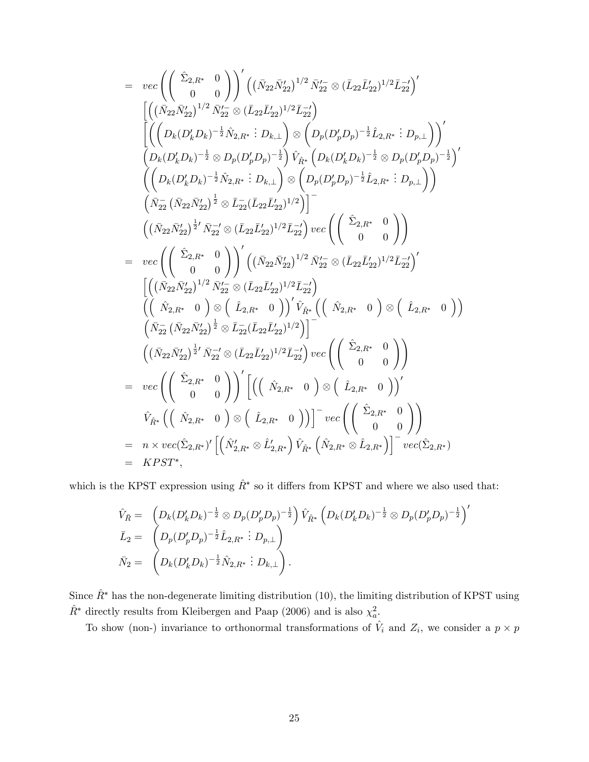$$
\begin{aligned}
&= vec\left(\left(\begin{array}{cc} \hat{\Sigma}_{2,R^*} & 0 \\ 0 & 0 \end{array}\right)\right)' \left(\left(\bar{N}_{22}\bar{N}_{22}'\right)^{1/2}\bar{N}_{22}'^{-} \otimes (\bar{L}_{22}\bar{L}_{22}')^{1/2}\bar{L}_{22}^{-\prime}\right)' \\
&\quad \left[\left(\left(\bar{N}_{22}\bar{N}_{22}'\right)^{1/2}\bar{N}_{22}'^{-} \otimes (\bar{L}_{22}\bar{L}_{22}')^{1/2}\bar{L}_{22}^{-\prime}\right)\right. \\
&\quad \left[\left(\left(D_k(D_k'D_k)^{-\frac{1}{2}}\hat{N}_{2,R^*} \vdots D_{k,\perp}\right) \otimes \left(D_p(D_p'D_p)^{-\frac{1}{2}}\hat{L}_{2,R^*} \vdots D_{p,\perp}\right)\right)'\right. \\
&\quad \left(D_k(D_k'D_k)^{-\frac{1}{2}} \otimes D_p(D_p'D_p)^{-\frac{1}{2}}\right)\hat{V}_{\hat{R}^*}\left(D_k(D_k'D_k)^{-\frac{1}{2}} \otimes D_p(D_p'D_p)^{-\frac{1}{2}}\right)' \\
&\quad \left(\left(D_k(D_k'D_k)^{-\frac{1}{2}}\hat{N}_{2,R^*} \vdots D_{k,\perp}\right) \otimes \left(D_p(D_p'D_p)^{-\frac{1}{2}}\hat{L}_{2,R^*} \vdots D_{p,\perp}\right)\right) \\
&\quad \left.\left(\bar{N}_{22}^{-}\left(\bar{N}_{22}\bar{N}_{22}'\right)^{\frac{1}{2}} \otimes \bar{L}_{22}^{-}(\bar{L}_{22}\bar{L}_{22}')^{1/2}\right)\right]^{-} \\
&\quad \left(\left(\bar{N}_{22}\bar{N}_{22}'\right)^{\frac{1}{2}\prime}\bar{N}_{22}^{-\prime} \otimes (\bar{L}_{22}\bar{L}_{22}')^{1/2}\bar{L}_{22}^{-\prime}\right) vec\left(\left(\begin{array}{cc} \hat{\Sigma}_{2,R^*} & 0 \\ 0 & 0 \end{array}\right)\right) \\
&= vec\left(\left(\begin{array}{cc} \hat{\Sigma}_{2,R^*} & 0 \\ 0 & 0 \end{array}\right)\right)' \left(\left(\bar{N}_{22}\bar{N}_{22}'\right)^{1/2}\bar{N}_{22}'^{-} \otimes (\bar{L}_{22}\bar{L}_{22}')^{1/2}\bar{L}_{22}^{-\prime}\right)' \\
&\quad \left[\left(\left(\bar{N}_{22}\bar{N}_{22}'\right)^{1/2}\bar{N}_{22}'^{-} \otimes (\bar{L}_{22}\bar{L}_{22}')^{1/2}\bar{L}_{22}^{-\prime}\right)\right. \\
&\quad \left(\left(\begin{array}{cc} \hat{N}_{2,R^*} & 0 \end{array}\right) \otimes \left(\begin{array}{cc} \hat{L}_{2,R^*} & 0 \end{array}\right)\right)'\hat{V}_{\hat{R}^*}\left(\left(\begin{array}{cc} \hat{N}_{2,R^*} & 0 \end{array}\right) \otimes \left(\begin{array}{cc} \hat{L}_{2,R^*} & 0 \end{array}\right)\right) \\
&\quad \left.\left(\bar{N}_{22}^{-}\left(\bar{N}_{22}\bar{N}_{22}'\right)^{\frac{1}{2}} \otimes \bar{L}_{22}^{-}(\bar{L}_{22}\bar{L}_{22}')^{1/2}\right)\right]^{-} \\
&\quad \left(\left(\bar{N}_{22}\bar{N}_{22}'\right)^{\frac{1}{2}\prime}\bar{N}_{22}^{-\prime} \otimes (\bar{L}_{22}\bar{L}_{22}')^{1/2}\bar{L}_{22}^{-\prime}\right) vec\left(\left(\begin{array}{cc} \hat{\Sigma}_{2,R^*} & 0 \\ 0 & 0 \end{array}\right)\right) \\
&= vec\left(\left(\begin{array}{cc} \hat{\Sigma}_{2,R^*} & 0 \\ 0 & 0 \end{array}\right)\right)' \left[\left(\left(\begin{array}{cc} \hat{N}_{2,R^*} & 0 \end{array}\right) \otimes \left(\begin{array}{cc} \hat{L}_{2,R^*} & 0 \end{array}\right)\right)'\right. \\
&\quad \left.\hat{V}_{\hat{R}^*}\left(\left(\begin{array}{cc} \hat{N}_{2,R^*} & 0 \end{array}\right) \otimes \left(\begin{array}{cc} \hat{L}_{2,R^*} & 0 \end{array}\right)\right)\right]^{-} vec\left(\left(\begin{array}{cc} \hat{\Sigma}_{2,R^*} & 0 \\ 0 & 0 \end{array}\right)\right) \\
&= n \times vec(\hat{\Sigma}_{2,R^*})'\left[\left(\hat{N}_{2,R^*}' \otimes \hat{L}_{2,R^*}'\right)\hat{V}_{\hat{R}^*}\left(\hat{N}_{2,R^*} \otimes \hat{L}_{2,R^*}\right)\right]^{-} vec(\hat{\Sigma}_{2,R^*}) \\
&= KPST^*,
\end{aligned}
$$

which is the KPST expression using $\hat{R}^*$ so it differs from KPST and where we also used that:

$$
\begin{aligned}
\hat{V}_{\hat{R}} &= \left(D_k(D_k'D_k)^{-\frac{1}{2}} \otimes D_p(D_p'D_p)^{-\frac{1}{2}}\right)\hat{V}_{\hat{R}^*}\left(D_k(D_k'D_k)^{-\frac{1}{2}} \otimes D_p(D_p'D_p)^{-\frac{1}{2}}\right)' \\
\bar{L}_2 &= \left(D_p(D_p'D_p)^{-\frac{1}{2}}\hat{L}_{2,R^*} \vdots D_{p,\perp}\right) \\
\bar{N}_2 &= \left(D_k(D_k'D_k)^{-\frac{1}{2}}\hat{N}_{2,R^*} \vdots D_{k,\perp}\right).
\end{aligned}
$$

Since $\hat{R}^*$ has the non-degenerate limiting distribution (10), the limiting distribution of KPST using $\hat{R}^*$ directly results from Kleibergen and Paap (2006) and is also $\chi^2_a$.

To show (non-) invariance to orthonormal transformations of $\hat{V}_i$ and $Z_i$, we consider a $p \times p$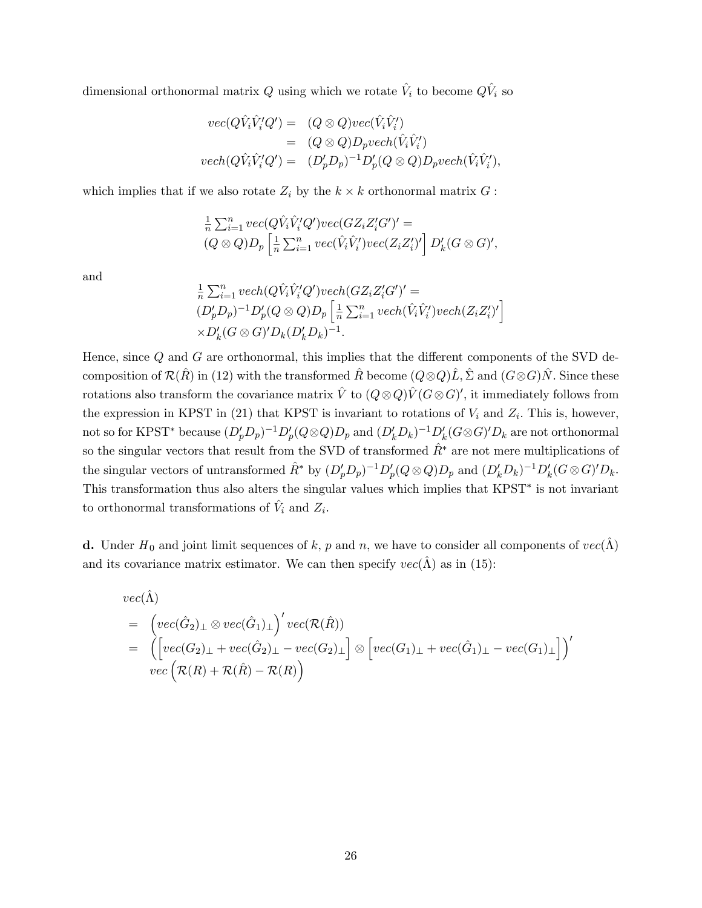dimensional orthonormal matrix $Q$ using which we rotate $\hat{V}_i$ to become $Q\hat{V}_i$ so

$$
\begin{aligned}
vec(Q\hat{V}_i\hat{V}_i'Q') &= (Q\otimes Q)vec(\hat{V}_i\hat{V}_i') \\
&= (Q\otimes Q)D_p vech(\hat{V}_i\hat{V}_i') \\
vech(Q\hat{V}_i\hat{V}_i'Q') &= (D_p'D_p)^{-1}D_p'(Q\otimes Q)D_p vech(\hat{V}_i\hat{V}_i'),
\end{aligned}
$$

which implies that if we also rotate $Z_i$ by the $k\times k$ orthonormal matrix $G$ :

$$
\begin{aligned}
&\tfrac{1}{n}\textstyle\sum_{i=1}^n vec(Q\hat{V}_i\hat{V}_i'Q')vec(GZ_iZ_i'G')' = \\
&(Q\otimes Q)D_p\left[\tfrac{1}{n}\textstyle\sum_{i=1}^n vec(\hat{V}_i\hat{V}_i')vec(Z_iZ_i')'\right]D_k'(G\otimes G)',
\end{aligned}
$$

and

$$
\begin{aligned}
&\tfrac{1}{n}\textstyle\sum_{i=1}^n vech(Q\hat{V}_i\hat{V}_i'Q')vech(GZ_iZ_i'G')' = \\
&(D_p'D_p)^{-1}D_p'(Q\otimes Q)D_p\left[\tfrac{1}{n}\textstyle\sum_{i=1}^n vech(\hat{V}_i\hat{V}_i')vech(Z_iZ_i')'\right] \\
&\times D_k'(G\otimes G)'D_k(D_k'D_k)^{-1}.
\end{aligned}
$$

Hence, since $Q$ and $G$ are orthonormal, this implies that the different components of the SVD decomposition of $\mathcal{R}(\hat{R})$ in (12) with the transformed $\hat{R}$ become $(Q\otimes Q)\hat{L}$, $\hat{\Sigma}$ and $(G\otimes G)\hat{N}$. Since these rotations also transform the covariance matrix $\hat{V}$ to $(Q\otimes Q)\hat{V}(G\otimes G)'$, it immediately follows from the expression in KPST in (21) that KPST is invariant to rotations of $V_i$ and $Z_i$. This is, however, not so for KPST$^*$ because $(D_p'D_p)^{-1}D_p'(Q\otimes Q)D_p$ and $(D_k'D_k)^{-1}D_k'(G\otimes G)'D_k$ are not orthonormal so the singular vectors that result from the SVD of transformed $\hat{R}^*$ are not mere multiplications of the singular vectors of untransformed $\hat{R}^*$ by $(D_p'D_p)^{-1}D_p'(Q\otimes Q)D_p$ and $(D_k'D_k)^{-1}D_k'(G\otimes G)'D_k$. This transformation thus also alters the singular values which implies that KPST$^*$ is not invariant to orthonormal transformations of $\hat{V}_i$ and $Z_i$.

**d.** Under $H_0$ and joint limit sequences of $k$, $p$ and $n$, we have to consider all components of $vec(\hat{\Lambda})$ and its covariance matrix estimator. We can then specify $vec(\hat{\Lambda})$ as in (15):

$$
\begin{aligned}
&vec(\hat{\Lambda}) \\
&= \left(vec(\hat{G}_2)_\perp\otimes vec(\hat{G}_1)_\perp\right)' vec(\mathcal{R}(\hat{R})) \\
&= \left(\left[vec(G_2)_\perp + vec(\hat{G}_2)_\perp - vec(G_2)_\perp\right]\otimes\left[vec(G_1)_\perp + vec(\hat{G}_1)_\perp - vec(G_1)_\perp\right]\right)' \\
&\quad vec\left(\mathcal{R}(R)+\mathcal{R}(\hat{R})-\mathcal{R}(R)\right)
\end{aligned}
$$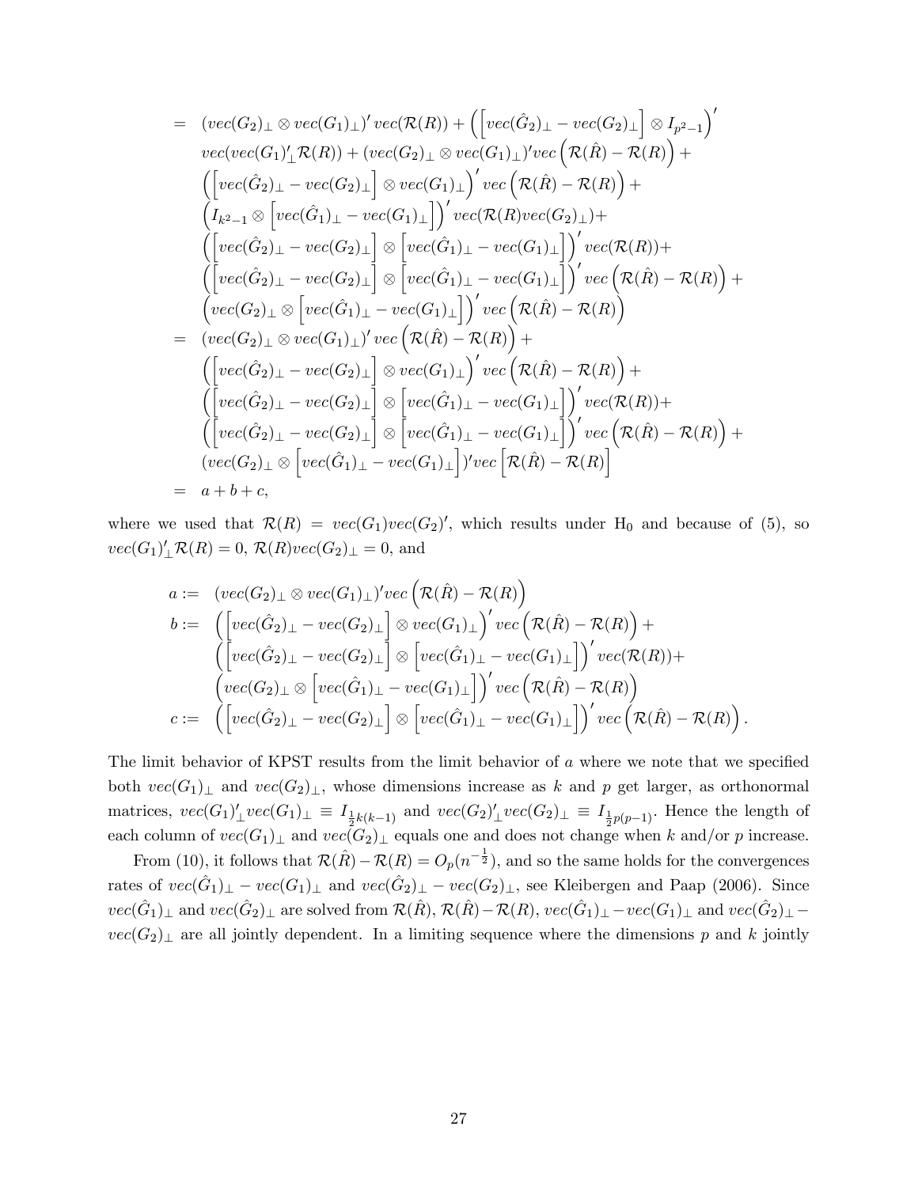$$
\begin{aligned}
= \;& (vec(G_2)_\perp \otimes vec(G_1)_\perp)' \, vec(\mathcal{R}(R)) + \left( \left[ vec(\hat{G}_2)_\perp - vec(G_2)_\perp \right] \otimes I_{p^2-1} \right)' \\
& vec(vec(G_1)'_\perp \mathcal{R}(R)) + (vec(G_2)_\perp \otimes vec(G_1)_\perp)' vec\left( \mathcal{R}(\hat{R}) - \mathcal{R}(R) \right) + \\
& \left( \left[ vec(\hat{G}_2)_\perp - vec(G_2)_\perp \right] \otimes vec(G_1)_\perp \right)' vec\left( \mathcal{R}(\hat{R}) - \mathcal{R}(R) \right) + \\
& \left( I_{k^2-1} \otimes \left[ vec(\hat{G}_1)_\perp - vec(G_1)_\perp \right] \right)' vec(\mathcal{R}(R) vec(G_2)_\perp) + \\
& \left( \left[ vec(\hat{G}_2)_\perp - vec(G_2)_\perp \right] \otimes \left[ vec(\hat{G}_1)_\perp - vec(G_1)_\perp \right] \right)' vec(\mathcal{R}(R)) + \\
& \left( \left[ vec(\hat{G}_2)_\perp - vec(G_2)_\perp \right] \otimes \left[ vec(\hat{G}_1)_\perp - vec(G_1)_\perp \right] \right)' vec\left( \mathcal{R}(\hat{R}) - \mathcal{R}(R) \right) + \\
& \left( vec(G_2)_\perp \otimes \left[ vec(\hat{G}_1)_\perp - vec(G_1)_\perp \right] \right)' vec\left( \mathcal{R}(\hat{R}) - \mathcal{R}(R) \right) \\
= \;& (vec(G_2)_\perp \otimes vec(G_1)_\perp)' \, vec\left( \mathcal{R}(\hat{R}) - \mathcal{R}(R) \right) + \\
& \left( \left[ vec(\hat{G}_2)_\perp - vec(G_2)_\perp \right] \otimes vec(G_1)_\perp \right)' vec\left( \mathcal{R}(\hat{R}) - \mathcal{R}(R) \right) + \\
& \left( \left[ vec(\hat{G}_2)_\perp - vec(G_2)_\perp \right] \otimes \left[ vec(\hat{G}_1)_\perp - vec(G_1)_\perp \right] \right)' vec(\mathcal{R}(R)) + \\
& \left( \left[ vec(\hat{G}_2)_\perp - vec(G_2)_\perp \right] \otimes \left[ vec(\hat{G}_1)_\perp - vec(G_1)_\perp \right] \right)' vec\left( \mathcal{R}(\hat{R}) - \mathcal{R}(R) \right) + \\
& (vec(G_2)_\perp \otimes \left[ vec(\hat{G}_1)_\perp - vec(G_1)_\perp \right])' vec\left[ \mathcal{R}(\hat{R}) - \mathcal{R}(R) \right] \\
= \;& a + b + c,
\end{aligned}
$$

where we used that $\mathcal{R}(R) = vec(G_1)vec(G_2)'$, which results under $\mathrm{H}_0$ and because of (5), so $vec(G_1)'_\perp \mathcal{R}(R) = 0$, $\mathcal{R}(R)vec(G_2)_\perp = 0$, and

$$
\begin{aligned}
a := \;& (vec(G_2)_\perp \otimes vec(G_1)_\perp)' vec\left( \mathcal{R}(\hat{R}) - \mathcal{R}(R) \right) \\
b := \;& \left( \left[ vec(\hat{G}_2)_\perp - vec(G_2)_\perp \right] \otimes vec(G_1)_\perp \right)' vec\left( \mathcal{R}(\hat{R}) - \mathcal{R}(R) \right) + \\
& \left( \left[ vec(\hat{G}_2)_\perp - vec(G_2)_\perp \right] \otimes \left[ vec(\hat{G}_1)_\perp - vec(G_1)_\perp \right] \right)' vec(\mathcal{R}(R)) + \\
& \left( vec(G_2)_\perp \otimes \left[ vec(\hat{G}_1)_\perp - vec(G_1)_\perp \right] \right)' vec\left( \mathcal{R}(\hat{R}) - \mathcal{R}(R) \right) \\
c := \;& \left( \left[ vec(\hat{G}_2)_\perp - vec(G_2)_\perp \right] \otimes \left[ vec(\hat{G}_1)_\perp - vec(G_1)_\perp \right] \right)' vec\left( \mathcal{R}(\hat{R}) - \mathcal{R}(R) \right).
\end{aligned}
$$

The limit behavior of KPST results from the limit behavior of $a$ where we note that we specified both $vec(G_1)_\perp$ and $vec(G_2)_\perp$, whose dimensions increase as $k$ and $p$ get larger, as orthonormal matrices, $vec(G_1)'_\perp vec(G_1)_\perp \equiv I_{\frac{1}{2}k(k-1)}$ and $vec(G_2)'_\perp vec(G_2)_\perp \equiv I_{\frac{1}{2}p(p-1)}$. Hence the length of each column of $vec(G_1)_\perp$ and $vec(G_2)_\perp$ equals one and does not change when $k$ and/or $p$ increase.

From (10), it follows that $\mathcal{R}(\hat{R}) - \mathcal{R}(R) = O_p(n^{-\frac{1}{2}})$, and so the same holds for the convergences rates of $vec(\hat{G}_1)_\perp - vec(G_1)_\perp$ and $vec(\hat{G}_2)_\perp - vec(G_2)_\perp$, see Kleibergen and Paap (2006). Since $vec(\hat{G}_1)_\perp$ and $vec(\hat{G}_2)_\perp$ are solved from $\mathcal{R}(\hat{R})$, $\mathcal{R}(\hat{R}) - \mathcal{R}(R)$, $vec(\hat{G}_1)_\perp - vec(G_1)_\perp$ and $vec(\hat{G}_2)_\perp - vec(G_2)_\perp$ are all jointly dependent. In a limiting sequence where the dimensions $p$ and $k$ jointly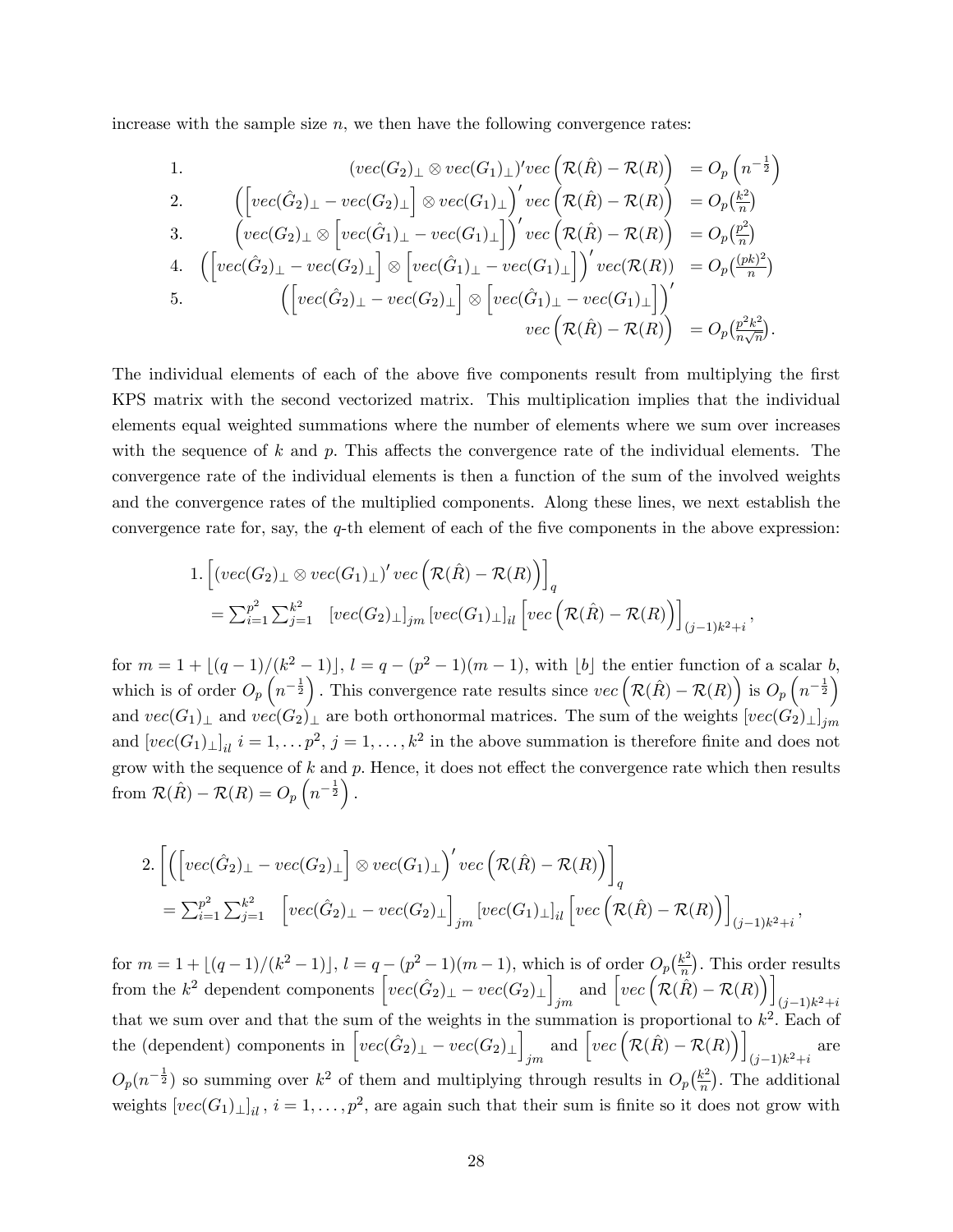increase with the sample size $n$, we then have the following convergence rates:

$$
\begin{array}{lrl}
1. & (vec(G_2)_\perp \otimes vec(G_1)_\perp)' vec\left(\mathcal{R}(\hat{R}) - \mathcal{R}(R)\right) & = O_p\left(n^{-\frac{1}{2}}\right) \\
2. & \left(\left[vec(\hat{G}_2)_\perp - vec(G_2)_\perp\right] \otimes vec(G_1)_\perp\right)' vec\left(\mathcal{R}(\hat{R}) - \mathcal{R}(R)\right) & = O_p(\frac{k^2}{n}) \\
3. & \left(vec(G_2)_\perp \otimes \left[vec(\hat{G}_1)_\perp - vec(G_1)_\perp\right]\right)' vec\left(\mathcal{R}(\hat{R}) - \mathcal{R}(R)\right) & = O_p(\frac{p^2}{n}) \\
4. & \left(\left[vec(\hat{G}_2)_\perp - vec(G_2)_\perp\right] \otimes \left[vec(\hat{G}_1)_\perp - vec(G_1)_\perp\right]\right)' vec(\mathcal{R}(R)) & = O_p(\frac{(pk)^2}{n}) \\
5. & \left(\left[vec(\hat{G}_2)_\perp - vec(G_2)_\perp\right] \otimes \left[vec(\hat{G}_1)_\perp - vec(G_1)_\perp\right]\right)' & \\
 & vec\left(\mathcal{R}(\hat{R}) - \mathcal{R}(R)\right) & = O_p(\frac{p^2k^2}{n\sqrt{n}}).
\end{array}
$$

The individual elements of each of the above five components result from multiplying the first KPS matrix with the second vectorized matrix. This multiplication implies that the individual elements equal weighted summations where the number of elements where we sum over increases with the sequence of $k$ and $p$. This affects the convergence rate of the individual elements. The convergence rate of the individual elements is then a function of the sum of the involved weights and the convergence rates of the multiplied components. Along these lines, we next establish the convergence rate for, say, the $q$-th element of each of the five components in the above expression:

$$
\begin{array}{l}
1. \left[(vec(G_2)_\perp \otimes vec(G_1)_\perp)' vec\left(\mathcal{R}(\hat{R}) - \mathcal{R}(R)\right)\right]_q \\
= \sum_{i=1}^{p^2}\sum_{j=1}^{k^2} \quad [vec(G_2)_\perp]_{jm}\, [vec(G_1)_\perp]_{il} \left[vec\left(\mathcal{R}(\hat{R}) - \mathcal{R}(R)\right)\right]_{(j-1)k^2+i},
\end{array}
$$

for $m = 1 + \lfloor (q-1)/(k^2-1) \rfloor$, $l = q - (p^2-1)(m-1)$, with $\lfloor b \rfloor$ the entier function of a scalar $b$, which is of order $O_p\left(n^{-\frac{1}{2}}\right)$. This convergence rate results since $vec\left(\mathcal{R}(\hat{R}) - \mathcal{R}(R)\right)$ is $O_p\left(n^{-\frac{1}{2}}\right)$ and $vec(G_1)_\perp$ and $vec(G_2)_\perp$ are both orthonormal matrices. The sum of the weights $[vec(G_2)_\perp]_{jm}$ and $[vec(G_1)_\perp]_{il}$ $i = 1, \ldots p^2$, $j = 1, \ldots, k^2$ in the above summation is therefore finite and does not grow with the sequence of $k$ and $p$. Hence, it does not effect the convergence rate which then results from $\mathcal{R}(\hat{R}) - \mathcal{R}(R) = O_p\left(n^{-\frac{1}{2}}\right)$.

$$
\begin{array}{l}
2. \left[\left(\left[vec(\hat{G}_2)_\perp - vec(G_2)_\perp\right] \otimes vec(G_1)_\perp\right)' vec\left(\mathcal{R}(\hat{R}) - \mathcal{R}(R)\right)\right]_q \\
= \sum_{i=1}^{p^2}\sum_{j=1}^{k^2} \quad \left[vec(\hat{G}_2)_\perp - vec(G_2)_\perp\right]_{jm} [vec(G_1)_\perp]_{il} \left[vec\left(\mathcal{R}(\hat{R}) - \mathcal{R}(R)\right)\right]_{(j-1)k^2+i},
\end{array}
$$

for $m = 1 + \lfloor (q-1)/(k^2-1) \rfloor$, $l = q - (p^2-1)(m-1)$, which is of order $O_p(\frac{k^2}{n})$. This order results from the $k^2$ dependent components $\left[vec(\hat{G}_2)_\perp - vec(G_2)_\perp\right]_{jm}$ and $\left[vec\left(\mathcal{R}(\hat{R}) - \mathcal{R}(R)\right)\right]_{(j-1)k^2+i}$ that we sum over and that the sum of the weights in the summation is proportional to $k^2$. Each of the (dependent) components in $\left[vec(\hat{G}_2)_\perp - vec(G_2)_\perp\right]_{jm}$ and $\left[vec\left(\mathcal{R}(\hat{R}) - \mathcal{R}(R)\right)\right]_{(j-1)k^2+i}$ are $O_p(n^{-\frac{1}{2}})$ so summing over $k^2$ of them and multiplying through results in $O_p(\frac{k^2}{n})$. The additional weights $[vec(G_1)_\perp]_{il}$, $i = 1, \ldots, p^2$, are again such that their sum is finite so it does not grow with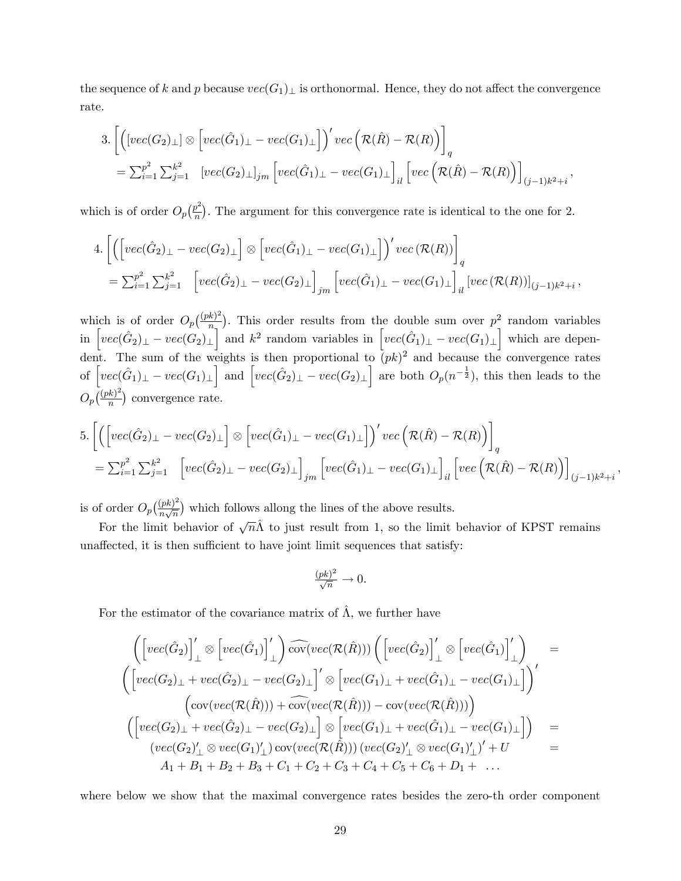the sequence of $k$ and $p$ because $vec(G_1)_\perp$ is orthonormal. Hence, they do not affect the convergence rate.

3. $$\left[\left([vec(G_2)_\perp] \otimes \left[vec(\hat{G}_1)_\perp - vec(G_1)_\perp\right]\right)' vec\left(\mathcal{R}(\hat{R}) - \mathcal{R}(R)\right)\right]_q$$
$$= \sum_{i=1}^{p^2} \sum_{j=1}^{k^2} \quad [vec(G_2)_\perp]_{jm} \left[vec(\hat{G}_1)_\perp - vec(G_1)_\perp\right]_{il} \left[vec\left(\mathcal{R}(\hat{R}) - \mathcal{R}(R)\right)\right]_{(j-1)k^2+i},$$

which is of order $O_p\left(\frac{p^2}{n}\right)$. The argument for this convergence rate is identical to the one for 2.

4. $$\left[\left(\left[vec(\hat{G}_2)_\perp - vec(G_2)_\perp\right] \otimes \left[vec(\hat{G}_1)_\perp - vec(G_1)_\perp\right]\right)' vec\left(\mathcal{R}(R)\right)\right]_q$$
$$= \sum_{i=1}^{p^2} \sum_{j=1}^{k^2} \quad \left[vec(\hat{G}_2)_\perp - vec(G_2)_\perp\right]_{jm} \left[vec(\hat{G}_1)_\perp - vec(G_1)_\perp\right]_{il} \left[vec\left(\mathcal{R}(R)\right)\right]_{(j-1)k^2+i},$$

which is of order $O_p\left(\frac{(pk)^2}{n}\right)$. This order results from the double sum over $p^2$ random variables in $\left[vec(\hat{G}_2)_\perp - vec(G_2)_\perp\right]$ and $k^2$ random variables in $\left[vec(\hat{G}_1)_\perp - vec(G_1)_\perp\right]$ which are dependent. The sum of the weights is then proportional to $(pk)^2$ and because the convergence rates of $\left[vec(\hat{G}_1)_\perp - vec(G_1)_\perp\right]$ and $\left[vec(\hat{G}_2)_\perp - vec(G_2)_\perp\right]$ are both $O_p(n^{-\frac{1}{2}})$, this then leads to the $O_p\left(\frac{(pk)^2}{n}\right)$ convergence rate.

5. $$\left[\left(\left[vec(\hat{G}_2)_\perp - vec(G_2)_\perp\right] \otimes \left[vec(\hat{G}_1)_\perp - vec(G_1)_\perp\right]\right)' vec\left(\mathcal{R}(\hat{R}) - \mathcal{R}(R)\right)\right]_q$$
$$= \sum_{i=1}^{p^2} \sum_{j=1}^{k^2} \quad \left[vec(\hat{G}_2)_\perp - vec(G_2)_\perp\right]_{jm} \left[vec(\hat{G}_1)_\perp - vec(G_1)_\perp\right]_{il} \left[vec\left(\mathcal{R}(\hat{R}) - \mathcal{R}(R)\right)\right]_{(j-1)k^2+i},$$

is of order $O_p\left(\frac{(pk)^2}{n\sqrt{n}}\right)$ which follows allong the lines of the above results.

For the limit behavior of $\sqrt{n}\hat{\Lambda}$ to just result from 1, so the limit behavior of KPST remains unaffected, it is then sufficient to have joint limit sequences that satisfy:

$$\frac{(pk)^2}{\sqrt{n}} \to 0.$$

For the estimator of the covariance matrix of $\hat{\Lambda}$, we further have

$$\begin{array}{c}
\left(\left[vec(\hat{G}_2)\right]_\perp' \otimes \left[vec(\hat{G}_1)\right]_\perp'\right) \widehat{\text{cov}}(vec(\mathcal{R}(\hat{R}))) \left(\left[vec(\hat{G}_2)\right]_\perp' \otimes \left[vec(\hat{G}_1)\right]_\perp'\right) \quad = \\
\left(\left[vec(G_2)_\perp + vec(\hat{G}_2)_\perp - vec(G_2)_\perp\right]' \otimes \left[vec(G_1)_\perp + vec(\hat{G}_1)_\perp - vec(G_1)_\perp\right]\right)' \\
\left(\text{cov}(vec(\mathcal{R}(\hat{R}))) + \widehat{\text{cov}}(vec(\mathcal{R}(\hat{R}))) - \text{cov}(vec(\mathcal{R}(\hat{R})))\right) \\
\left(\left[vec(G_2)_\perp + vec(\hat{G}_2)_\perp - vec(G_2)_\perp\right] \otimes \left[vec(G_1)_\perp + vec(\hat{G}_1)_\perp - vec(G_1)_\perp\right]\right) \quad = \\
(vec(G_2)_\perp' \otimes vec(G_1)_\perp') \,\text{cov}(vec(\mathcal{R}(\hat{R}))) \,(vec(G_2)_\perp' \otimes vec(G_1)_\perp')' + U \quad = \\
A_1 + B_1 + B_2 + B_3 + C_1 + C_2 + C_3 + C_4 + C_5 + C_6 + D_1 + \ \ldots
\end{array}$$

where below we show that the maximal convergence rates besides the zero-th order component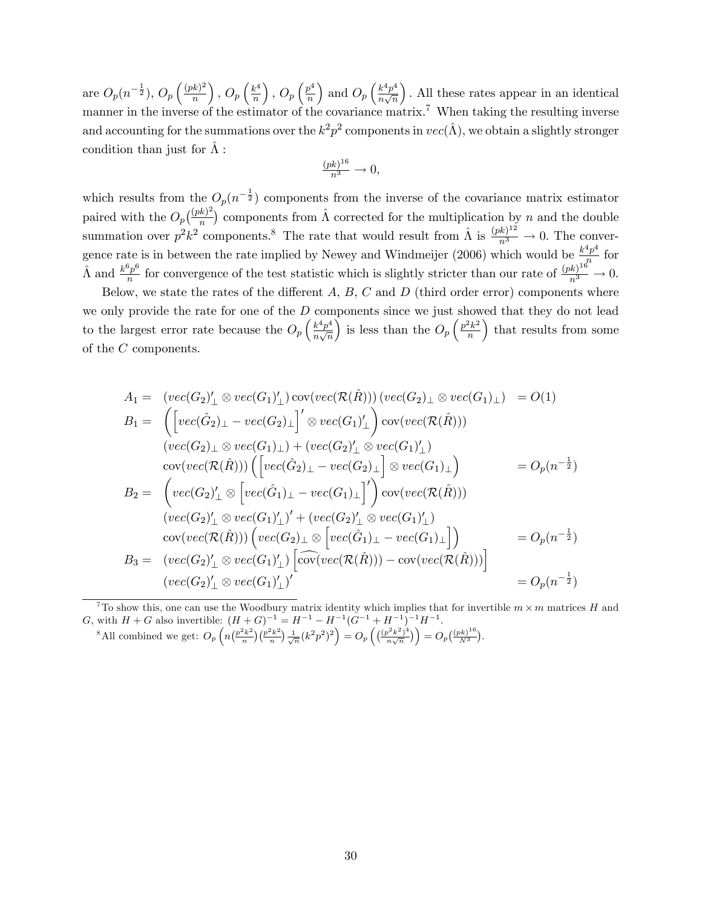are $O_p(n^{-\frac{1}{2}})$, $O_p\left(\frac{(pk)^2}{n}\right)$, $O_p\left(\frac{k^4}{n}\right)$, $O_p\left(\frac{p^4}{n}\right)$ and $O_p\left(\frac{k^4p^4}{n\sqrt{n}}\right)$. All these rates appear in an identical manner in the inverse of the estimator of the covariance matrix.[7] When taking the resulting inverse and accounting for the summations over the $k^2p^2$ components in $vec(\hat{\Lambda})$, we obtain a slightly stronger condition than just for $\hat{\Lambda}$ :

$$\tfrac{(pk)^{16}}{n^3} \to 0,$$

which results from the $O_p(n^{-\frac{1}{2}})$ components from the inverse of the covariance matrix estimator paired with the $O_p(\frac{(pk)^2}{n})$ components from $\hat{\Lambda}$ corrected for the multiplication by $n$ and the double summation over $p^2k^2$ components.[8] The rate that would result from $\hat{\Lambda}$ is $\frac{(pk)^{12}}{n^3} \to 0$. The convergence rate is in between the rate implied by Newey and Windmeijer (2006) which would be $\frac{k^4p^4}{n}$ for $\hat{\Lambda}$ and $\frac{k^6p^6}{n}$ for convergence of the test statistic which is slightly stricter than our rate of $\frac{(pk)^{16}}{n^3} \to 0$.

Below, we state the rates of the different $A$, $B$, $C$ and $D$ (third order error) components where we only provide the rate for one of the $D$ components since we just showed that they do not lead to the largest error rate because the $O_p\left(\frac{k^4p^4}{n\sqrt{n}}\right)$ is less than the $O_p\left(\frac{p^2k^2}{n}\right)$ that results from some of the $C$ components.

$$
\begin{aligned}
A_1 = \;& (vec(G_2)'_\perp \otimes vec(G_1)'_\perp)\, \mathrm{cov}(vec(\mathcal{R}(\hat{R})))\, (vec(G_2)_\perp \otimes vec(G_1)_\perp) && = O(1) \\
B_1 = \;& \left(\left[vec(\hat{G}_2)_\perp - vec(G_2)_\perp\right]' \otimes vec(G_1)'_\perp\right) \mathrm{cov}(vec(\mathcal{R}(\hat{R}))) \\
& (vec(G_2)_\perp \otimes vec(G_1)_\perp) + (vec(G_2)'_\perp \otimes vec(G_1)'_\perp) \\
& \mathrm{cov}(vec(\mathcal{R}(\hat{R}))) \left(\left[vec(\hat{G}_2)_\perp - vec(G_2)_\perp\right] \otimes vec(G_1)_\perp\right) && = O_p(n^{-\frac{1}{2}}) \\
B_2 = \;& \left(vec(G_2)'_\perp \otimes \left[vec(\hat{G}_1)_\perp - vec(G_1)_\perp\right]'\right) \mathrm{cov}(vec(\mathcal{R}(\hat{R}))) \\
& (vec(G_2)'_\perp \otimes vec(G_1)'_\perp)' + (vec(G_2)'_\perp \otimes vec(G_1)'_\perp) \\
& \mathrm{cov}(vec(\mathcal{R}(\hat{R}))) \left(vec(G_2)_\perp \otimes \left[vec(\hat{G}_1)_\perp - vec(G_1)_\perp\right]\right) && = O_p(n^{-\frac{1}{2}}) \\
B_3 = \;& (vec(G_2)'_\perp \otimes vec(G_1)'_\perp) \left[\widehat{\mathrm{cov}}(vec(\mathcal{R}(\hat{R}))) - \mathrm{cov}(vec(\mathcal{R}(\hat{R})))\right] \\
& (vec(G_2)'_\perp \otimes vec(G_1)'_\perp)' && = O_p(n^{-\frac{1}{2}})
\end{aligned}
$$

---

[7] To show this, one can use the Woodbury matrix identity which implies that for invertible $m \times m$ matrices $H$ and $G$, with $H + G$ also invertible: $(H + G)^{-1} = H^{-1} - H^{-1}(G^{-1} + H^{-1})^{-1}H^{-1}$.

[8] All combined we get: $O_p\left(n(\frac{p^2k^2}{n})(\frac{p^2k^2}{n})\frac{1}{\sqrt{n}}(k^2p^2)^2\right) = O_p\left((\frac{(p^2k^2)^4}{n\sqrt{n}})\right) = O_p(\frac{(pk)^{16}}{N^3})$.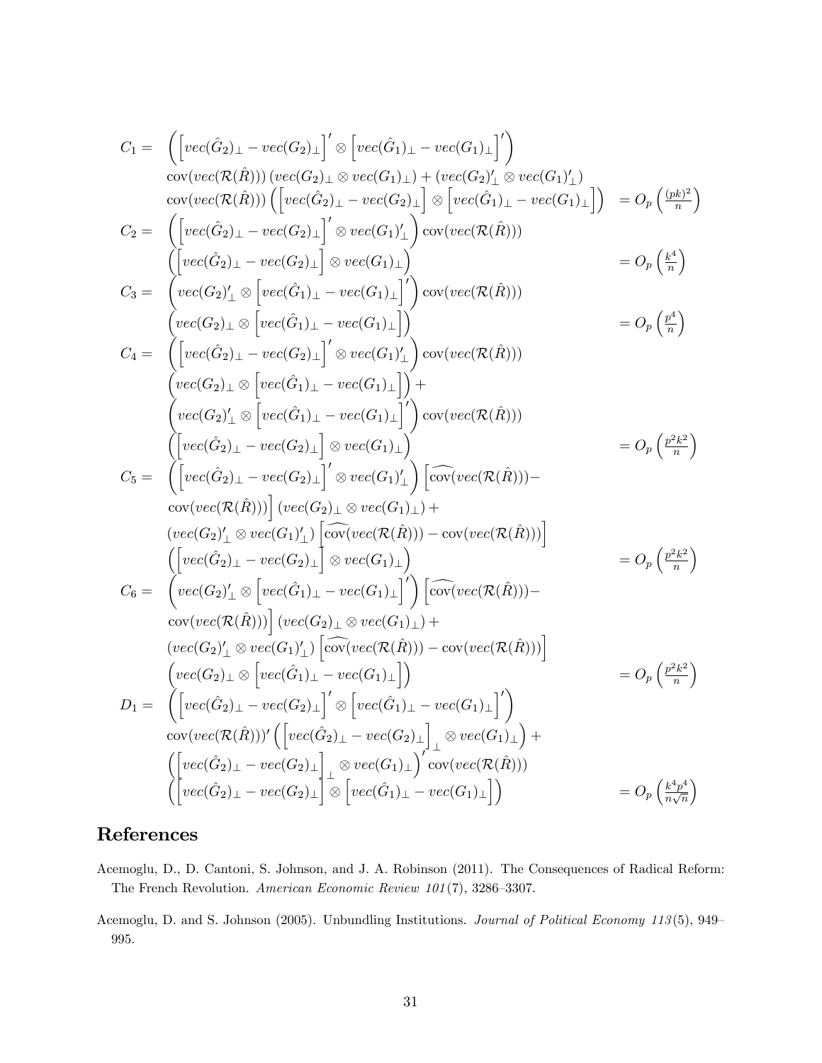$$
\begin{aligned}
C_1 = \; & \left( \left[ vec(\hat{G}_2)_\perp - vec(G_2)_\perp \right]' \otimes \left[ vec(\hat{G}_1)_\perp - vec(G_1)_\perp \right]' \right) \\
& \operatorname{cov}(vec(\mathcal{R}(\hat{R})))\,(vec(G_2)_\perp \otimes vec(G_1)_\perp) + (vec(G_2)'_\perp \otimes vec(G_1)'_\perp) \\
& \operatorname{cov}(vec(\mathcal{R}(\hat{R}))) \left( \left[ vec(\hat{G}_2)_\perp - vec(G_2)_\perp \right] \otimes \left[ vec(\hat{G}_1)_\perp - vec(G_1)_\perp \right] \right) && = O_p\left( \frac{(pk)^2}{n} \right) \\
C_2 = \; & \left( \left[ vec(\hat{G}_2)_\perp - vec(G_2)_\perp \right]' \otimes vec(G_1)'_\perp \right) \operatorname{cov}(vec(\mathcal{R}(\hat{R}))) \\
& \left( \left[ vec(\hat{G}_2)_\perp - vec(G_2)_\perp \right] \otimes vec(G_1)_\perp \right) && = O_p\left( \frac{k^4}{n} \right) \\
C_3 = \; & \left( vec(G_2)'_\perp \otimes \left[ vec(\hat{G}_1)_\perp - vec(G_1)_\perp \right]' \right) \operatorname{cov}(vec(\mathcal{R}(\hat{R}))) \\
& \left( vec(G_2)_\perp \otimes \left[ vec(\hat{G}_1)_\perp - vec(G_1)_\perp \right] \right) && = O_p\left( \frac{p^4}{n} \right) \\
C_4 = \; & \left( \left[ vec(\hat{G}_2)_\perp - vec(G_2)_\perp \right]' \otimes vec(G_1)'_\perp \right) \operatorname{cov}(vec(\mathcal{R}(\hat{R}))) \\
& \left( vec(G_2)_\perp \otimes \left[ vec(\hat{G}_1)_\perp - vec(G_1)_\perp \right] \right) + \\
& \left( vec(G_2)'_\perp \otimes \left[ vec(\hat{G}_1)_\perp - vec(G_1)_\perp \right]' \right) \operatorname{cov}(vec(\mathcal{R}(\hat{R}))) \\
& \left( \left[ vec(\hat{G}_2)_\perp - vec(G_2)_\perp \right] \otimes vec(G_1)_\perp \right) && = O_p\left( \frac{p^2k^2}{n} \right) \\
C_5 = \; & \left( \left[ vec(\hat{G}_2)_\perp - vec(G_2)_\perp \right]' \otimes vec(G_1)'_\perp \right) \left[ \widehat{\operatorname{cov}}(vec(\mathcal{R}(\hat{R}))) - \right. \\
& \left. \operatorname{cov}(vec(\mathcal{R}(\hat{R}))) \right] (vec(G_2)_\perp \otimes vec(G_1)_\perp) + \\
& (vec(G_2)'_\perp \otimes vec(G_1)'_\perp) \left[ \widehat{\operatorname{cov}}(vec(\mathcal{R}(\hat{R}))) - \operatorname{cov}(vec(\mathcal{R}(\hat{R}))) \right] \\
& \left( \left[ vec(\hat{G}_2)_\perp - vec(G_2)_\perp \right] \otimes vec(G_1)_\perp \right) && = O_p\left( \frac{p^2k^2}{n} \right) \\
C_6 = \; & \left( vec(G_2)'_\perp \otimes \left[ vec(\hat{G}_1)_\perp - vec(G_1)_\perp \right]' \right) \left[ \widehat{\operatorname{cov}}(vec(\mathcal{R}(\hat{R}))) - \right. \\
& \left. \operatorname{cov}(vec(\mathcal{R}(\hat{R}))) \right] (vec(G_2)_\perp \otimes vec(G_1)_\perp) + \\
& (vec(G_2)'_\perp \otimes vec(G_1)'_\perp) \left[ \widehat{\operatorname{cov}}(vec(\mathcal{R}(\hat{R}))) - \operatorname{cov}(vec(\mathcal{R}(\hat{R}))) \right] \\
& \left( vec(G_2)_\perp \otimes \left[ vec(\hat{G}_1)_\perp - vec(G_1)_\perp \right] \right) && = O_p\left( \frac{p^2k^2}{n} \right) \\
D_1 = \; & \left( \left[ vec(\hat{G}_2)_\perp - vec(G_2)_\perp \right]' \otimes \left[ vec(\hat{G}_1)_\perp - vec(G_1)_\perp \right]' \right) \\
& \operatorname{cov}(vec(\mathcal{R}(\hat{R})))' \left( \left[ vec(\hat{G}_2)_\perp - vec(G_2)_\perp \right]_\perp \otimes vec(G_1)_\perp \right) + \\
& \left( \left[ vec(\hat{G}_2)_\perp - vec(G_2)_\perp \right]_\perp \otimes vec(G_1)_\perp \right)' \operatorname{cov}(vec(\mathcal{R}(\hat{R}))) \\
& \left( \left[ vec(\hat{G}_2)_\perp - vec(G_2)_\perp \right] \otimes \left[ vec(\hat{G}_1)_\perp - vec(G_1)_\perp \right] \right) && = O_p\left( \frac{k^4p^4}{n\sqrt{n}} \right)
\end{aligned}
$$

# References

Acemoglu, D., D. Cantoni, S. Johnson, and J. A. Robinson (2011). The Consequences of Radical Reform: The French Revolution. *American Economic Review 101*(7), 3286–3307.

Acemoglu, D. and S. Johnson (2005). Unbundling Institutions. *Journal of Political Economy 113*(5), 949–995.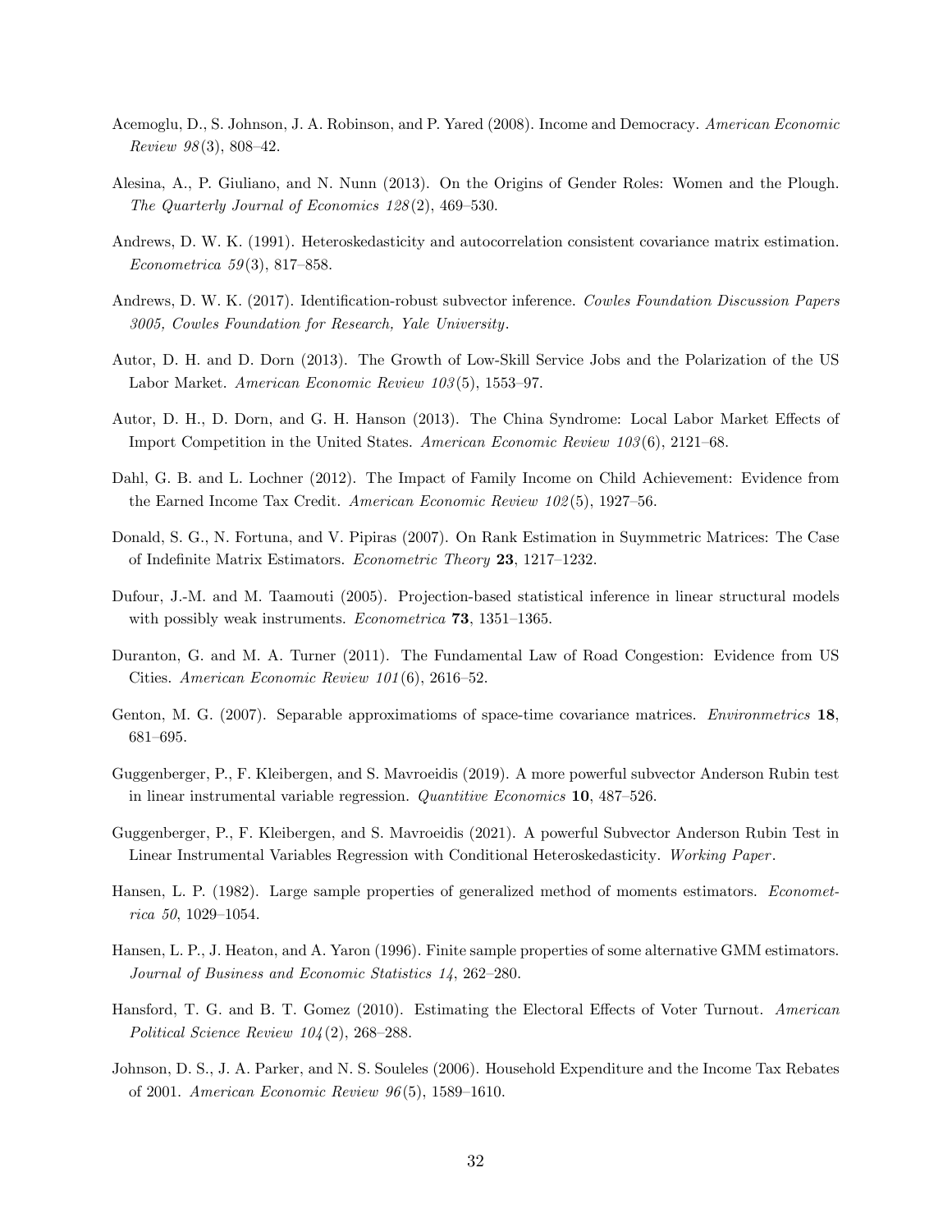Acemoglu, D., S. Johnson, J. A. Robinson, and P. Yared (2008). Income and Democracy. *American Economic Review 98*(3), 808–42.

Alesina, A., P. Giuliano, and N. Nunn (2013). On the Origins of Gender Roles: Women and the Plough. *The Quarterly Journal of Economics 128*(2), 469–530.

Andrews, D. W. K. (1991). Heteroskedasticity and autocorrelation consistent covariance matrix estimation. *Econometrica 59*(3), 817–858.

Andrews, D. W. K. (2017). Identification-robust subvector inference. *Cowles Foundation Discussion Papers 3005, Cowles Foundation for Research, Yale University*.

Autor, D. H. and D. Dorn (2013). The Growth of Low-Skill Service Jobs and the Polarization of the US Labor Market. *American Economic Review 103*(5), 1553–97.

Autor, D. H., D. Dorn, and G. H. Hanson (2013). The China Syndrome: Local Labor Market Effects of Import Competition in the United States. *American Economic Review 103*(6), 2121–68.

Dahl, G. B. and L. Lochner (2012). The Impact of Family Income on Child Achievement: Evidence from the Earned Income Tax Credit. *American Economic Review 102*(5), 1927–56.

Donald, S. G., N. Fortuna, and V. Pipiras (2007). On Rank Estimation in Suymmetric Matrices: The Case of Indefinite Matrix Estimators. *Econometric Theory* **23**, 1217–1232.

Dufour, J.-M. and M. Taamouti (2005). Projection-based statistical inference in linear structural models with possibly weak instruments. *Econometrica* **73**, 1351–1365.

Duranton, G. and M. A. Turner (2011). The Fundamental Law of Road Congestion: Evidence from US Cities. *American Economic Review 101*(6), 2616–52.

Genton, M. G. (2007). Separable approximatioms of space-time covariance matrices. *Environmetrics* **18**, 681–695.

Guggenberger, P., F. Kleibergen, and S. Mavroeidis (2019). A more powerful subvector Anderson Rubin test in linear instrumental variable regression. *Quantitive Economics* **10**, 487–526.

Guggenberger, P., F. Kleibergen, and S. Mavroeidis (2021). A powerful Subvector Anderson Rubin Test in Linear Instrumental Variables Regression with Conditional Heteroskedasticity. *Working Paper*.

Hansen, L. P. (1982). Large sample properties of generalized method of moments estimators. *Econometrica 50*, 1029–1054.

Hansen, L. P., J. Heaton, and A. Yaron (1996). Finite sample properties of some alternative GMM estimators. *Journal of Business and Economic Statistics 14*, 262–280.

Hansford, T. G. and B. T. Gomez (2010). Estimating the Electoral Effects of Voter Turnout. *American Political Science Review 104*(2), 268–288.

Johnson, D. S., J. A. Parker, and N. S. Souleles (2006). Household Expenditure and the Income Tax Rebates of 2001. *American Economic Review 96*(5), 1589–1610.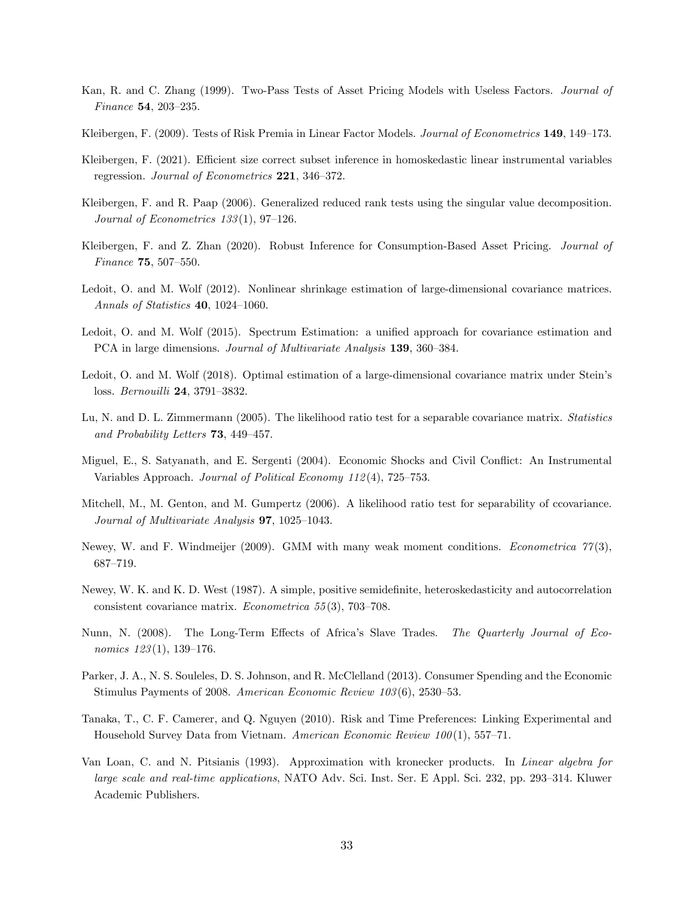Kan, R. and C. Zhang (1999). Two-Pass Tests of Asset Pricing Models with Useless Factors. *Journal of Finance* **54**, 203–235.

Kleibergen, F. (2009). Tests of Risk Premia in Linear Factor Models. *Journal of Econometrics* **149**, 149–173.

Kleibergen, F. (2021). Efficient size correct subset inference in homoskedastic linear instrumental variables regression. *Journal of Econometrics* **221**, 346–372.

Kleibergen, F. and R. Paap (2006). Generalized reduced rank tests using the singular value decomposition. *Journal of Econometrics 133*(1), 97–126.

Kleibergen, F. and Z. Zhan (2020). Robust Inference for Consumption-Based Asset Pricing. *Journal of Finance* **75**, 507–550.

Ledoit, O. and M. Wolf (2012). Nonlinear shrinkage estimation of large-dimensional covariance matrices. *Annals of Statistics* **40**, 1024–1060.

Ledoit, O. and M. Wolf (2015). Spectrum Estimation: a unified approach for covariance estimation and PCA in large dimensions. *Journal of Multivariate Analysis* **139**, 360–384.

Ledoit, O. and M. Wolf (2018). Optimal estimation of a large-dimensional covariance matrix under Stein's loss. *Bernouilli* **24**, 3791–3832.

Lu, N. and D. L. Zimmermann (2005). The likelihood ratio test for a separable covariance matrix. *Statistics and Probability Letters* **73**, 449–457.

Miguel, E., S. Satyanath, and E. Sergenti (2004). Economic Shocks and Civil Conflict: An Instrumental Variables Approach. *Journal of Political Economy 112*(4), 725–753.

Mitchell, M., M. Genton, and M. Gumpertz (2006). A likelihood ratio test for separability of ccovariance. *Journal of Multivariate Analysis* **97**, 1025–1043.

Newey, W. and F. Windmeijer (2009). GMM with many weak moment conditions. *Econometrica 77*(3), 687–719.

Newey, W. K. and K. D. West (1987). A simple, positive semidefinite, heteroskedasticity and autocorrelation consistent covariance matrix. *Econometrica 55*(3), 703–708.

Nunn, N. (2008). The Long-Term Effects of Africa's Slave Trades. *The Quarterly Journal of Economics 123*(1), 139–176.

Parker, J. A., N. S. Souleles, D. S. Johnson, and R. McClelland (2013). Consumer Spending and the Economic Stimulus Payments of 2008. *American Economic Review 103*(6), 2530–53.

Tanaka, T., C. F. Camerer, and Q. Nguyen (2010). Risk and Time Preferences: Linking Experimental and Household Survey Data from Vietnam. *American Economic Review 100*(1), 557–71.

Van Loan, C. and N. Pitsianis (1993). Approximation with kronecker products. In *Linear algebra for large scale and real-time applications*, NATO Adv. Sci. Inst. Ser. E Appl. Sci. 232, pp. 293–314. Kluwer Academic Publishers.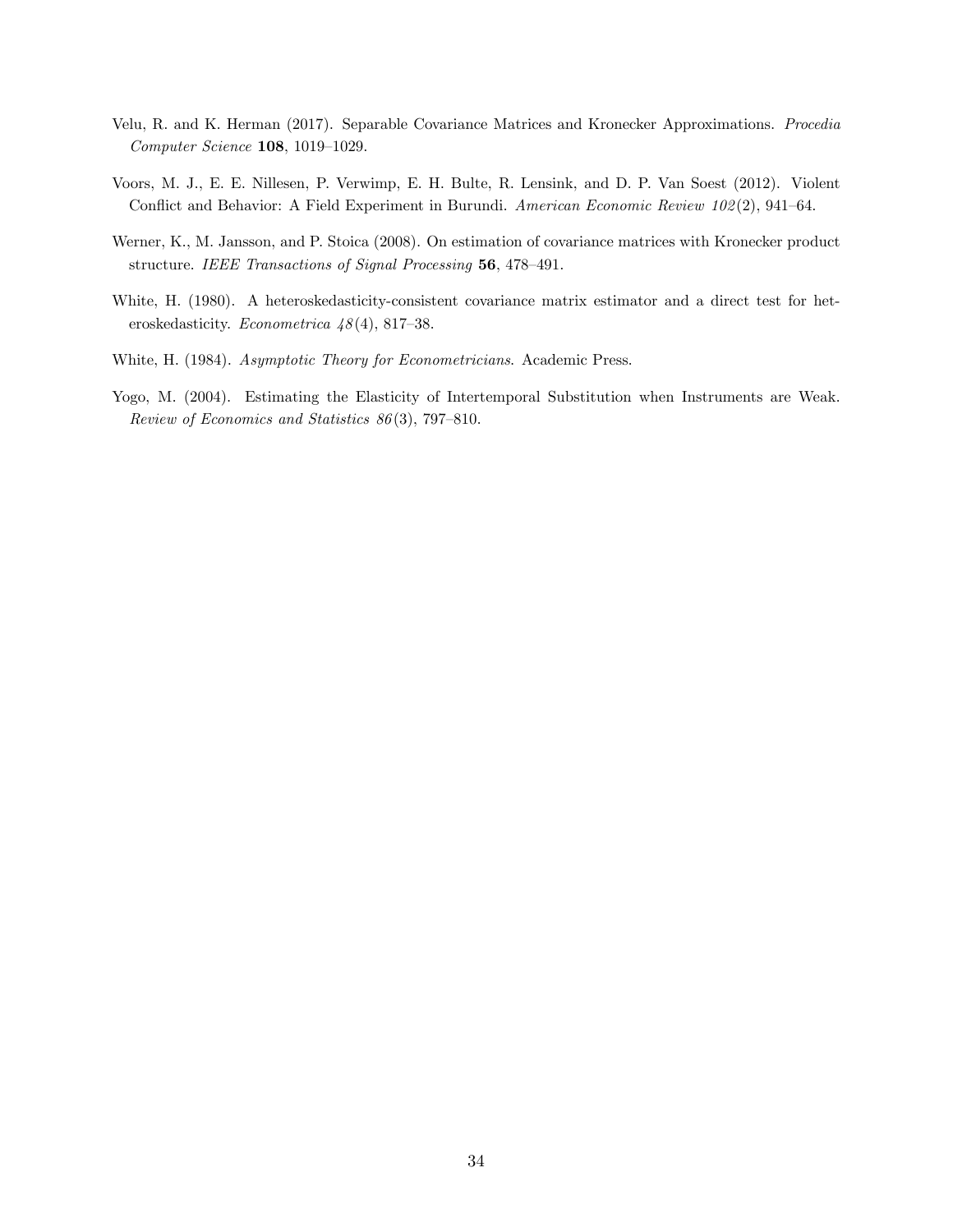Velu, R. and K. Herman (2017). Separable Covariance Matrices and Kronecker Approximations. *Procedia Computer Science* **108**, 1019–1029.

Voors, M. J., E. E. Nillesen, P. Verwimp, E. H. Bulte, R. Lensink, and D. P. Van Soest (2012). Violent Conflict and Behavior: A Field Experiment in Burundi. *American Economic Review 102*(2), 941–64.

Werner, K., M. Jansson, and P. Stoica (2008). On estimation of covariance matrices with Kronecker product structure. *IEEE Transactions of Signal Processing* **56**, 478–491.

White, H. (1980). A heteroskedasticity-consistent covariance matrix estimator and a direct test for heteroskedasticity. *Econometrica 48*(4), 817–38.

White, H. (1984). *Asymptotic Theory for Econometricians*. Academic Press.

Yogo, M. (2004). Estimating the Elasticity of Intertemporal Substitution when Instruments are Weak. *Review of Economics and Statistics 86*(3), 797–810.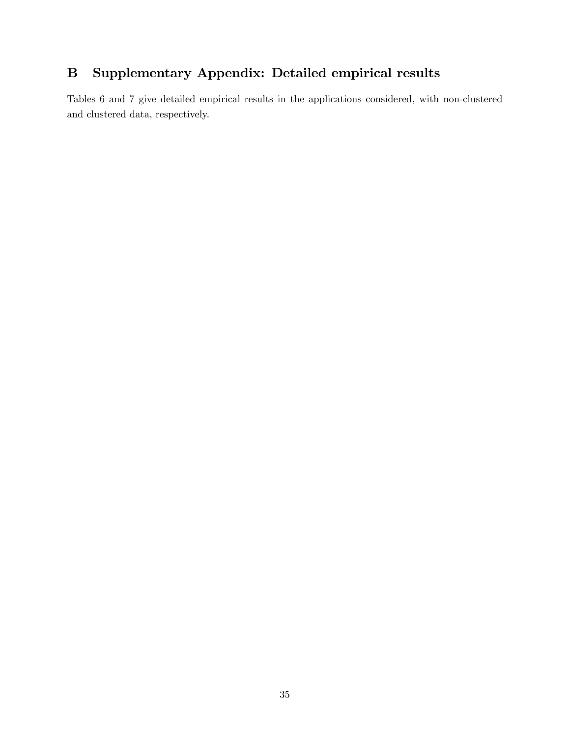# B Supplementary Appendix: Detailed empirical results

Tables 6 and 7 give detailed empirical results in the applications considered, with non-clustered and clustered data, respectively.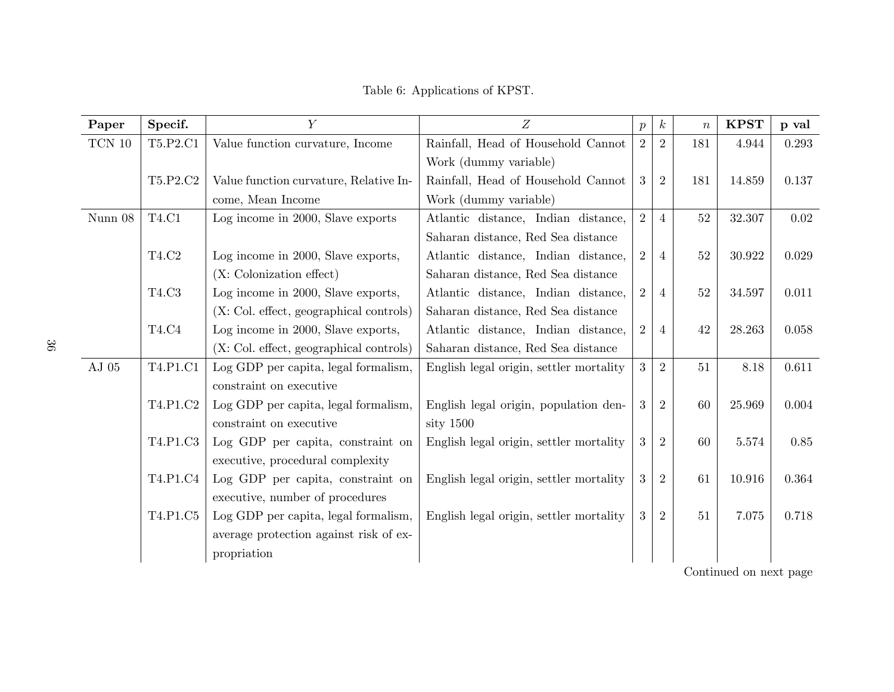Table 6: Applications of KPST.

| **Paper** | **Specif.** | $Y$ | $Z$ | $p$ | $k$ | $n$ | **KPST** | **p val** |
|---|---|---|---|---|---|---|---|---|
| TCN 10 | T5.P2.C1 | Value function curvature, Income | Rainfall, Head of Household Cannot Work (dummy variable) | 2 | 2 | 181 | 4.944 | 0.293 |
| | T5.P2.C2 | Value function curvature, Relative Income, Mean Income | Rainfall, Head of Household Cannot Work (dummy variable) | 3 | 2 | 181 | 14.859 | 0.137 |
| Nunn 08 | T4.C1 | Log income in 2000, Slave exports | Atlantic distance, Indian distance, Saharan distance, Red Sea distance | 2 | 4 | 52 | 32.307 | 0.02 |
| | T4.C2 | Log income in 2000, Slave exports, (X: Colonization effect) | Atlantic distance, Indian distance, Saharan distance, Red Sea distance | 2 | 4 | 52 | 30.922 | 0.029 |
| | T4.C3 | Log income in 2000, Slave exports, (X: Col. effect, geographical controls) | Atlantic distance, Indian distance, Saharan distance, Red Sea distance | 2 | 4 | 52 | 34.597 | 0.011 |
| | T4.C4 | Log income in 2000, Slave exports, (X: Col. effect, geographical controls) | Atlantic distance, Indian distance, Saharan distance, Red Sea distance | 2 | 4 | 42 | 28.263 | 0.058 |
| AJ 05 | T4.P1.C1 | Log GDP per capita, legal formalism, constraint on executive | English legal origin, settler mortality | 3 | 2 | 51 | 8.18 | 0.611 |
| | T4.P1.C2 | Log GDP per capita, legal formalism, constraint on executive | English legal origin, population density 1500 | 3 | 2 | 60 | 25.969 | 0.004 |
| | T4.P1.C3 | Log GDP per capita, constraint on executive, procedural complexity | English legal origin, settler mortality | 3 | 2 | 60 | 5.574 | 0.85 |
| | T4.P1.C4 | Log GDP per capita, constraint on executive, number of procedures | English legal origin, settler mortality | 3 | 2 | 61 | 10.916 | 0.364 |
| | T4.P1.C5 | Log GDP per capita, legal formalism, average protection against risk of expropriation | English legal origin, settler mortality | 3 | 2 | 51 | 7.075 | 0.718 |

Continued on next page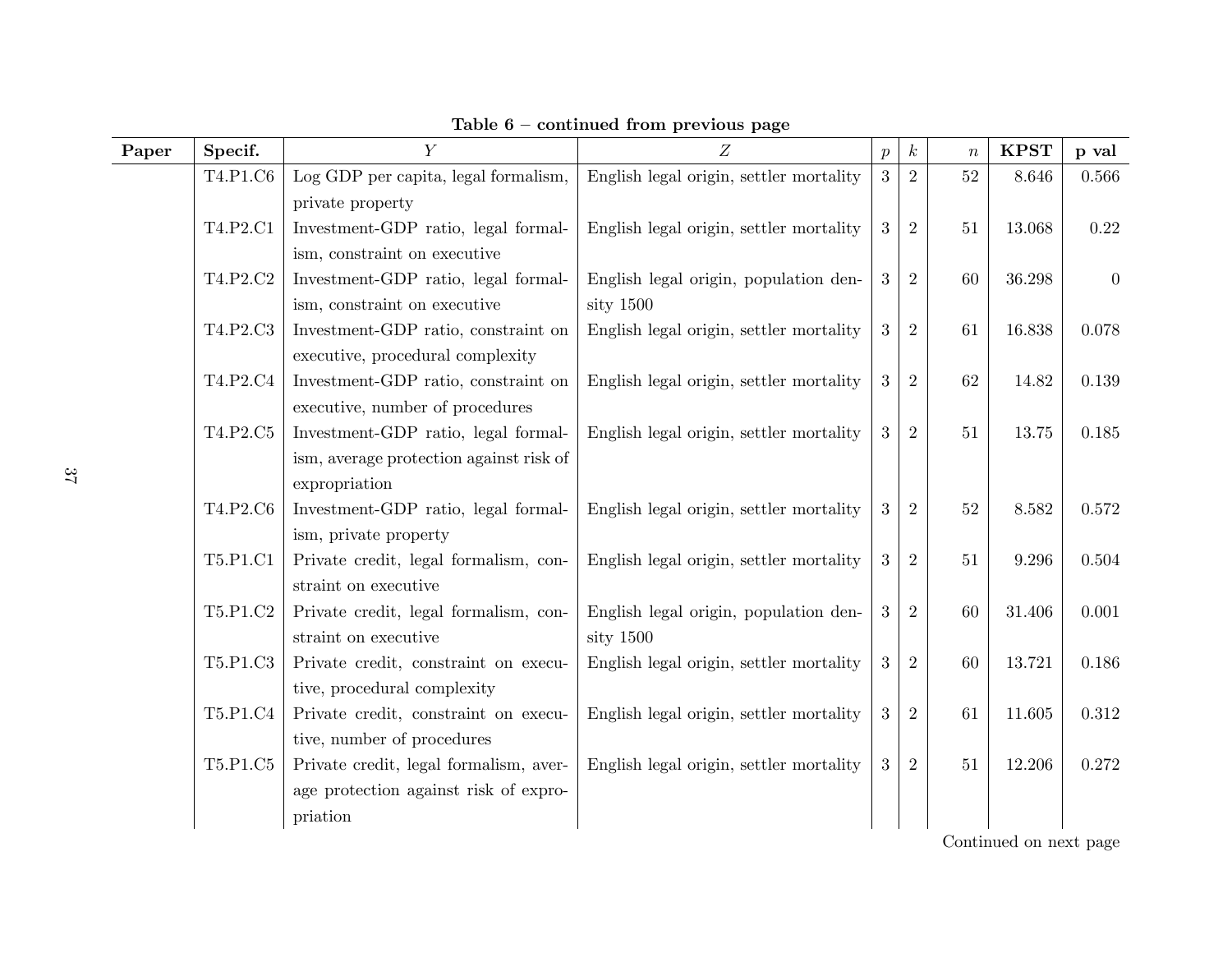**Table 6 – continued from previous page**

| Paper | Specif. | $Y$ | $Z$ | $p$ | $k$ | $n$ | **KPST** | **p val** |
|---|---|---|---|---|---|---|---|---|
| | T4.P1.C6 | Log GDP per capita, legal formalism, private property | English legal origin, settler mortality | 3 | 2 | 52 | 8.646 | 0.566 |
| | T4.P2.C1 | Investment-GDP ratio, legal formalism, constraint on executive | English legal origin, settler mortality | 3 | 2 | 51 | 13.068 | 0.22 |
| | T4.P2.C2 | Investment-GDP ratio, legal formalism, constraint on executive | English legal origin, population density 1500 | 3 | 2 | 60 | 36.298 | 0 |
| | T4.P2.C3 | Investment-GDP ratio, constraint on executive, procedural complexity | English legal origin, settler mortality | 3 | 2 | 61 | 16.838 | 0.078 |
| | T4.P2.C4 | Investment-GDP ratio, constraint on executive, number of procedures | English legal origin, settler mortality | 3 | 2 | 62 | 14.82 | 0.139 |
| | T4.P2.C5 | Investment-GDP ratio, legal formalism, average protection against risk of expropriation | English legal origin, settler mortality | 3 | 2 | 51 | 13.75 | 0.185 |
| | T4.P2.C6 | Investment-GDP ratio, legal formalism, private property | English legal origin, settler mortality | 3 | 2 | 52 | 8.582 | 0.572 |
| | T5.P1.C1 | Private credit, legal formalism, constraint on executive | English legal origin, settler mortality | 3 | 2 | 51 | 9.296 | 0.504 |
| | T5.P1.C2 | Private credit, legal formalism, constraint on executive | English legal origin, population density 1500 | 3 | 2 | 60 | 31.406 | 0.001 |
| | T5.P1.C3 | Private credit, constraint on executive, procedural complexity | English legal origin, settler mortality | 3 | 2 | 60 | 13.721 | 0.186 |
| | T5.P1.C4 | Private credit, constraint on executive, number of procedures | English legal origin, settler mortality | 3 | 2 | 61 | 11.605 | 0.312 |
| | T5.P1.C5 | Private credit, legal formalism, average protection against risk of expropriation | English legal origin, settler mortality | 3 | 2 | 51 | 12.206 | 0.272 |

Continued on next page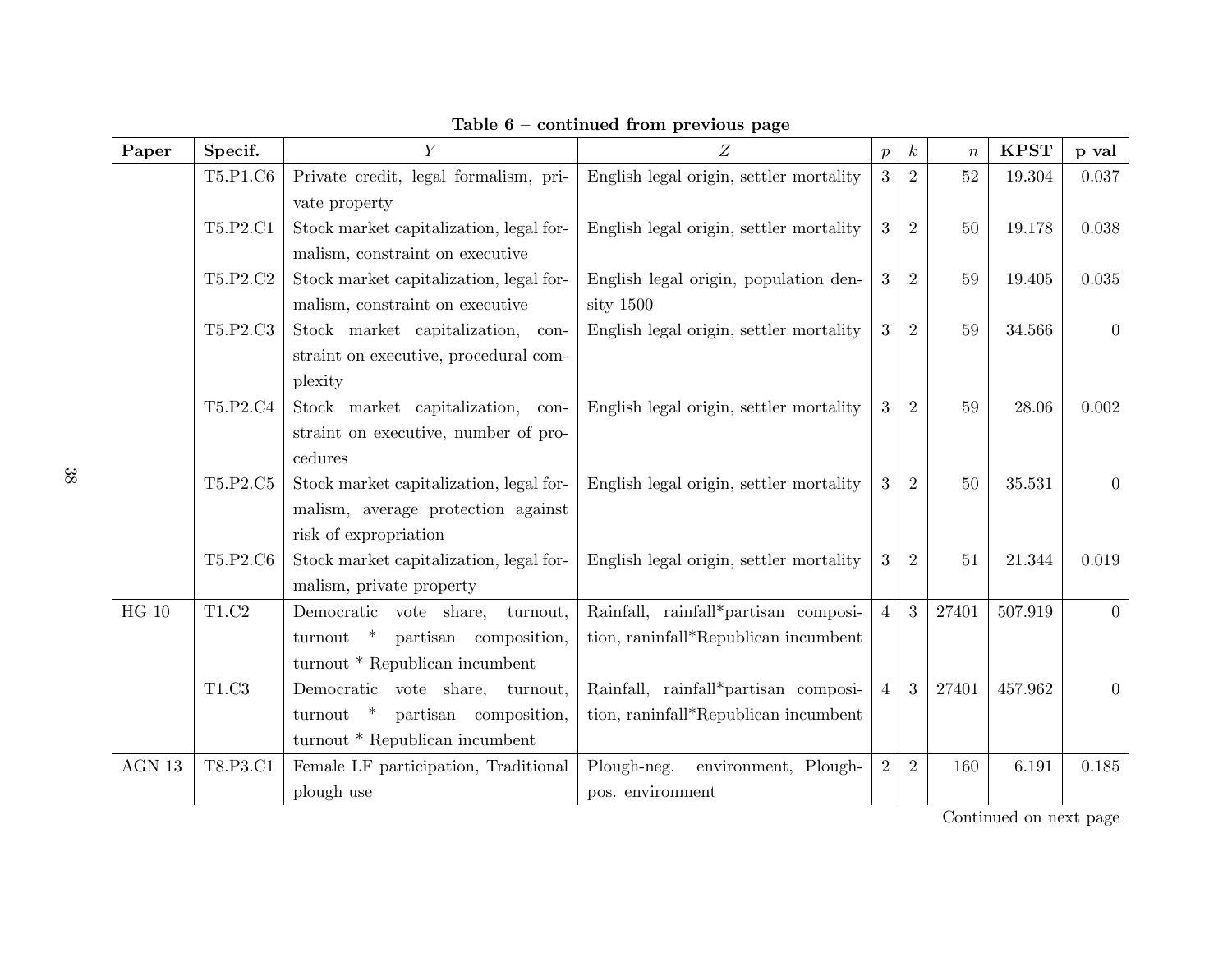**Table 6 – continued from previous page**

| Paper | Specif. | $Y$ | $Z$ | $p$ | $k$ | $n$ | **KPST** | **p val** |
|---|---|---|---|---|---|---|---|---|
| | T5.P1.C6 | Private credit, legal formalism, private property | English legal origin, settler mortality | 3 | 2 | 52 | 19.304 | 0.037 |
| | T5.P2.C1 | Stock market capitalization, legal formalism, constraint on executive | English legal origin, settler mortality | 3 | 2 | 50 | 19.178 | 0.038 |
| | T5.P2.C2 | Stock market capitalization, legal formalism, constraint on executive | English legal origin, population density 1500 | 3 | 2 | 59 | 19.405 | 0.035 |
| | T5.P2.C3 | Stock market capitalization, constraint on executive, procedural complexity | English legal origin, settler mortality | 3 | 2 | 59 | 34.566 | 0 |
| | T5.P2.C4 | Stock market capitalization, constraint on executive, number of procedures | English legal origin, settler mortality | 3 | 2 | 59 | 28.06 | 0.002 |
| | T5.P2.C5 | Stock market capitalization, legal formalism, average protection against risk of expropriation | English legal origin, settler mortality | 3 | 2 | 50 | 35.531 | 0 |
| | T5.P2.C6 | Stock market capitalization, legal formalism, private property | English legal origin, settler mortality | 3 | 2 | 51 | 21.344 | 0.019 |
| HG 10 | T1.C2 | Democratic vote share, turnout, turnout * partisan composition, turnout * Republican incumbent | Rainfall, rainfall*partisan composition, raninfall*Republican incumbent | 4 | 3 | 27401 | 507.919 | 0 |
| | T1.C3 | Democratic vote share, turnout, turnout * partisan composition, turnout * Republican incumbent | Rainfall, rainfall*partisan composition, raninfall*Republican incumbent | 4 | 3 | 27401 | 457.962 | 0 |
| AGN 13 | T8.P3.C1 | Female LF participation, Traditional plough use | Plough-neg. environment, Plough-pos. environment | 2 | 2 | 160 | 6.191 | 0.185 |

Continued on next page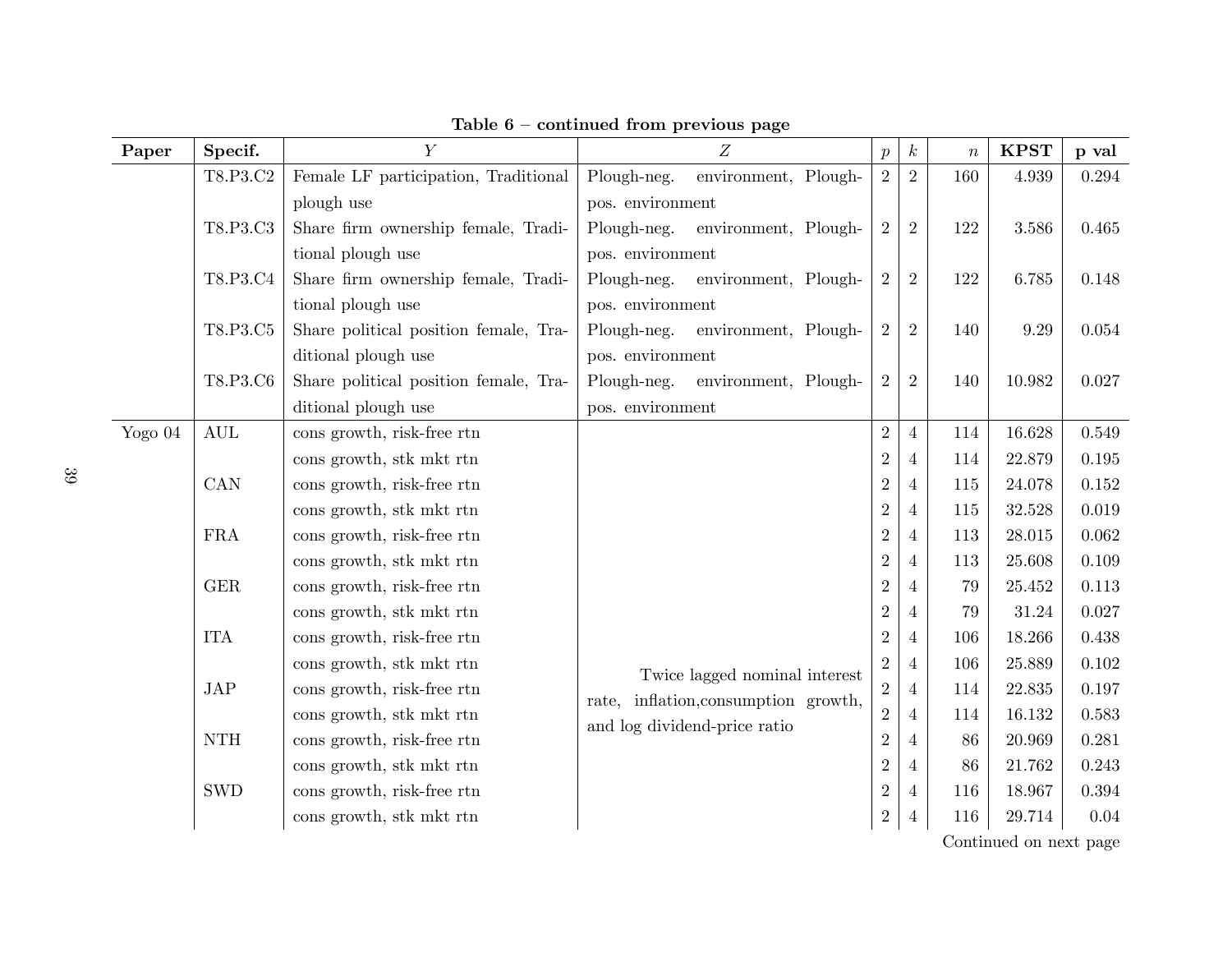**Table 6 – continued from previous page**

| Paper | Specif. | $Y$ | $Z$ | $p$ | $k$ | $n$ | **KPST** | **p val** |
|---|---|---|---|---|---|---|---|---|
| | T8.P3.C2 | Female LF participation, Traditional plough use | Plough-neg. environment, Plough-pos. environment | 2 | 2 | 160 | 4.939 | 0.294 |
| | T8.P3.C3 | Share firm ownership female, Traditional plough use | Plough-neg. environment, Plough-pos. environment | 2 | 2 | 122 | 3.586 | 0.465 |
| | T8.P3.C4 | Share firm ownership female, Traditional plough use | Plough-neg. environment, Plough-pos. environment | 2 | 2 | 122 | 6.785 | 0.148 |
| | T8.P3.C5 | Share political position female, Traditional plough use | Plough-neg. environment, Plough-pos. environment | 2 | 2 | 140 | 9.29 | 0.054 |
| | T8.P3.C6 | Share political position female, Traditional plough use | Plough-neg. environment, Plough-pos. environment | 2 | 2 | 140 | 10.982 | 0.027 |
| Yogo 04 | AUL | cons growth, risk-free rtn | Twice lagged nominal interest rate, inflation,consumption growth, and log dividend-price ratio | 2 | 4 | 114 | 16.628 | 0.549 |
| | | cons growth, stk mkt rtn | | 2 | 4 | 114 | 22.879 | 0.195 |
| | CAN | cons growth, risk-free rtn | | 2 | 4 | 115 | 24.078 | 0.152 |
| | | cons growth, stk mkt rtn | | 2 | 4 | 115 | 32.528 | 0.019 |
| | FRA | cons growth, risk-free rtn | | 2 | 4 | 113 | 28.015 | 0.062 |
| | | cons growth, stk mkt rtn | | 2 | 4 | 113 | 25.608 | 0.109 |
| | GER | cons growth, risk-free rtn | | 2 | 4 | 79 | 25.452 | 0.113 |
| | | cons growth, stk mkt rtn | | 2 | 4 | 79 | 31.24 | 0.027 |
| | ITA | cons growth, risk-free rtn | | 2 | 4 | 106 | 18.266 | 0.438 |
| | | cons growth, stk mkt rtn | | 2 | 4 | 106 | 25.889 | 0.102 |
| | JAP | cons growth, risk-free rtn | | 2 | 4 | 114 | 22.835 | 0.197 |
| | | cons growth, stk mkt rtn | | 2 | 4 | 114 | 16.132 | 0.583 |
| | NTH | cons growth, risk-free rtn | | 2 | 4 | 86 | 20.969 | 0.281 |
| | | cons growth, stk mkt rtn | | 2 | 4 | 86 | 21.762 | 0.243 |
| | SWD | cons growth, risk-free rtn | | 2 | 4 | 116 | 18.967 | 0.394 |
| | | cons growth, stk mkt rtn | | 2 | 4 | 116 | 29.714 | 0.04 |

Continued on next page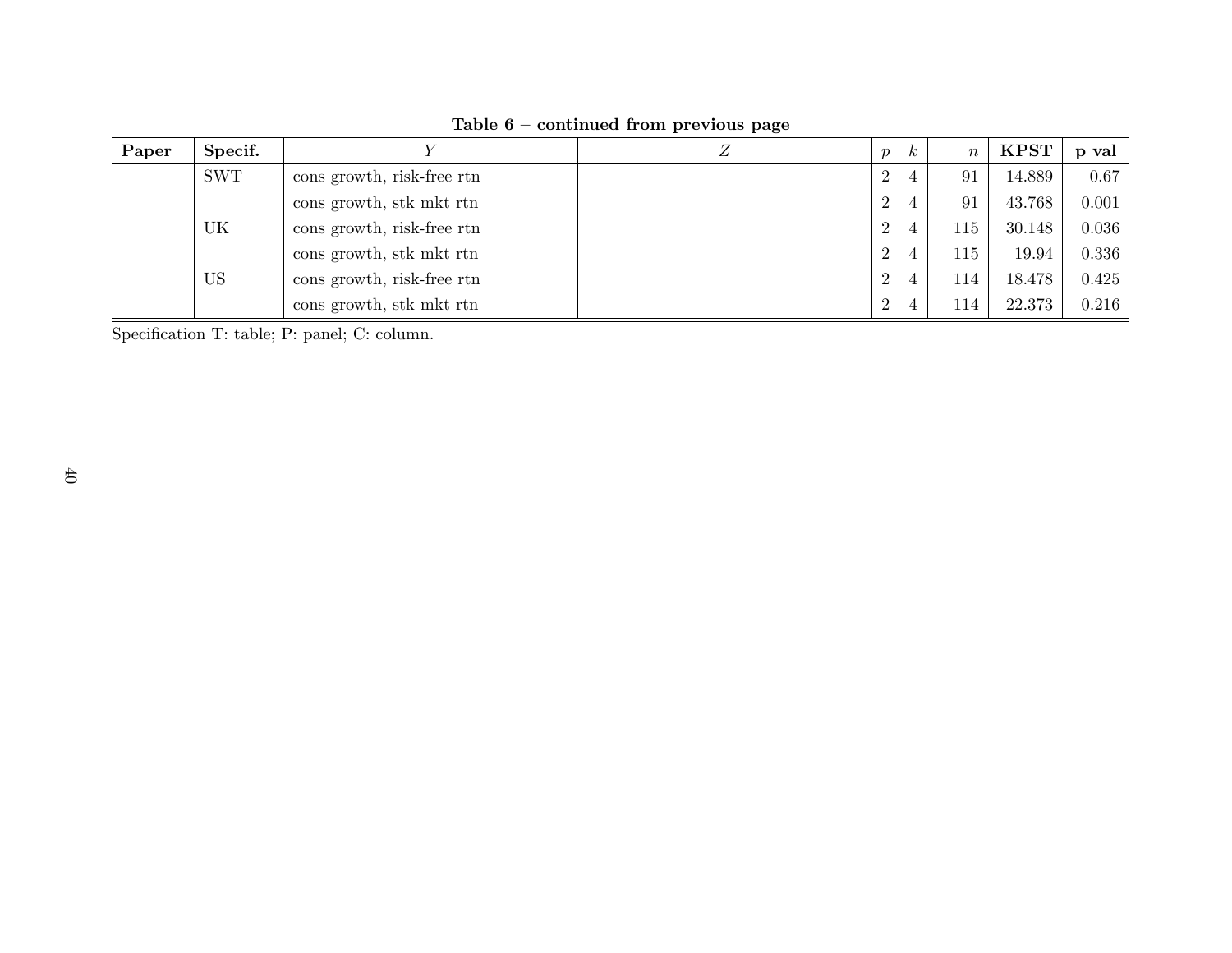**Table 6 – continued from previous page**

| Paper | Specif. | $Y$ | $Z$ | $p$ | $k$ | $n$ | **KPST** | **p val** |
|---|---|---|---|---|---|---|---|---|
| | SWT | cons growth, risk-free rtn | | 2 | 4 | 91 | 14.889 | 0.67 |
| | | cons growth, stk mkt rtn | | 2 | 4 | 91 | 43.768 | 0.001 |
| | UK | cons growth, risk-free rtn | | 2 | 4 | 115 | 30.148 | 0.036 |
| | | cons growth, stk mkt rtn | | 2 | 4 | 115 | 19.94 | 0.336 |
| | US | cons growth, risk-free rtn | | 2 | 4 | 114 | 18.478 | 0.425 |
| | | cons growth, stk mkt rtn | | 2 | 4 | 114 | 22.373 | 0.216 |

Specification T: table; P: panel; C: column.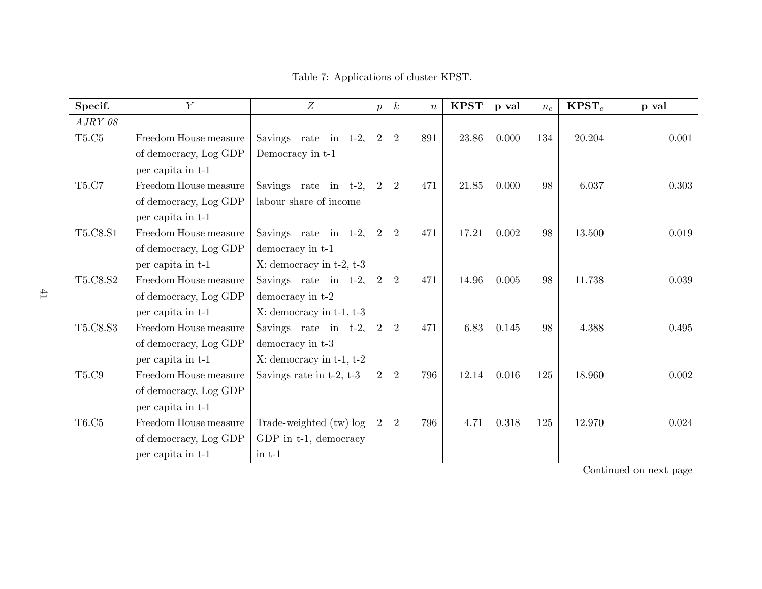Table 7: Applications of cluster KPST.

| Specif. | $Y$ | $Z$ | $p$ | $k$ | $n$ | **KPST** | **p val** | $n_c$ | **KPST**$_c$ | **p val** |
|---|---|---|---|---|---|---|---|---|---|---|
| *AJRY 08* | | | | | | | | | | |
| T5.C5 | Freedom House measure of democracy, Log GDP per capita in t-1 | Savings rate in t-2, Democracy in t-1 | 2 | 2 | 891 | 23.86 | 0.000 | 134 | 20.204 | 0.001 |
| T5.C7 | Freedom House measure of democracy, Log GDP per capita in t-1 | Savings rate in t-2, labour share of income | 2 | 2 | 471 | 21.85 | 0.000 | 98 | 6.037 | 0.303 |
| T5.C8.S1 | Freedom House measure of democracy, Log GDP per capita in t-1 | Savings rate in t-2, democracy in t-1 X: democracy in t-2, t-3 | 2 | 2 | 471 | 17.21 | 0.002 | 98 | 13.500 | 0.019 |
| T5.C8.S2 | Freedom House measure of democracy, Log GDP per capita in t-1 | Savings rate in t-2, democracy in t-2 X: democracy in t-1, t-3 | 2 | 2 | 471 | 14.96 | 0.005 | 98 | 11.738 | 0.039 |
| T5.C8.S3 | Freedom House measure of democracy, Log GDP per capita in t-1 | Savings rate in t-2, democracy in t-3 X: democracy in t-1, t-2 | 2 | 2 | 471 | 6.83 | 0.145 | 98 | 4.388 | 0.495 |
| T5.C9 | Freedom House measure of democracy, Log GDP per capita in t-1 | Savings rate in t-2, t-3 | 2 | 2 | 796 | 12.14 | 0.016 | 125 | 18.960 | 0.002 |
| T6.C5 | Freedom House measure of democracy, Log GDP per capita in t-1 | Trade-weighted (tw) log GDP in t-1, democracy in t-1 | 2 | 2 | 796 | 4.71 | 0.318 | 125 | 12.970 | 0.024 |

Continued on next page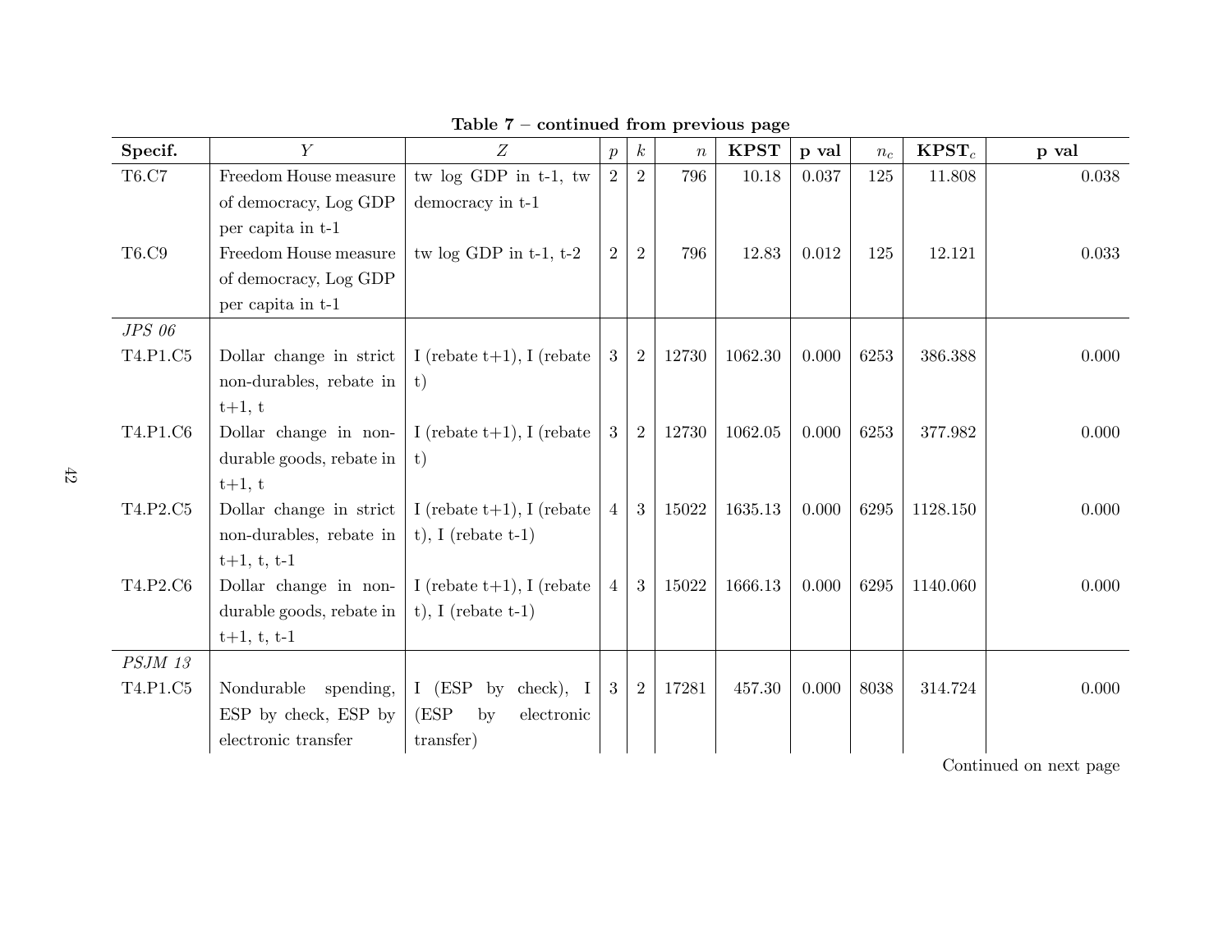**Table 7 – continued from previous page**

| Specif. | $Y$ | $Z$ | $p$ | $k$ | $n$ | **KPST** | **p val** | $n_c$ | **KPST**$_c$ | **p val** |
|---|---|---|---|---|---|---|---|---|---|---|
| T6.C7 | Freedom House measure of democracy, Log GDP per capita in t-1 | tw log GDP in t-1, tw democracy in t-1 | 2 | 2 | 796 | 10.18 | 0.037 | 125 | 11.808 | 0.038 |
| T6.C9 | Freedom House measure of democracy, Log GDP per capita in t-1 | tw log GDP in t-1, t-2 | 2 | 2 | 796 | 12.83 | 0.012 | 125 | 12.121 | 0.033 |
| *JPS 06* | | | | | | | | | | |
| T4.P1.C5 | Dollar change in strict non-durables, rebate in t+1, t | I (rebate t+1), I (rebate t) | 3 | 2 | 12730 | 1062.30 | 0.000 | 6253 | 386.388 | 0.000 |
| T4.P1.C6 | Dollar change in non-durable goods, rebate in t+1, t | I (rebate t+1), I (rebate t) | 3 | 2 | 12730 | 1062.05 | 0.000 | 6253 | 377.982 | 0.000 |
| T4.P2.C5 | Dollar change in strict non-durables, rebate in t+1, t, t-1 | I (rebate t+1), I (rebate t), I (rebate t-1) | 4 | 3 | 15022 | 1635.13 | 0.000 | 6295 | 1128.150 | 0.000 |
| T4.P2.C6 | Dollar change in non-durable goods, rebate in t+1, t, t-1 | I (rebate t+1), I (rebate t), I (rebate t-1) | 4 | 3 | 15022 | 1666.13 | 0.000 | 6295 | 1140.060 | 0.000 |
| *PSJM 13* | | | | | | | | | | |
| T4.P1.C5 | Nondurable spending, ESP by check, ESP by electronic transfer | I (ESP by check), I (ESP by electronic transfer) | 3 | 2 | 17281 | 457.30 | 0.000 | 8038 | 314.724 | 0.000 |

Continued on next page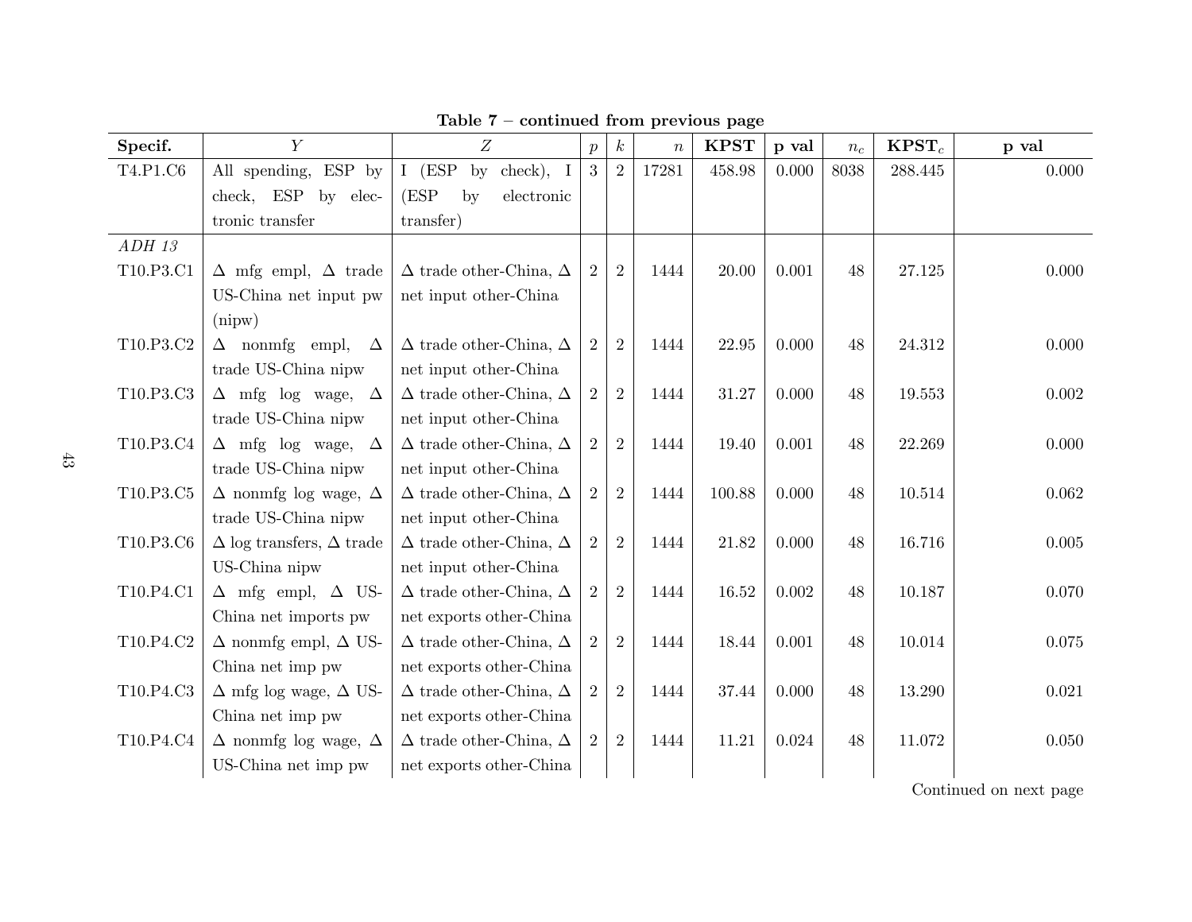**Table 7 – continued from previous page**

| Specif. | $Y$ | $Z$ | $p$ | $k$ | $n$ | **KPST** | **p val** | $n_c$ | **KPST**$_c$ | **p val** |
|---|---|---|---|---|---|---|---|---|---|---|
| T4.P1.C6 | All spending, ESP by check, ESP by electronic transfer | I (ESP by check), I (ESP by electronic transfer) | 3 | 2 | 17281 | 458.98 | 0.000 | 8038 | 288.445 | 0.000 |
| *ADH 13* | | | | | | | | | | |
| T10.P3.C1 | Δ mfg empl, Δ trade US-China net input pw (nipw) | Δ trade other-China, Δ net input other-China | 2 | 2 | 1444 | 20.00 | 0.001 | 48 | 27.125 | 0.000 |
| T10.P3.C2 | Δ nonmfg empl, Δ trade US-China nipw | Δ trade other-China, Δ net input other-China | 2 | 2 | 1444 | 22.95 | 0.000 | 48 | 24.312 | 0.000 |
| T10.P3.C3 | Δ mfg log wage, Δ trade US-China nipw | Δ trade other-China, Δ net input other-China | 2 | 2 | 1444 | 31.27 | 0.000 | 48 | 19.553 | 0.002 |
| T10.P3.C4 | Δ mfg log wage, Δ trade US-China nipw | Δ trade other-China, Δ net input other-China | 2 | 2 | 1444 | 19.40 | 0.001 | 48 | 22.269 | 0.000 |
| T10.P3.C5 | Δ nonmfg log wage, Δ trade US-China nipw | Δ trade other-China, Δ net input other-China | 2 | 2 | 1444 | 100.88 | 0.000 | 48 | 10.514 | 0.062 |
| T10.P3.C6 | Δ log transfers, Δ trade US-China nipw | Δ trade other-China, Δ net input other-China | 2 | 2 | 1444 | 21.82 | 0.000 | 48 | 16.716 | 0.005 |
| T10.P4.C1 | Δ mfg empl, Δ US-China net imports pw | Δ trade other-China, Δ net exports other-China | 2 | 2 | 1444 | 16.52 | 0.002 | 48 | 10.187 | 0.070 |
| T10.P4.C2 | Δ nonmfg empl, Δ US-China net imp pw | Δ trade other-China, Δ net exports other-China | 2 | 2 | 1444 | 18.44 | 0.001 | 48 | 10.014 | 0.075 |
| T10.P4.C3 | Δ mfg log wage, Δ US-China net imp pw | Δ trade other-China, Δ net exports other-China | 2 | 2 | 1444 | 37.44 | 0.000 | 48 | 13.290 | 0.021 |
| T10.P4.C4 | Δ nonmfg log wage, Δ US-China net imp pw | Δ trade other-China, Δ net exports other-China | 2 | 2 | 1444 | 11.21 | 0.024 | 48 | 11.072 | 0.050 |

Continued on next page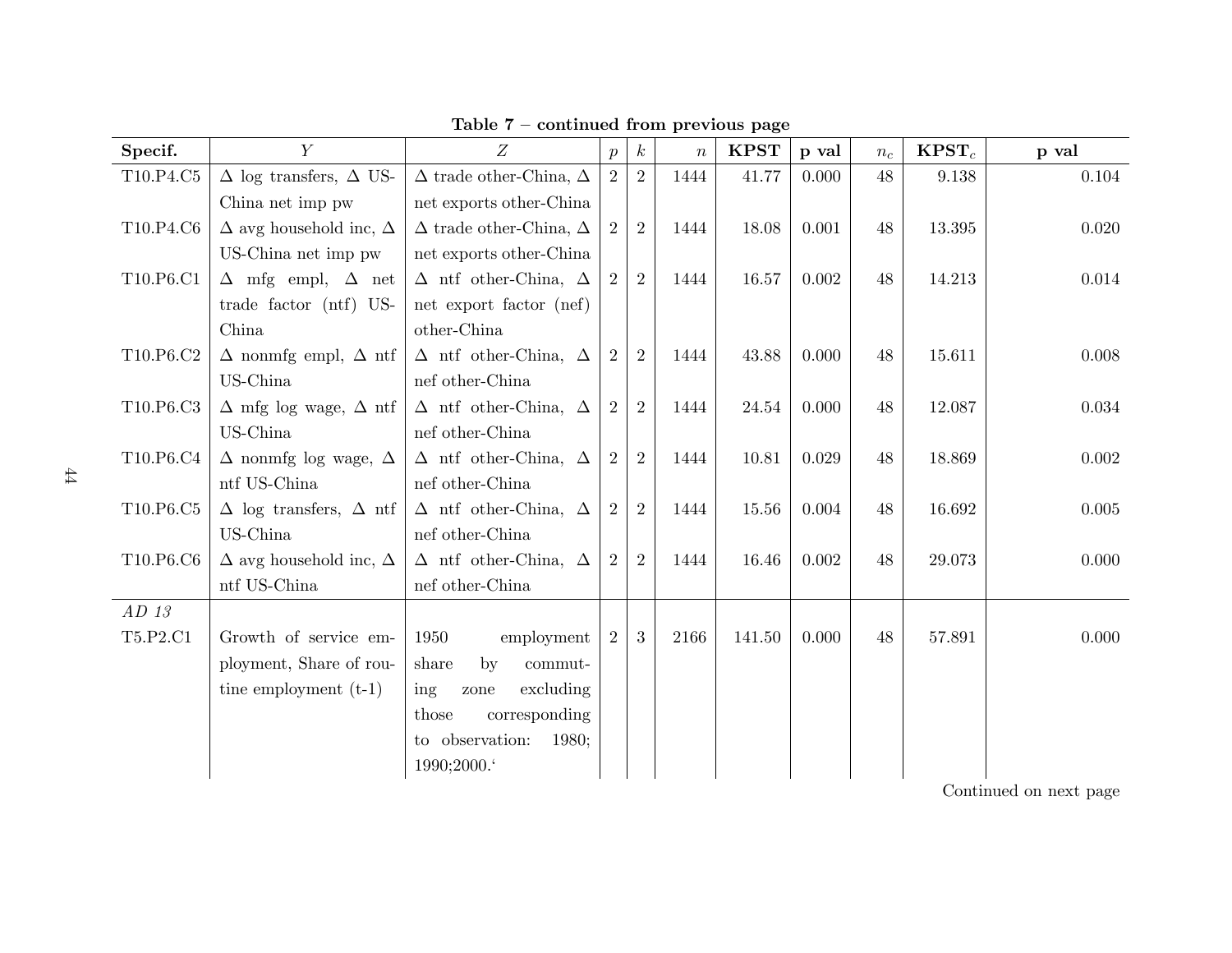**Table 7 – continued from previous page**

| Specif. | $Y$ | $Z$ | $p$ | $k$ | $n$ | **KPST** | **p val** | $n_c$ | **KPST**$_c$ | **p val** |
|---|---|---|---|---|---|---|---|---|---|---|
| T10.P4.C5 | Δ log transfers, Δ US-China net imp pw | Δ trade other-China, Δ net exports other-China | 2 | 2 | 1444 | 41.77 | 0.000 | 48 | 9.138 | 0.104 |
| T10.P4.C6 | Δ avg household inc, Δ US-China net imp pw | Δ trade other-China, Δ net exports other-China | 2 | 2 | 1444 | 18.08 | 0.001 | 48 | 13.395 | 0.020 |
| T10.P6.C1 | Δ mfg empl, Δ net trade factor (ntf) US-China | Δ ntf other-China, Δ net export factor (nef) other-China | 2 | 2 | 1444 | 16.57 | 0.002 | 48 | 14.213 | 0.014 |
| T10.P6.C2 | Δ nonmfg empl, Δ ntf US-China | Δ ntf other-China, Δ nef other-China | 2 | 2 | 1444 | 43.88 | 0.000 | 48 | 15.611 | 0.008 |
| T10.P6.C3 | Δ mfg log wage, Δ ntf US-China | Δ ntf other-China, Δ nef other-China | 2 | 2 | 1444 | 24.54 | 0.000 | 48 | 12.087 | 0.034 |
| T10.P6.C4 | Δ nonmfg log wage, Δ ntf US-China | Δ ntf other-China, Δ nef other-China | 2 | 2 | 1444 | 10.81 | 0.029 | 48 | 18.869 | 0.002 |
| T10.P6.C5 | Δ log transfers, Δ ntf US-China | Δ ntf other-China, Δ nef other-China | 2 | 2 | 1444 | 15.56 | 0.004 | 48 | 16.692 | 0.005 |
| T10.P6.C6 | Δ avg household inc, Δ ntf US-China | Δ ntf other-China, Δ nef other-China | 2 | 2 | 1444 | 16.46 | 0.002 | 48 | 29.073 | 0.000 |
| *AD 13* | | | | | | | | | | |
| T5.P2.C1 | Growth of service employment, Share of routine employment (t-1) | 1950 employment share by commuting zone excluding those corresponding to observation: 1980; 1990;2000.' | 2 | 3 | 2166 | 141.50 | 0.000 | 48 | 57.891 | 0.000 |

Continued on next page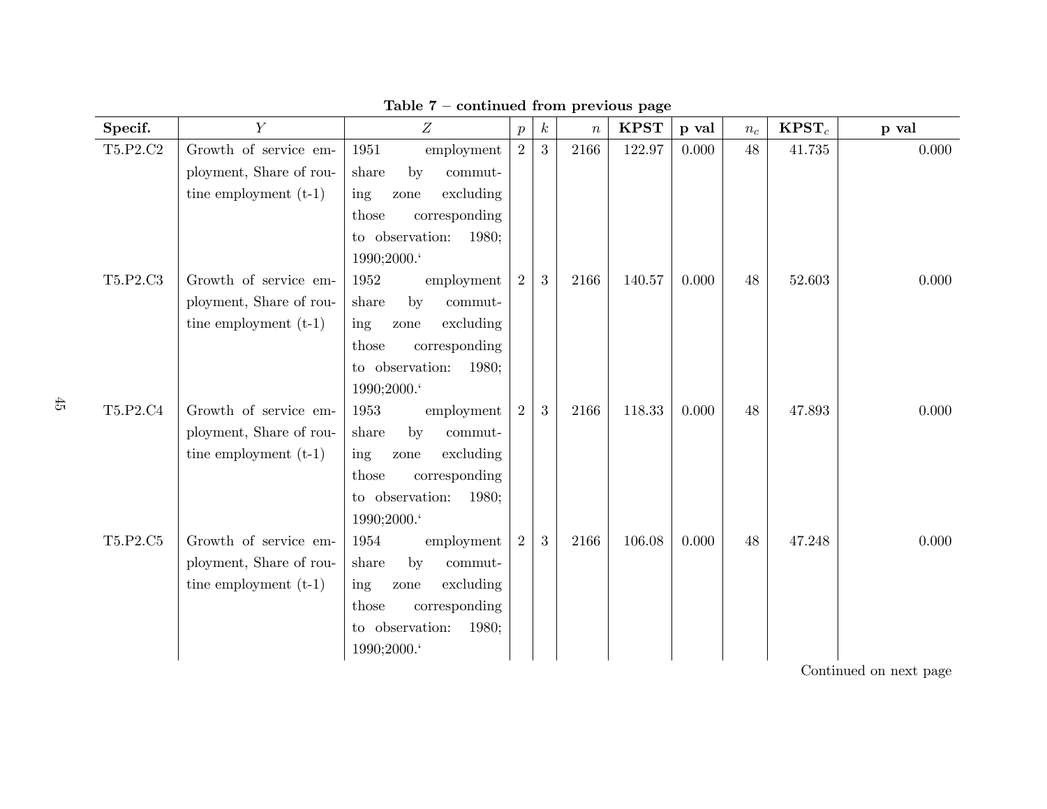**Table 7 – continued from previous page**

| Specif. | $Y$ | $Z$ | $p$ | $k$ | $n$ | **KPST** | **p val** | $n_c$ | **KPST**$_c$ | **p val** |
|---|---|---|---|---|---|---|---|---|---|---|
| T5.P2.C2 | Growth of service employment, Share of routine employment (t-1) | 1951 employment share by commuting zone excluding those corresponding to observation: 1980; 1990;2000.‘ | 2 | 3 | 2166 | 122.97 | 0.000 | 48 | 41.735 | 0.000 |
| T5.P2.C3 | Growth of service employment, Share of routine employment (t-1) | 1952 employment share by commuting zone excluding those corresponding to observation: 1980; 1990;2000.‘ | 2 | 3 | 2166 | 140.57 | 0.000 | 48 | 52.603 | 0.000 |
| T5.P2.C4 | Growth of service employment, Share of routine employment (t-1) | 1953 employment share by commuting zone excluding those corresponding to observation: 1980; 1990;2000.‘ | 2 | 3 | 2166 | 118.33 | 0.000 | 48 | 47.893 | 0.000 |
| T5.P2.C5 | Growth of service employment, Share of routine employment (t-1) | 1954 employment share by commuting zone excluding those corresponding to observation: 1980; 1990;2000.‘ | 2 | 3 | 2166 | 106.08 | 0.000 | 48 | 47.248 | 0.000 |

Continued on next page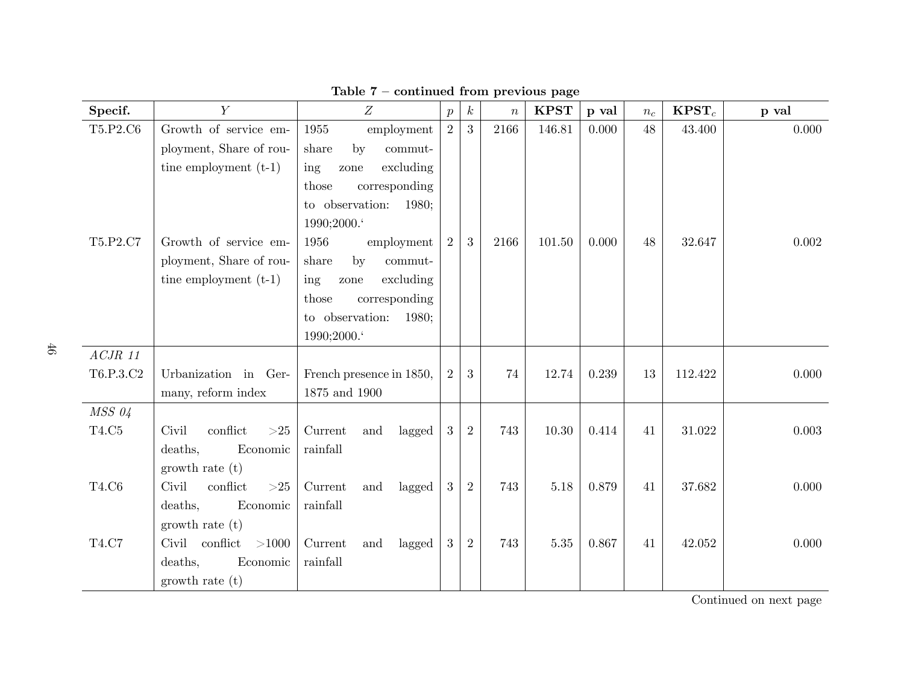**Table 7 – continued from previous page**

| Specif. | $Y$ | $Z$ | $p$ | $k$ | $n$ | **KPST** | **p val** | $n_c$ | **KPST**$_c$ | **p val** |
|---|---|---|---|---|---|---|---|---|---|---|
| T5.P2.C6 | Growth of service employment, Share of routine employment (t-1) | 1955 employment share by commuting zone excluding those corresponding to observation: 1980; 1990;2000.‘ | 2 | 3 | 2166 | 146.81 | 0.000 | 48 | 43.400 | 0.000 |
| T5.P2.C7 | Growth of service employment, Share of routine employment (t-1) | 1956 employment share by commuting zone excluding those corresponding to observation: 1980; 1990;2000.‘ | 2 | 3 | 2166 | 101.50 | 0.000 | 48 | 32.647 | 0.002 |
| *ACJR 11* | | | | | | | | | | |
| T6.P.3.C2 | Urbanization in Germany, reform index | French presence in 1850, 1875 and 1900 | 2 | 3 | 74 | 12.74 | 0.239 | 13 | 112.422 | 0.000 |
| *MSS 04* | | | | | | | | | | |
| T4.C5 | Civil conflict >25 deaths, Economic growth rate (t) | Current and lagged rainfall | 3 | 2 | 743 | 10.30 | 0.414 | 41 | 31.022 | 0.003 |
| T4.C6 | Civil conflict >25 deaths, Economic growth rate (t) | Current and lagged rainfall | 3 | 2 | 743 | 5.18 | 0.879 | 41 | 37.682 | 0.000 |
| T4.C7 | Civil conflict >1000 deaths, Economic growth rate (t) | Current and lagged rainfall | 3 | 2 | 743 | 5.35 | 0.867 | 41 | 42.052 | 0.000 |

Continued on next page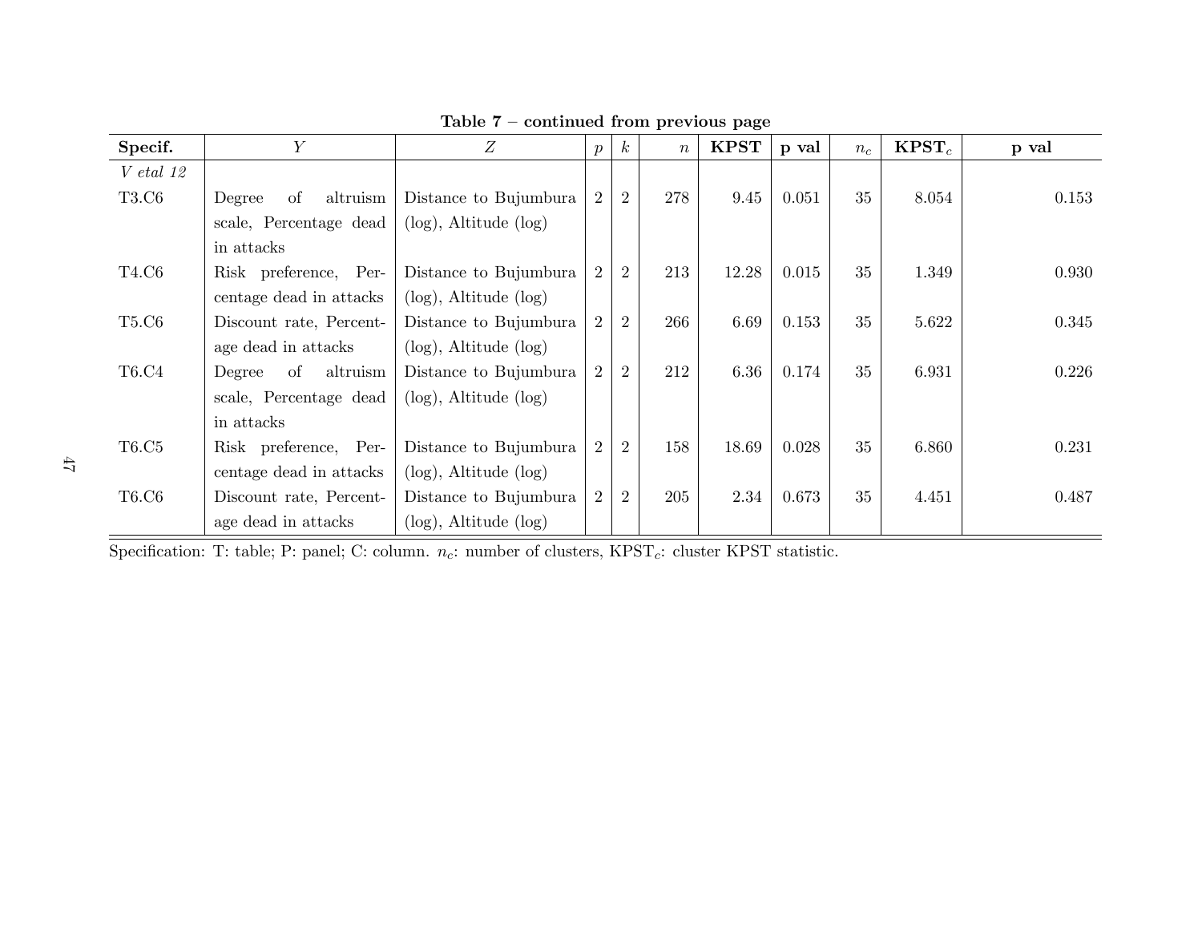**Table 7 – continued from previous page**

| Specif. | $Y$ | $Z$ | $p$ | $k$ | $n$ | **KPST** | **p val** | $n_c$ | **KPST**$_c$ | **p val** |
|---|---|---|---|---|---|---|---|---|---|---|
| *V etal 12* | | | | | | | | | | |
| T3.C6 | Degree of altruism scale, Percentage dead in attacks | Distance to Bujumbura (log), Altitude (log) | 2 | 2 | 278 | 9.45 | 0.051 | 35 | 8.054 | 0.153 |
| T4.C6 | Risk preference, Percentage dead in attacks | Distance to Bujumbura (log), Altitude (log) | 2 | 2 | 213 | 12.28 | 0.015 | 35 | 1.349 | 0.930 |
| T5.C6 | Discount rate, Percentage dead in attacks | Distance to Bujumbura (log), Altitude (log) | 2 | 2 | 266 | 6.69 | 0.153 | 35 | 5.622 | 0.345 |
| T6.C4 | Degree of altruism scale, Percentage dead in attacks | Distance to Bujumbura (log), Altitude (log) | 2 | 2 | 212 | 6.36 | 0.174 | 35 | 6.931 | 0.226 |
| T6.C5 | Risk preference, Percentage dead in attacks | Distance to Bujumbura (log), Altitude (log) | 2 | 2 | 158 | 18.69 | 0.028 | 35 | 6.860 | 0.231 |
| T6.C6 | Discount rate, Percentage dead in attacks | Distance to Bujumbura (log), Altitude (log) | 2 | 2 | 205 | 2.34 | 0.673 | 35 | 4.451 | 0.487 |

Specification: T: table; P: panel; C: column. $n_c$: number of clusters, KPST$_c$: cluster KPST statistic.